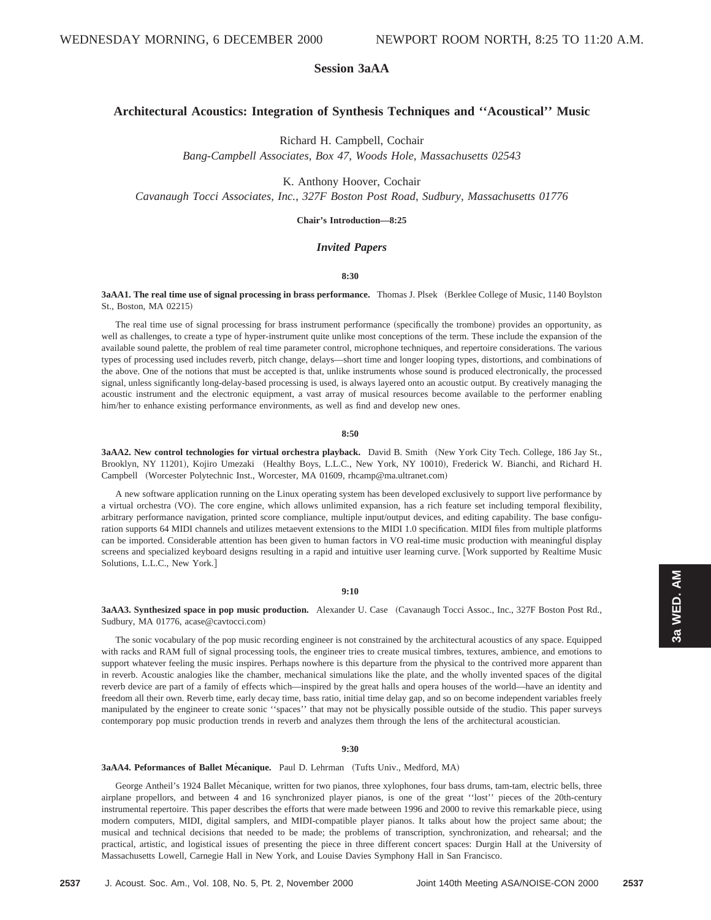WEDNESDAY MORNING, 6 DECEMBER 2000 NEWPORT ROOM NORTH, 8:25 TO 11:20 A.M.

## Session 3aAA

## Architectural Acoustics: Integration of Synthesis Techniques and ''Acoustical'' Music

Richard H. Campbell, Cochair
*Bang-Campbell Associates, Box 47, Woods Hole, Massachusetts 02543*

K. Anthony Hoover, Cochair
*Cavanaugh Tocci Associates, Inc., 327F Boston Post Road, Sudbury, Massachusetts 01776*

**Chair's Introduction—8:25**

### *Invited Papers*

**8:30**

**3aAA1. The real time use of signal processing in brass performance.** Thomas J. Plsek (Berklee College of Music, 1140 Boylston St., Boston, MA 02215)

The real time use of signal processing for brass instrument performance (specifically the trombone) provides an opportunity, as well as challenges, to create a type of hyper-instrument quite unlike most conceptions of the term. These include the expansion of the available sound palette, the problem of real time parameter control, microphone techniques, and repertoire considerations. The various types of processing used includes reverb, pitch change, delays—short time and longer looping types, distortions, and combinations of the above. One of the notions that must be accepted is that, unlike instruments whose sound is produced electronically, the processed signal, unless significantly long-delay-based processing is used, is always layered onto an acoustic output. By creatively managing the acoustic instrument and the electronic equipment, a vast array of musical resources become available to the performer enabling him/her to enhance existing performance environments, as well as find and develop new ones.

**8:50**

**3aAA2. New control technologies for virtual orchestra playback.** David B. Smith (New York City Tech. College, 186 Jay St., Brooklyn, NY 11201), Kojiro Umezaki (Healthy Boys, L.L.C., New York, NY 10010), Frederick W. Bianchi, and Richard H. Campbell (Worcester Polytechnic Inst., Worcester, MA 01609, rhcamp@ma.ultranet.com)

A new software application running on the Linux operating system has been developed exclusively to support live performance by a virtual orchestra (VO). The core engine, which allows unlimited expansion, has a rich feature set including temporal flexibility, arbitrary performance navigation, printed score compliance, multiple input/output devices, and editing capability. The base configuration supports 64 MIDI channels and utilizes metaevent extensions to the MIDI 1.0 specification. MIDI files from multiple platforms can be imported. Considerable attention has been given to human factors in VO real-time music production with meaningful display screens and specialized keyboard designs resulting in a rapid and intuitive user learning curve. [Work supported by Realtime Music Solutions, L.L.C., New York.]

**9:10**

**3aAA3. Synthesized space in pop music production.** Alexander U. Case (Cavanaugh Tocci Assoc., Inc., 327F Boston Post Rd., Sudbury, MA 01776, acase@cavtocci.com)

The sonic vocabulary of the pop music recording engineer is not constrained by the architectural acoustics of any space. Equipped with racks and RAM full of signal processing tools, the engineer tries to create musical timbres, textures, ambience, and emotions to support whatever feeling the music inspires. Perhaps nowhere is this departure from the physical to the contrived more apparent than in reverb. Acoustic analogies like the chamber, mechanical simulations like the plate, and the wholly invented spaces of the digital reverb device are part of a family of effects which—inspired by the great halls and opera houses of the world—have an identity and freedom all their own. Reverb time, early decay time, bass ratio, initial time delay gap, and so on become independent variables freely manipulated by the engineer to create sonic ''spaces'' that may not be physically possible outside of the studio. This paper surveys contemporary pop music production trends in reverb and analyzes them through the lens of the architectural acoustician.

**9:30**

**3aAA4. Peformances of Ballet Mécanique.** Paul D. Lehrman (Tufts Univ., Medford, MA)

George Antheil's 1924 Ballet Mécanique, written for two pianos, three xylophones, four bass drums, tam-tam, electric bells, three airplane propellors, and between 4 and 16 synchronized player pianos, is one of the great ''lost'' pieces of the 20th-century instrumental repertoire. This paper describes the efforts that were made between 1996 and 2000 to revive this remarkable piece, using modern computers, MIDI, digital samplers, and MIDI-compatible player pianos. It talks about how the project same about; the musical and technical decisions that needed to be made; the problems of transcription, synchronization, and rehearsal; and the practical, artistic, and logistical issues of presenting the piece in three different concert spaces: Durgin Hall at the University of Massachusetts Lowell, Carnegie Hall in New York, and Louise Davies Symphony Hall in San Francisco.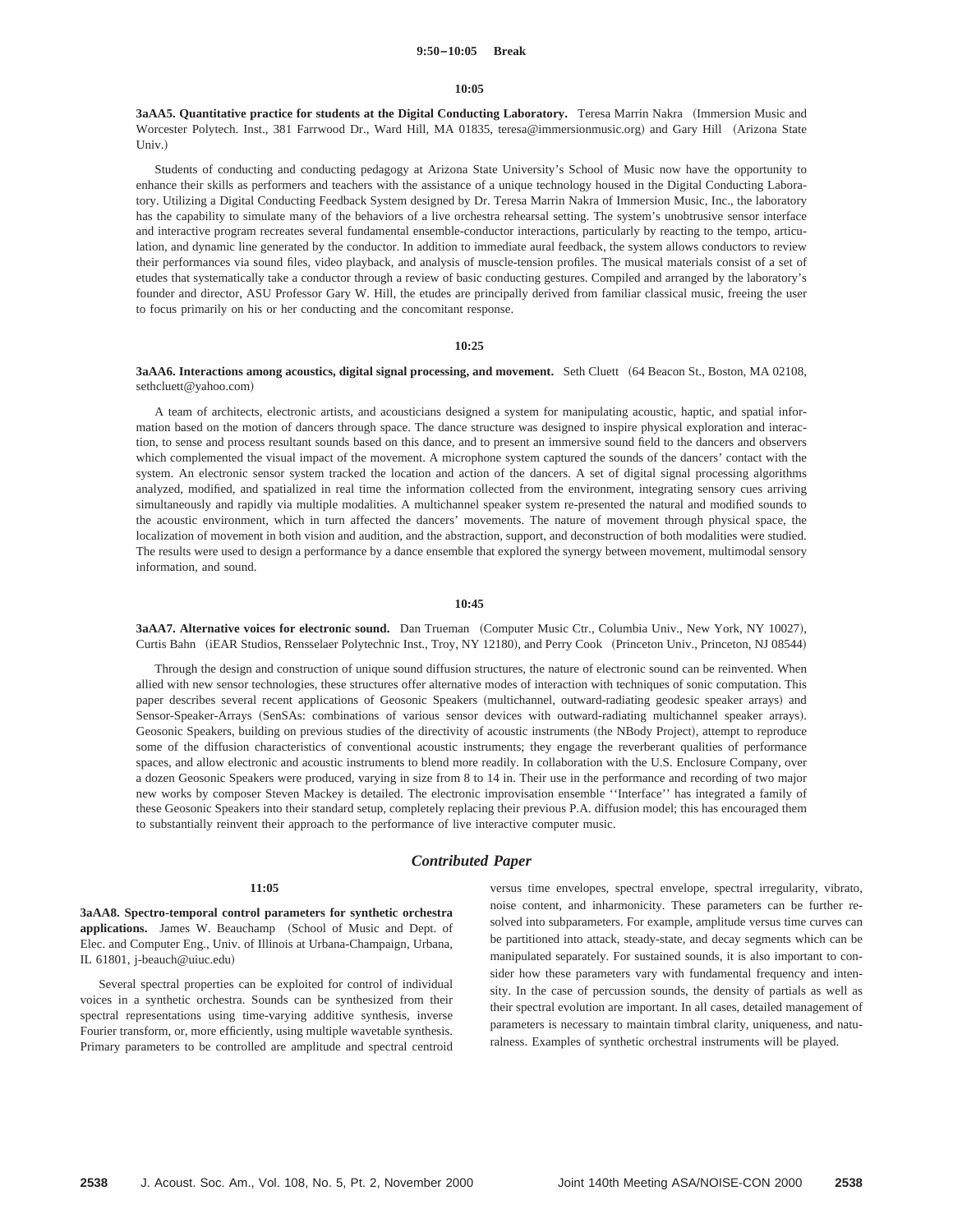**9:50–10:05 Break**

**10:05**

**3aAA5. Quantitative practice for students at the Digital Conducting Laboratory.** Teresa Marrin Nakra (Immersion Music and Worcester Polytech. Inst., 381 Farrwood Dr., Ward Hill, MA 01835, teresa@immersionmusic.org) and Gary Hill (Arizona State Univ.)

Students of conducting and conducting pedagogy at Arizona State University's School of Music now have the opportunity to enhance their skills as performers and teachers with the assistance of a unique technology housed in the Digital Conducting Laboratory. Utilizing a Digital Conducting Feedback System designed by Dr. Teresa Marrin Nakra of Immersion Music, Inc., the laboratory has the capability to simulate many of the behaviors of a live orchestra rehearsal setting. The system's unobtrusive sensor interface and interactive program recreates several fundamental ensemble-conductor interactions, particularly by reacting to the tempo, articulation, and dynamic line generated by the conductor. In addition to immediate aural feedback, the system allows conductors to review their performances via sound files, video playback, and analysis of muscle-tension profiles. The musical materials consist of a set of etudes that systematically take a conductor through a review of basic conducting gestures. Compiled and arranged by the laboratory's founder and director, ASU Professor Gary W. Hill, the etudes are principally derived from familiar classical music, freeing the user to focus primarily on his or her conducting and the concomitant response.

**10:25**

**3aAA6. Interactions among acoustics, digital signal processing, and movement.** Seth Cluett (64 Beacon St., Boston, MA 02108, sethcluett@yahoo.com)

A team of architects, electronic artists, and acousticians designed a system for manipulating acoustic, haptic, and spatial information based on the motion of dancers through space. The dance structure was designed to inspire physical exploration and interaction, to sense and process resultant sounds based on this dance, and to present an immersive sound field to the dancers and observers which complemented the visual impact of the movement. A microphone system captured the sounds of the dancers' contact with the system. An electronic sensor system tracked the location and action of the dancers. A set of digital signal processing algorithms analyzed, modified, and spatialized in real time the information collected from the environment, integrating sensory cues arriving simultaneously and rapidly via multiple modalities. A multichannel speaker system re-presented the natural and modified sounds to the acoustic environment, which in turn affected the dancers' movements. The nature of movement through physical space, the localization of movement in both vision and audition, and the abstraction, support, and deconstruction of both modalities were studied. The results were used to design a performance by a dance ensemble that explored the synergy between movement, multimodal sensory information, and sound.

**10:45**

**3aAA7. Alternative voices for electronic sound.** Dan Trueman (Computer Music Ctr., Columbia Univ., New York, NY 10027), Curtis Bahn (iEAR Studios, Rensselaer Polytechnic Inst., Troy, NY 12180), and Perry Cook (Princeton Univ., Princeton, NJ 08544)

Through the design and construction of unique sound diffusion structures, the nature of electronic sound can be reinvented. When allied with new sensor technologies, these structures offer alternative modes of interaction with techniques of sonic computation. This paper describes several recent applications of Geosonic Speakers (multichannel, outward-radiating geodesic speaker arrays) and Sensor-Speaker-Arrays (SenSAs: combinations of various sensor devices with outward-radiating multichannel speaker arrays). Geosonic Speakers, building on previous studies of the directivity of acoustic instruments (the NBody Project), attempt to reproduce some of the diffusion characteristics of conventional acoustic instruments; they engage the reverberant qualities of performance spaces, and allow electronic and acoustic instruments to blend more readily. In collaboration with the U.S. Enclosure Company, over a dozen Geosonic Speakers were produced, varying in size from 8 to 14 in. Their use in the performance and recording of two major new works by composer Steven Mackey is detailed. The electronic improvisation ensemble ''Interface'' has integrated a family of these Geosonic Speakers into their standard setup, completely replacing their previous P.A. diffusion model; this has encouraged them to substantially reinvent their approach to the performance of live interactive computer music.

## *Contributed Paper*

**11:05**

**3aAA8. Spectro-temporal control parameters for synthetic orchestra applications.** James W. Beauchamp (School of Music and Dept. of Elec. and Computer Eng., Univ. of Illinois at Urbana-Champaign, Urbana, IL 61801, j-beauch@uiuc.edu)

Several spectral properties can be exploited for control of individual voices in a synthetic orchestra. Sounds can be synthesized from their spectral representations using time-varying additive synthesis, inverse Fourier transform, or, more efficiently, using multiple wavetable synthesis. Primary parameters to be controlled are amplitude and spectral centroid versus time envelopes, spectral envelope, spectral irregularity, vibrato, noise content, and inharmonicity. These parameters can be further resolved into subparameters. For example, amplitude versus time curves can be partitioned into attack, steady-state, and decay segments which can be manipulated separately. For sustained sounds, it is also important to consider how these parameters vary with fundamental frequency and intensity. In the case of percussion sounds, the density of partials as well as their spectral evolution are important. In all cases, detailed management of parameters is necessary to maintain timbral clarity, uniqueness, and naturalness. Examples of synthetic orchestral instruments will be played.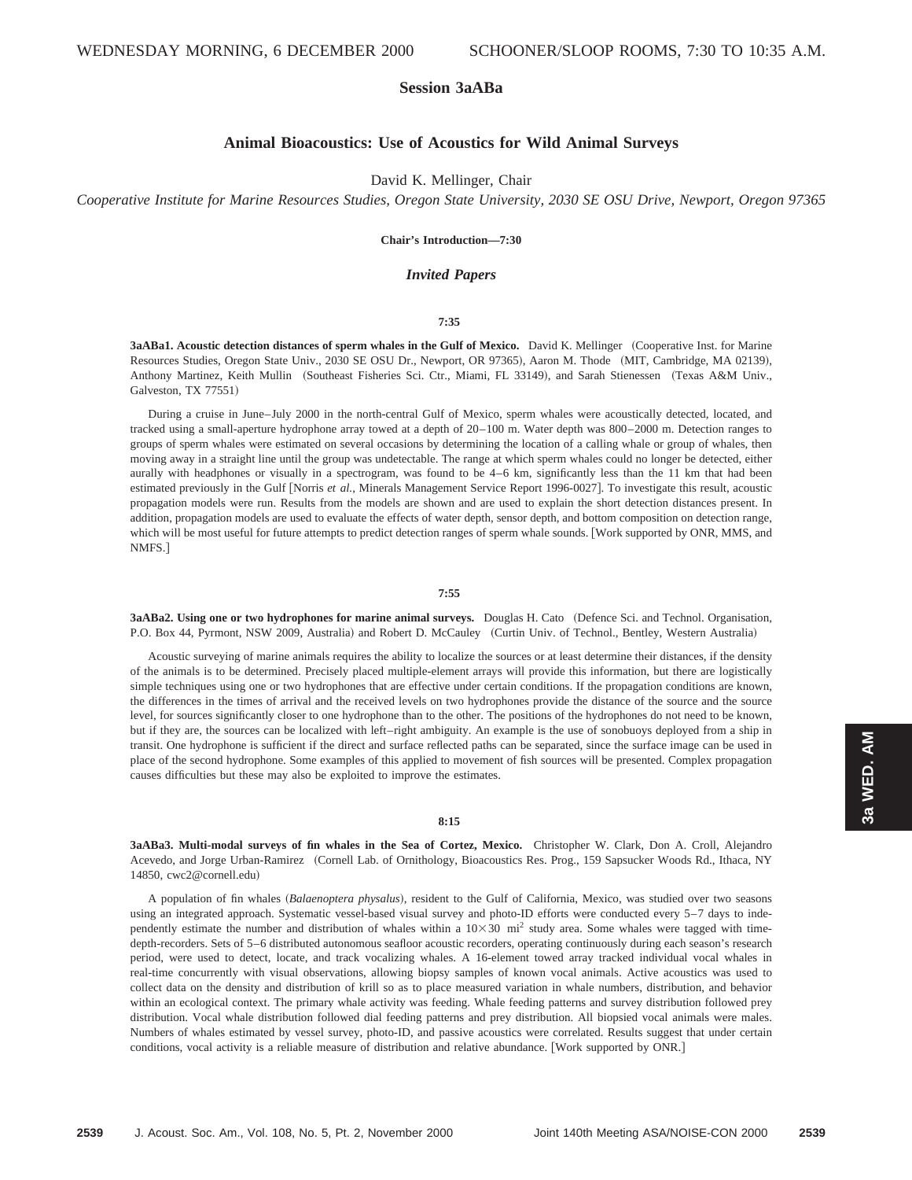WEDNESDAY MORNING, 6 DECEMBER 2000 SCHOONER/SLOOP ROOMS, 7:30 TO 10:35 A.M.

## Session 3aABa

### Animal Bioacoustics: Use of Acoustics for Wild Animal Surveys

David K. Mellinger, Chair

*Cooperative Institute for Marine Resources Studies, Oregon State University, 2030 SE OSU Drive, Newport, Oregon 97365*

**Chair's Introduction—7:30**

***Invited Papers***

**7:35**

**3aABa1. Acoustic detection distances of sperm whales in the Gulf of Mexico.** David K. Mellinger (Cooperative Inst. for Marine Resources Studies, Oregon State Univ., 2030 SE OSU Dr., Newport, OR 97365), Aaron M. Thode (MIT, Cambridge, MA 02139), Anthony Martinez, Keith Mullin (Southeast Fisheries Sci. Ctr., Miami, FL 33149), and Sarah Stienessen (Texas A&M Univ., Galveston, TX 77551)

During a cruise in June–July 2000 in the north-central Gulf of Mexico, sperm whales were acoustically detected, located, and tracked using a small-aperture hydrophone array towed at a depth of 20–100 m. Water depth was 800–2000 m. Detection ranges to groups of sperm whales were estimated on several occasions by determining the location of a calling whale or group of whales, then moving away in a straight line until the group was undetectable. The range at which sperm whales could no longer be detected, either aurally with headphones or visually in a spectrogram, was found to be 4–6 km, significantly less than the 11 km that had been estimated previously in the Gulf [Norris *et al.*, Minerals Management Service Report 1996-0027]. To investigate this result, acoustic propagation models were run. Results from the models are shown and are used to explain the short detection distances present. In addition, propagation models are used to evaluate the effects of water depth, sensor depth, and bottom composition on detection range, which will be most useful for future attempts to predict detection ranges of sperm whale sounds. [Work supported by ONR, MMS, and NMFS.]

**7:55**

**3aABa2. Using one or two hydrophones for marine animal surveys.** Douglas H. Cato (Defence Sci. and Technol. Organisation, P.O. Box 44, Pyrmont, NSW 2009, Australia) and Robert D. McCauley (Curtin Univ. of Technol., Bentley, Western Australia)

Acoustic surveying of marine animals requires the ability to localize the sources or at least determine their distances, if the density of the animals is to be determined. Precisely placed multiple-element arrays will provide this information, but there are logistically simple techniques using one or two hydrophones that are effective under certain conditions. If the propagation conditions are known, the differences in the times of arrival and the received levels on two hydrophones provide the distance of the source and the source level, for sources significantly closer to one hydrophone than to the other. The positions of the hydrophones do not need to be known, but if they are, the sources can be localized with left–right ambiguity. An example is the use of sonobuoys deployed from a ship in transit. One hydrophone is sufficient if the direct and surface reflected paths can be separated, since the surface image can be used in place of the second hydrophone. Some examples of this applied to movement of fish sources will be presented. Complex propagation causes difficulties but these may also be exploited to improve the estimates.

**8:15**

**3aABa3. Multi-modal surveys of fin whales in the Sea of Cortez, Mexico.** Christopher W. Clark, Don A. Croll, Alejandro Acevedo, and Jorge Urban-Ramirez (Cornell Lab. of Ornithology, Bioacoustics Res. Prog., 159 Sapsucker Woods Rd., Ithaca, NY 14850, cwc2@cornell.edu)

A population of fin whales (*Balaenoptera physalus*), resident to the Gulf of California, Mexico, was studied over two seasons using an integrated approach. Systematic vessel-based visual survey and photo-ID efforts were conducted every 5–7 days to independently estimate the number and distribution of whales within a $10\times30$ mi$^2$ study area. Some whales were tagged with time-depth-recorders. Sets of 5–6 distributed autonomous seafloor acoustic recorders, operating continuously during each season's research period, were used to detect, locate, and track vocalizing whales. A 16-element towed array tracked individual vocal whales in real-time concurrently with visual observations, allowing biopsy samples of known vocal animals. Active acoustics was used to collect data on the density and distribution of krill so as to place measured variation in whale numbers, distribution, and behavior within an ecological context. The primary whale activity was feeding. Whale feeding patterns and survey distribution followed prey distribution. Vocal whale distribution followed dial feeding patterns and prey distribution. All biopsied vocal animals were males. Numbers of whales estimated by vessel survey, photo-ID, and passive acoustics were correlated. Results suggest that under certain conditions, vocal activity is a reliable measure of distribution and relative abundance. [Work supported by ONR.]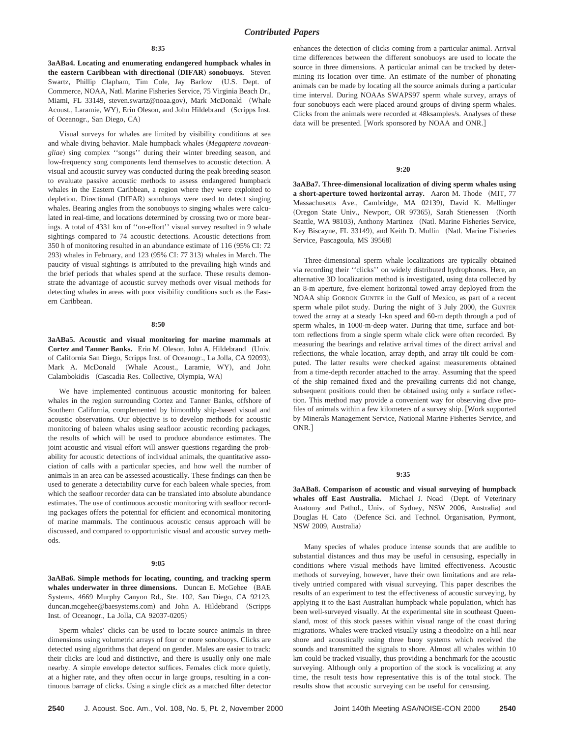## Contributed Papers

**8:35**

**3aABa4. Locating and enumerating endangered humpback whales in the eastern Caribbean with directional (DIFAR) sonobuoys.** Steven Swartz, Phillip Clapham, Tim Cole, Jay Barlow (U.S. Dept. of Commerce, NOAA, Natl. Marine Fisheries Service, 75 Virginia Beach Dr., Miami, FL 33149, steven.swartz@noaa.gov), Mark McDonald (Whale Acoust., Laramie, WY), Erin Oleson, and John Hildebrand (Scripps Inst. of Oceanogr., San Diego, CA)

Visual surveys for whales are limited by visibility conditions at sea and whale diving behavior. Male humpback whales (*Megaptera novaeangliae*) sing complex ''songs'' during their winter breeding season, and low-frequency song components lend themselves to acoustic detection. A visual and acoustic survey was conducted during the peak breeding season to evaluate passive acoustic methods to assess endangered humpback whales in the Eastern Caribbean, a region where they were exploited to depletion. Directional (DIFAR) sonobuoys were used to detect singing whales. Bearing angles from the sonobuoys to singing whales were calculated in real-time, and locations determined by crossing two or more bearings. A total of 4331 km of ''on-effort'' visual survey resulted in 9 whale sightings compared to 74 acoustic detections. Acoustic detections from 350 h of monitoring resulted in an abundance estimate of 116 (95% CI: 72 293) whales in February, and 123 (95% CI: 77 313) whales in March. The paucity of visual sightings is attributed to the prevailing high winds and the brief periods that whales spend at the surface. These results demonstrate the advantage of acoustic survey methods over visual methods for detecting whales in areas with poor visibility conditions such as the Eastern Caribbean.

**8:50**

**3aABa5. Acoustic and visual monitoring for marine mammals at Cortez and Tanner Banks.** Erin M. Oleson, John A. Hildebrand (Univ. of California San Diego, Scripps Inst. of Oceanogr., La Jolla, CA 92093), Mark A. McDonald (Whale Acoust., Laramie, WY), and John Calambokidis (Cascadia Res. Collective, Olympia, WA)

We have implemented continuous acoustic monitoring for baleen whales in the region surrounding Cortez and Tanner Banks, offshore of Southern California, complemented by bimonthly ship-based visual and acoustic observations. Our objective is to develop methods for acoustic monitoring of baleen whales using seafloor acoustic recording packages, the results of which will be used to produce abundance estimates. The joint acoustic and visual effort will answer questions regarding the probability for acoustic detections of individual animals, the quantitative association of calls with a particular species, and how well the number of animals in an area can be assessed acoustically. These findings can then be used to generate a detectability curve for each baleen whale species, from which the seafloor recorder data can be translated into absolute abundance estimates. The use of continuous acoustic monitoring with seafloor recording packages offers the potential for efficient and economical monitoring of marine mammals. The continuous acoustic census approach will be discussed, and compared to opportunistic visual and acoustic survey methods.

**9:05**

**3aABa6. Simple methods for locating, counting, and tracking sperm whales underwater in three dimensions.** Duncan E. McGehee (BAE Systems, 4669 Murphy Canyon Rd., Ste. 102, San Diego, CA 92123, duncan.mcgehee@baesystems.com) and John A. Hildebrand (Scripps Inst. of Oceanogr., La Jolla, CA 92037-0205)

Sperm whales' clicks can be used to locate source animals in three dimensions using volumetric arrays of four or more sonobuoys. Clicks are detected using algorithms that depend on gender. Males are easier to track: their clicks are loud and distinctive, and there is usually only one male nearby. A simple envelope detector suffices. Females click more quietly, at a higher rate, and they often occur in large groups, resulting in a continuous barrage of clicks. Using a single click as a matched filter detector enhances the detection of clicks coming from a particular animal. Arrival time differences between the different sonobuoys are used to locate the source in three dimensions. A particular animal can be tracked by determining its location over time. An estimate of the number of phonating animals can be made by locating all the source animals during a particular time interval. During NOAAs SWAPS97 sperm whale survey, arrays of four sonobuoys each were placed around groups of diving sperm whales. Clicks from the animals were recorded at 48ksamples/s. Analyses of these data will be presented. [Work sponsored by NOAA and ONR.]

**9:20**

**3aABa7. Three-dimensional localization of diving sperm whales using a short-aperture towed horizontal array.** Aaron M. Thode (MIT, 77 Massachusetts Ave., Cambridge, MA 02139), David K. Mellinger (Oregon State Univ., Newport, OR 97365), Sarah Stienessen (North Seattle, WA 98103), Anthony Martinez (Natl. Marine Fisheries Service, Key Biscayne, FL 33149), and Keith D. Mullin (Natl. Marine Fisheries Service, Pascagoula, MS 39568)

Three-dimensional sperm whale localizations are typically obtained via recording their ''clicks'' on widely distributed hydrophones. Here, an alternative 3D localization method is investigated, using data collected by an 8-m aperture, five-element horizontal towed array deployed from the NOAA ship GORDON GUNTER in the Gulf of Mexico, as part of a recent sperm whale pilot study. During the night of 3 July 2000, the GUNTER towed the array at a steady 1-kn speed and 60-m depth through a pod of sperm whales, in 1000-m-deep water. During that time, surface and bottom reflections from a single sperm whale click were often recorded. By measuring the bearings and relative arrival times of the direct arrival and reflections, the whale location, array depth, and array tilt could be computed. The latter results were checked against measurements obtained from a time-depth recorder attached to the array. Assuming that the speed of the ship remained fixed and the prevailing currents did not change, subsequent positions could then be obtained using only a surface reflection. This method may provide a convenient way for observing dive profiles of animals within a few kilometers of a survey ship. [Work supported by Minerals Management Service, National Marine Fisheries Service, and ONR.]

**9:35**

**3aABa8. Comparison of acoustic and visual surveying of humpback whales off East Australia.** Michael J. Noad (Dept. of Veterinary Anatomy and Pathol., Univ. of Sydney, NSW 2006, Australia) and Douglas H. Cato (Defence Sci. and Technol. Organisation, Pyrmont, NSW 2009, Australia)

Many species of whales produce intense sounds that are audible to substantial distances and thus may be useful in censusing, especially in conditions where visual methods have limited effectiveness. Acoustic methods of surveying, however, have their own limitations and are relatively untried compared with visual surveying. This paper describes the results of an experiment to test the effectiveness of acoustic surveying, by applying it to the East Australian humpback whale population, which has been well-surveyed visually. At the experimental site in southeast Queensland, most of this stock passes within visual range of the coast during migrations. Whales were tracked visually using a theodolite on a hill near shore and acoustically using three buoy systems which received the sounds and transmitted the signals to shore. Almost all whales within 10 km could be tracked visually, thus providing a benchmark for the acoustic surveying. Although only a proportion of the stock is vocalizing at any time, the result tests how representative this is of the total stock. The results show that acoustic surveying can be useful for censusing.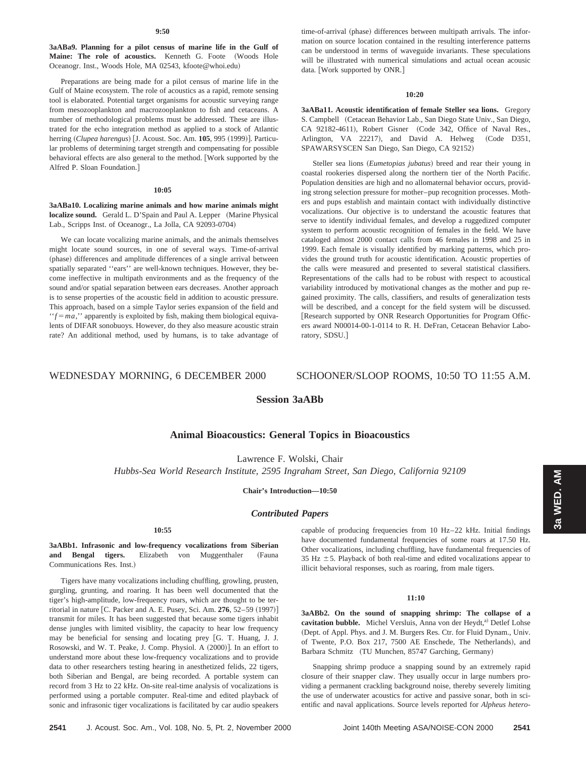**9:50**

**3aABa9. Planning for a pilot census of marine life in the Gulf of Maine: The role of acoustics.** Kenneth G. Foote (Woods Hole Oceanogr. Inst., Woods Hole, MA 02543, kfoote@whoi.edu)

Preparations are being made for a pilot census of marine life in the Gulf of Maine ecosystem. The role of acoustics as a rapid, remote sensing tool is elaborated. Potential target organisms for acoustic surveying range from mesozooplankton and macrozooplankton to fish and cetaceans. A number of methodological problems must be addressed. These are illustrated for the echo integration method as applied to a stock of Atlantic herring (*Clupea harengus*) [J. Acoust. Soc. Am. **105**, 995 (1999)]. Particular problems of determining target strength and compensating for possible behavioral effects are also general to the method. [Work supported by the Alfred P. Sloan Foundation.]

**10:05**

**3aABa10. Localizing marine animals and how marine animals might localize sound.** Gerald L. D'Spain and Paul A. Lepper (Marine Physical Lab., Scripps Inst. of Oceanogr., La Jolla, CA 92093-0704)

We can locate vocalizing marine animals, and the animals themselves might locate sound sources, in one of several ways. Time-of-arrival (phase) differences and amplitude differences of a single arrival between spatially separated ''ears'' are well-known techniques. However, they become ineffective in multipath environments and as the frequency of the sound and/or spatial separation between ears decreases. Another approach is to sense properties of the acoustic field in addition to acoustic pressure. This approach, based on a simple Taylor series expansion of the field and ''$f=ma$,'' apparently is exploited by fish, making them biological equivalents of DIFAR sonobuoys. However, do they also measure acoustic strain rate? An additional method, used by humans, is to take advantage of time-of-arrival (phase) differences between multipath arrivals. The information on source location contained in the resulting interference patterns can be understood in terms of waveguide invariants. These speculations will be illustrated with numerical simulations and actual ocean acousic data. [Work supported by ONR.]

**10:20**

**3aABa11. Acoustic identification of female Steller sea lions.** Gregory S. Campbell (Cetacean Behavior Lab., San Diego State Univ., San Diego, CA 92182-4611), Robert Gisner (Code 342, Office of Naval Res., Arlington, VA 22217), and David A. Helweg (Code D351, SPAWARSYSCEN San Diego, San Diego, CA 92152)

Steller sea lions (*Eumetopias jubatus*) breed and rear their young in coastal rookeries dispersed along the northern tier of the North Pacific. Population densities are high and no allomaternal behavior occurs, providing strong selection pressure for mother–pup recognition processes. Mothers and pups establish and maintain contact with individually distinctive vocalizations. Our objective is to understand the acoustic features that serve to identify individual females, and develop a ruggedized computer system to perform acoustic recognition of females in the field. We have cataloged almost 2000 contact calls from 46 females in 1998 and 25 in 1999. Each female is visually identified by marking patterns, which provides the ground truth for acoustic identification. Acoustic properties of the calls were measured and presented to several statistical classifiers. Representations of the calls had to be robust with respect to acoustical variability introduced by motivational changes as the mother and pup regained proximity. The calls, classifiers, and results of generalization tests will be described, and a concept for the field system will be discussed. [Research supported by ONR Research Opportunities for Program Officers award N00014-00-1-0114 to R. H. DeFran, Cetacean Behavior Laboratory, SDSU.]

WEDNESDAY MORNING, 6 DECEMBER 2000 — SCHOONER/SLOOP ROOMS, 10:50 TO 11:55 A.M.

## Session 3aABb

## Animal Bioacoustics: General Topics in Bioacoustics

Lawrence F. Wolski, Chair
*Hubbs-Sea World Research Institute, 2595 Ingraham Street, San Diego, California 92109*

**Chair's Introduction—10:50**

### *Contributed Papers*

**10:55**

**3aABb1. Infrasonic and low-frequency vocalizations from Siberian and Bengal tigers.** Elizabeth von Muggenthaler (Fauna Communications Res. Inst.)

Tigers have many vocalizations including chuffling, growling, prusten, gurgling, grunting, and roaring. It has been well documented that the tiger's high-amplitude, low-frequency roars, which are thought to be territorial in nature [C. Packer and A. E. Pusey, Sci. Am. **276**, 52–59 (1997)] transmit for miles. It has been suggested that because some tigers inhabit dense jungles with limited visiblity, the capacity to hear low frequency may be beneficial for sensing and locating prey [G. T. Huang, J. J. Rosowski, and W. T. Peake, J. Comp. Physiol. A (2000)]. In an effort to understand more about these low-frequency vocalizations and to provide data to other researchers testing hearing in anesthetized felids, 22 tigers, both Siberian and Bengal, are being recorded. A portable system can record from 3 Hz to 22 kHz. On-site real-time analysis of vocalizations is performed using a portable computer. Real-time and edited playback of sonic and infrasonic tiger vocalizations is facilitated by car audio speakers capable of producing frequencies from 10 Hz–22 kHz. Initial findings have documented fundamental frequencies of some roars at 17.50 Hz. Other vocalizations, including chuffling, have fundamental frequencies of 35 Hz $\pm 5$. Playback of both real-time and edited vocalizations appear to illicit behavioral responses, such as roaring, from male tigers.

**11:10**

**3aABb2. On the sound of snapping shrimp: The collapse of a cavitation bubble.** Michel Versluis, Anna von der Heydt,[a] Detlef Lohse (Dept. of Appl. Phys. and J. M. Burgers Res. Ctr. for Fluid Dynam., Univ. of Twente, P.O. Box 217, 7500 AE Enschede, The Netherlands), and Barbara Schmitz (TU Munchen, 85747 Garching, Germany)

Snapping shrimp produce a snapping sound by an extremely rapid closure of their snapper claw. They usually occur in large numbers providing a permanent crackling background noise, thereby severely limiting the use of underwater acoustics for active and passive sonar, both in scientific and naval applications. Source levels reported for *Alpheus hetero-*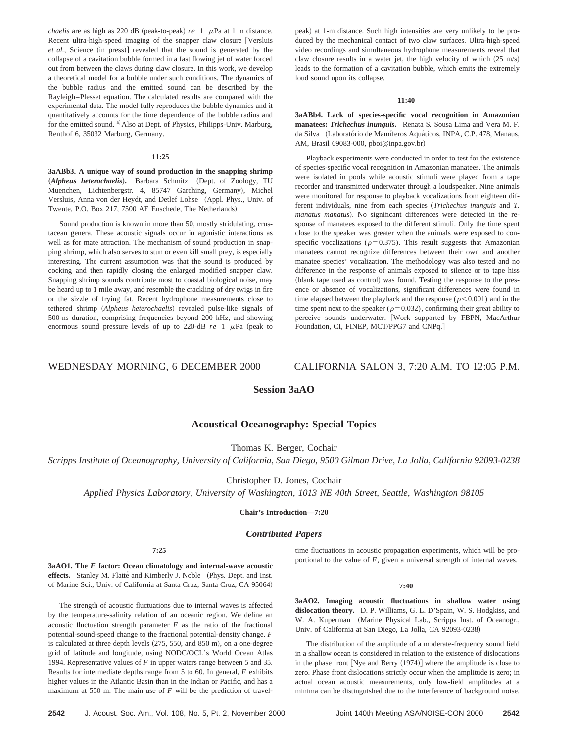*chaelis* are as high as 220 dB (peak-to-peak) *re* 1 $\mu$Pa at 1 m distance. Recent ultra-high-speed imaging of the snapper claw closure [Versluis *et al.*, Science (in press)] revealed that the sound is generated by the collapse of a cavitation bubble formed in a fast flowing jet of water forced out from between the claws during claw closure. In this work, we develop a theoretical model for a bubble under such conditions. The dynamics of the bubble radius and the emitted sound can be described by the Rayleigh–Plesset equation. The calculated results are compared with the experimental data. The model fully reproduces the bubble dynamics and it quantitatively accounts for the time dependence of the bubble radius and for the emitted sound. [a]Also at Dept. of Physics, Philipps-Univ. Marburg, Renthof 6, 35032 Marburg, Germany.

**11:25**

**3aABb3. A unique way of sound production in the snapping shrimp (*Alpheus heterochaelis*).** Barbara Schmitz (Dept. of Zoology, TU Muenchen, Lichtenbergstr. 4, 85747 Garching, Germany), Michel Versluis, Anna von der Heydt, and Detlef Lohse (Appl. Phys., Univ. of Twente, P.O. Box 217, 7500 AE Enschede, The Netherlands)

Sound production is known in more than 50, mostly stridulating, crustacean genera. These acoustic signals occur in agonistic interactions as well as for mate attraction. The mechanism of sound production in snapping shrimp, which also serves to stun or even kill small prey, is especially interesting. The current assumption was that the sound is produced by cocking and then rapidly closing the enlarged modified snapper claw. Snapping shrimp sounds contribute most to coastal biological noise, may be heard up to 1 mile away, and resemble the crackling of dry twigs in fire or the sizzle of frying fat. Recent hydrophone measurements close to tethered shrimp (*Alpheus heterochaelis*) revealed pulse-like signals of 500-ns duration, comprising frequencies beyond 200 kHz, and showing enormous sound pressure levels of up to 220-dB *re* 1 $\mu$Pa (peak to peak) at 1-m distance. Such high intensities are very unlikely to be produced by the mechanical contact of two claw surfaces. Ultra-high-speed video recordings and simultaneous hydrophone measurements reveal that claw closure results in a water jet, the high velocity of which (25 m/s) leads to the formation of a cavitation bubble, which emits the extremely loud sound upon its collapse.

**11:40**

**3aABb4. Lack of species-specific vocal recognition in Amazonian manatees: *Trichechus inunguis*.** Renata S. Sousa Lima and Vera M. F. da Silva (Laboratório de Mamíferos Aquáticos, INPA, C.P. 478, Manaus, AM, Brasil 69083-000, pboi@inpa.gov.br)

Playback experiments were conducted in order to test for the existence of species-specific vocal recognition in Amazonian manatees. The animals were isolated in pools while acoustic stimuli were played from a tape recorder and transmitted underwater through a loudspeaker. Nine animals were monitored for response to playback vocalizations from eighteen different individuals, nine from each species (*Trichechus inunguis* and *T. manatus manatus*). No significant differences were detected in the response of manatees exposed to the different stimuli. Only the time spent close to the speaker was greater when the animals were exposed to conspecific vocalizations ($\rho = 0.375$). This result suggests that Amazonian manatees cannot recognize differences between their own and another manatee species' vocalization. The methodology was also tested and no difference in the response of animals exposed to silence or to tape hiss (blank tape used as control) was found. Testing the response to the presence or absence of vocalizations, significant differences were found in time elapsed between the playback and the response ($\rho < 0.001$) and in the time spent next to the speaker ($\rho = 0.032$), confirming their great ability to perceive sounds underwater. [Work supported by FBPN, MacArthur Foundation, CI, FINEP, MCT/PPG7 and CNPq.]

WEDNESDAY MORNING, 6 DECEMBER 2000 — CALIFORNIA SALON 3, 7:20 A.M. TO 12:05 P.M.

## Session 3aAO

## Acoustical Oceanography: Special Topics

Thomas K. Berger, Cochair
*Scripps Institute of Oceanography, University of California, San Diego, 9500 Gilman Drive, La Jolla, California 92093-0238*

Christopher D. Jones, Cochair
*Applied Physics Laboratory, University of Washington, 1013 NE 40th Street, Seattle, Washington 98105*

**Chair's Introduction—7:20**

### *Contributed Papers*

**7:25**

**3aAO1. The *F* factor: Ocean climatology and internal-wave acoustic effects.** Stanley M. Flatté and Kimberly J. Noble (Phys. Dept. and Inst. of Marine Sci., Univ. of California at Santa Cruz, Santa Cruz, CA 95064)

The strength of acoustic fluctuations due to internal waves is affected by the temperature-salinity relation of an oceanic region. We define an acoustic fluctuation strength parameter *F* as the ratio of the fractional potential-sound-speed change to the fractional potential-density change. *F* is calculated at three depth levels (275, 550, and 850 m), on a one-degree grid of latitude and longitude, using NODC/OCL's World Ocean Atlas 1994. Representative values of *F* in upper waters range between 5 and 35. Results for intermediate depths range from 5 to 60. In general, *F* exhibits higher values in the Atlantic Basin than in the Indian or Pacific, and has a maximum at 550 m. The main use of *F* will be the prediction of travel-time fluctuations in acoustic propagation experiments, which will be proportional to the value of *F*, given a universal strength of internal waves.

**7:40**

**3aAO2. Imaging acoustic fluctuations in shallow water using dislocation theory.** D. P. Williams, G. L. D'Spain, W. S. Hodgkiss, and W. A. Kuperman (Marine Physical Lab., Scripps Inst. of Oceanogr., Univ. of California at San Diego, La Jolla, CA 92093-0238)

The distribution of the amplitude of a moderate-frequency sound field in a shallow ocean is considered in relation to the existence of dislocations in the phase front [Nye and Berry (1974)] where the amplitude is close to zero. Phase front dislocations strictly occur when the amplitude is zero; in actual ocean acoustic measurements, only low-field amplitudes at a minima can be distinguished due to the interference of background noise.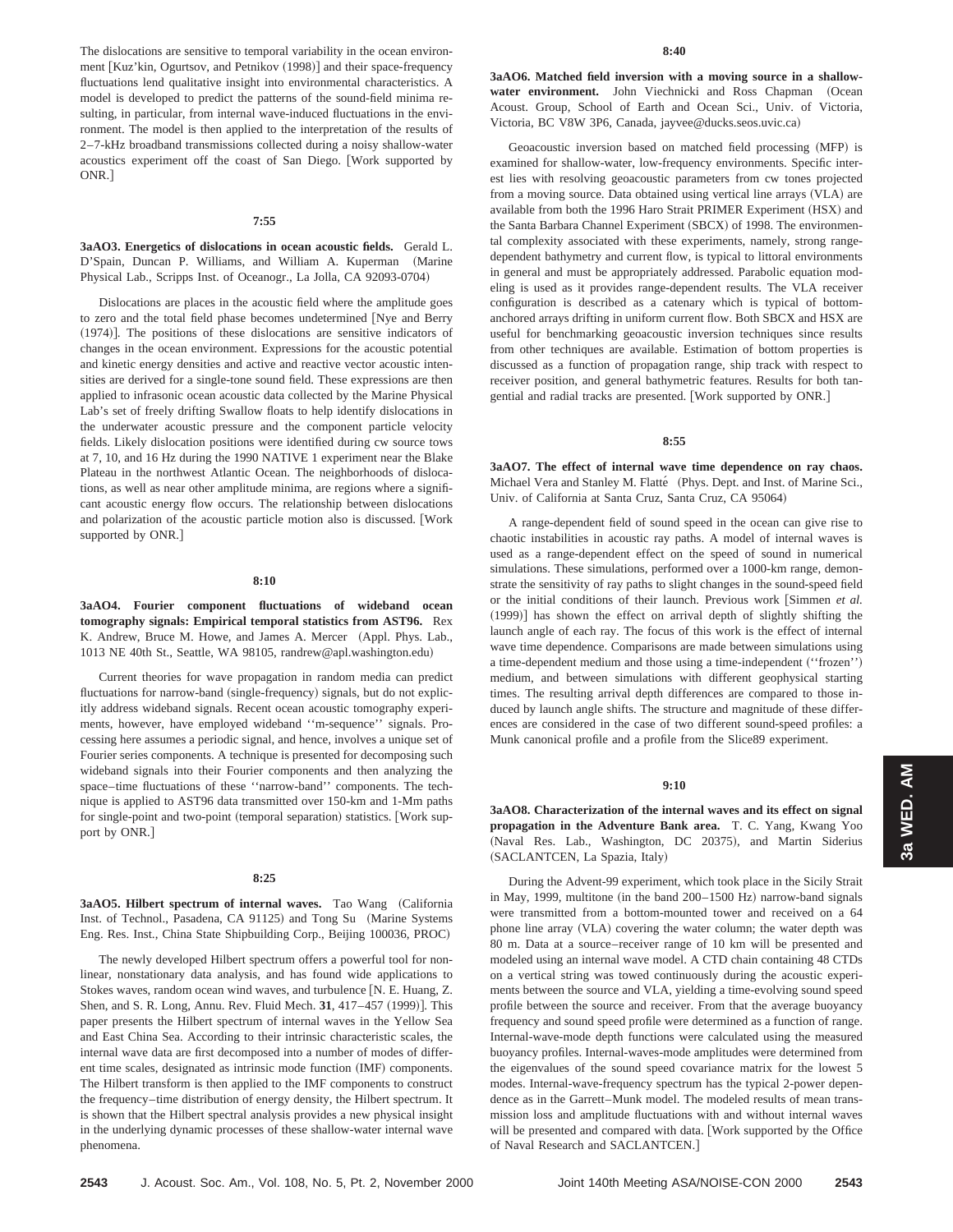The dislocations are sensitive to temporal variability in the ocean environment [Kuz'kin, Ogurtsov, and Petnikov (1998)] and their space-frequency fluctuations lend qualitative insight into environmental characteristics. A model is developed to predict the patterns of the sound-field minima resulting, in particular, from internal wave-induced fluctuations in the environment. The model is then applied to the interpretation of the results of 2–7-kHz broadband transmissions collected during a noisy shallow-water acoustics experiment off the coast of San Diego. [Work supported by ONR.]

**7:55**

**3aAO3. Energetics of dislocations in ocean acoustic fields.** Gerald L. D'Spain, Duncan P. Williams, and William A. Kuperman (Marine Physical Lab., Scripps Inst. of Oceanogr., La Jolla, CA 92093-0704)

Dislocations are places in the acoustic field where the amplitude goes to zero and the total field phase becomes undetermined [Nye and Berry (1974)]. The positions of these dislocations are sensitive indicators of changes in the ocean environment. Expressions for the acoustic potential and kinetic energy densities and active and reactive vector acoustic intensities are derived for a single-tone sound field. These expressions are then applied to infrasonic ocean acoustic data collected by the Marine Physical Lab's set of freely drifting Swallow floats to help identify dislocations in the underwater acoustic pressure and the component particle velocity fields. Likely dislocation positions were identified during cw source tows at 7, 10, and 16 Hz during the 1990 NATIVE 1 experiment near the Blake Plateau in the northwest Atlantic Ocean. The neighborhoods of dislocations, as well as near other amplitude minima, are regions where a significant acoustic energy flow occurs. The relationship between dislocations and polarization of the acoustic particle motion also is discussed. [Work supported by ONR.]

**8:10**

**3aAO4. Fourier component fluctuations of wideband ocean tomography signals: Empirical temporal statistics from AST96.** Rex K. Andrew, Bruce M. Howe, and James A. Mercer (Appl. Phys. Lab., 1013 NE 40th St., Seattle, WA 98105, randrew@apl.washington.edu)

Current theories for wave propagation in random media can predict fluctuations for narrow-band (single-frequency) signals, but do not explicitly address wideband signals. Recent ocean acoustic tomography experiments, however, have employed wideband ''m-sequence'' signals. Processing here assumes a periodic signal, and hence, involves a unique set of Fourier series components. A technique is presented for decomposing such wideband signals into their Fourier components and then analyzing the space–time fluctuations of these ''narrow-band'' components. The technique is applied to AST96 data transmitted over 150-km and 1-Mm paths for single-point and two-point (temporal separation) statistics. [Work support by ONR.]

**8:25**

**3aAO5. Hilbert spectrum of internal waves.** Tao Wang (California Inst. of Technol., Pasadena, CA 91125) and Tong Su (Marine Systems Eng. Res. Inst., China State Shipbuilding Corp., Beijing 100036, PROC)

The newly developed Hilbert spectrum offers a powerful tool for nonlinear, nonstationary data analysis, and has found wide applications to Stokes waves, random ocean wind waves, and turbulence [N. E. Huang, Z. Shen, and S. R. Long, Annu. Rev. Fluid Mech. **31**, 417–457 (1999)]. This paper presents the Hilbert spectrum of internal waves in the Yellow Sea and East China Sea. According to their intrinsic characteristic scales, the internal wave data are first decomposed into a number of modes of different time scales, designated as intrinsic mode function (IMF) components. The Hilbert transform is then applied to the IMF components to construct the frequency–time distribution of energy density, the Hilbert spectrum. It is shown that the Hilbert spectral analysis provides a new physical insight in the underlying dynamic processes of these shallow-water internal wave phenomena.

**8:40**

**3aAO6. Matched field inversion with a moving source in a shallow-water environment.** John Viechnicki and Ross Chapman (Ocean Acoust. Group, School of Earth and Ocean Sci., Univ. of Victoria, Victoria, BC V8W 3P6, Canada, jayvee@ducks.seos.uvic.ca)

Geoacoustic inversion based on matched field processing (MFP) is examined for shallow-water, low-frequency environments. Specific interest lies with resolving geoacoustic parameters from cw tones projected from a moving source. Data obtained using vertical line arrays (VLA) are available from both the 1996 Haro Strait PRIMER Experiment (HSX) and the Santa Barbara Channel Experiment (SBCX) of 1998. The environmental complexity associated with these experiments, namely, strong range-dependent bathymetry and current flow, is typical to littoral environments in general and must be appropriately addressed. Parabolic equation modeling is used as it provides range-dependent results. The VLA receiver configuration is described as a catenary which is typical of bottom-anchored arrays drifting in uniform current flow. Both SBCX and HSX are useful for benchmarking geoacoustic inversion techniques since results from other techniques are available. Estimation of bottom properties is discussed as a function of propagation range, ship track with respect to receiver position, and general bathymetric features. Results for both tangential and radial tracks are presented. [Work supported by ONR.]

**8:55**

**3aAO7. The effect of internal wave time dependence on ray chaos.** Michael Vera and Stanley M. Flatté (Phys. Dept. and Inst. of Marine Sci., Univ. of California at Santa Cruz, Santa Cruz, CA 95064)

A range-dependent field of sound speed in the ocean can give rise to chaotic instabilities in acoustic ray paths. A model of internal waves is used as a range-dependent effect on the speed of sound in numerical simulations. These simulations, performed over a 1000-km range, demonstrate the sensitivity of ray paths to slight changes in the sound-speed field or the initial conditions of their launch. Previous work [Simmen *et al.* (1999)] has shown the effect on arrival depth of slightly shifting the launch angle of each ray. The focus of this work is the effect of internal wave time dependence. Comparisons are made between simulations using a time-dependent medium and those using a time-independent (''frozen'') medium, and between simulations with different geophysical starting times. The resulting arrival depth differences are compared to those induced by launch angle shifts. The structure and magnitude of these differences are considered in the case of two different sound-speed profiles: a Munk canonical profile and a profile from the Slice89 experiment.

**9:10**

**3aAO8. Characterization of the internal waves and its effect on signal propagation in the Adventure Bank area.** T. C. Yang, Kwang Yoo (Naval Res. Lab., Washington, DC 20375), and Martin Siderius (SACLANTCEN, La Spazia, Italy)

During the Advent-99 experiment, which took place in the Sicily Strait in May, 1999, multitone (in the band 200–1500 Hz) narrow-band signals were transmitted from a bottom-mounted tower and received on a 64 phone line array (VLA) covering the water column; the water depth was 80 m. Data at a source–receiver range of 10 km will be presented and modeled using an internal wave model. A CTD chain containing 48 CTDs on a vertical string was towed continuously during the acoustic experiments between the source and VLA, yielding a time-evolving sound speed profile between the source and receiver. From that the average buoyancy frequency and sound speed profile were determined as a function of range. Internal-wave-mode depth functions were calculated using the measured buoyancy profiles. Internal-waves-mode amplitudes were determined from the eigenvalues of the sound speed covariance matrix for the lowest 5 modes. Internal-wave-frequency spectrum has the typical 2-power dependence as in the Garrett–Munk model. The modeled results of mean transmission loss and amplitude fluctuations with and without internal waves will be presented and compared with data. [Work supported by the Office of Naval Research and SACLANTCEN.]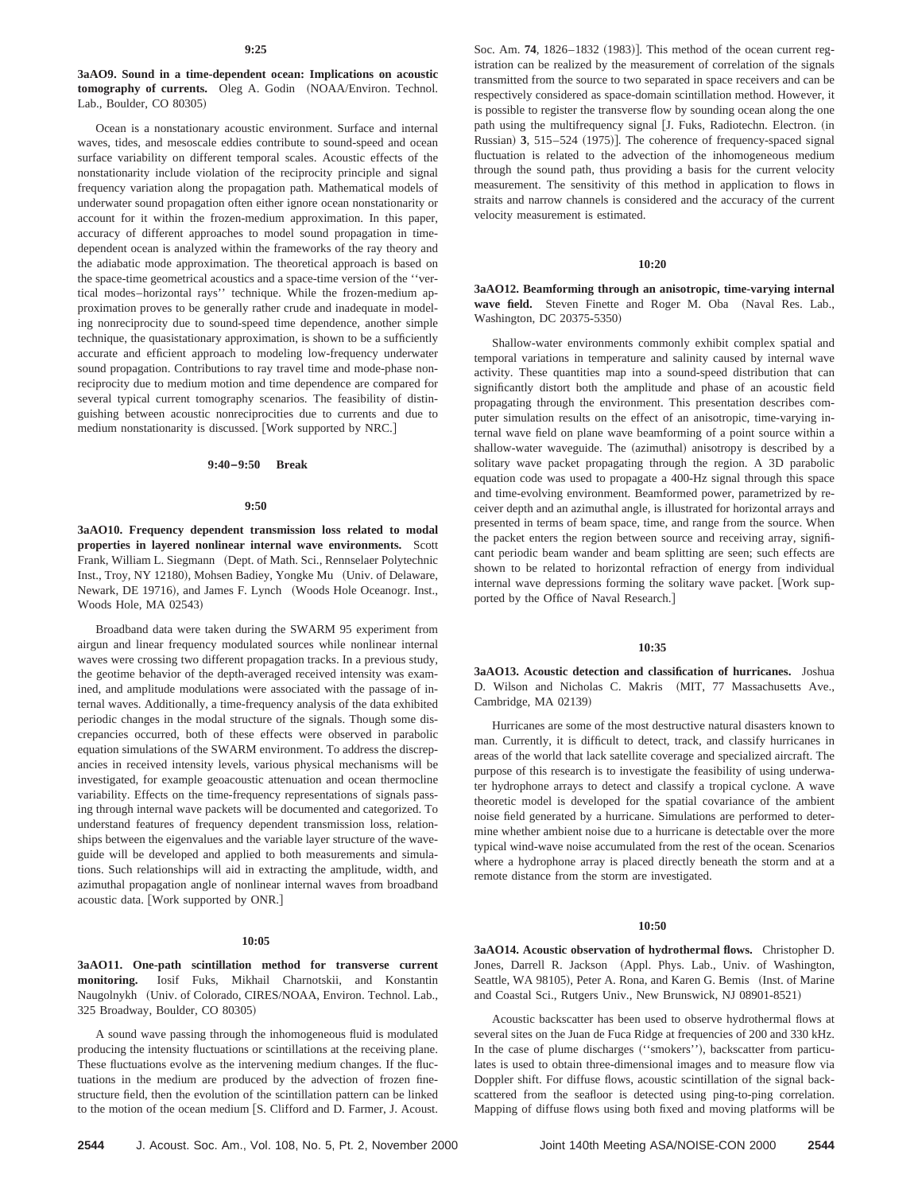**9:25**

**3aAO9. Sound in a time-dependent ocean: Implications on acoustic tomography of currents.** Oleg A. Godin (NOAA/Environ. Technol. Lab., Boulder, CO 80305)

Ocean is a nonstationary acoustic environment. Surface and internal waves, tides, and mesoscale eddies contribute to sound-speed and ocean surface variability on different temporal scales. Acoustic effects of the nonstationarity include violation of the reciprocity principle and signal frequency variation along the propagation path. Mathematical models of underwater sound propagation often either ignore ocean nonstationarity or account for it within the frozen-medium approximation. In this paper, accuracy of different approaches to model sound propagation in time-dependent ocean is analyzed within the frameworks of the ray theory and the adiabatic mode approximation. The theoretical approach is based on the space-time geometrical acoustics and a space-time version of the ''vertical modes–horizontal rays'' technique. While the frozen-medium approximation proves to be generally rather crude and inadequate in modeling nonreciprocity due to sound-speed time dependence, another simple technique, the quasistationary approximation, is shown to be a sufficiently accurate and efficient approach to modeling low-frequency underwater sound propagation. Contributions to ray travel time and mode-phase nonreciprocity due to medium motion and time dependence are compared for several typical current tomography scenarios. The feasibility of distinguishing between acoustic nonreciprocities due to currents and due to medium nonstationarity is discussed. [Work supported by NRC.]

**9:40–9:50 Break**

**9:50**

**3aAO10. Frequency dependent transmission loss related to modal properties in layered nonlinear internal wave environments.** Scott Frank, William L. Siegmann (Dept. of Math. Sci., Rennselaer Polytechnic Inst., Troy, NY 12180), Mohsen Badiey, Yongke Mu (Univ. of Delaware, Newark, DE 19716), and James F. Lynch (Woods Hole Oceanogr. Inst., Woods Hole, MA 02543)

Broadband data were taken during the SWARM 95 experiment from airgun and linear frequency modulated sources while nonlinear internal waves were crossing two different propagation tracks. In a previous study, the geotime behavior of the depth-averaged received intensity was examined, and amplitude modulations were associated with the passage of internal waves. Additionally, a time-frequency analysis of the data exhibited periodic changes in the modal structure of the signals. Though some discrepancies occurred, both of these effects were observed in parabolic equation simulations of the SWARM environment. To address the discrepancies in received intensity levels, various physical mechanisms will be investigated, for example geoacoustic attenuation and ocean thermocline variability. Effects on the time-frequency representations of signals passing through internal wave packets will be documented and categorized. To understand features of frequency dependent transmission loss, relationships between the eigenvalues and the variable layer structure of the waveguide will be developed and applied to both measurements and simulations. Such relationships will aid in extracting the amplitude, width, and azimuthal propagation angle of nonlinear internal waves from broadband acoustic data. [Work supported by ONR.]

**10:05**

**3aAO11. One-path scintillation method for transverse current monitoring.** Iosif Fuks, Mikhail Charnotskii, and Konstantin Naugolnykh (Univ. of Colorado, CIRES/NOAA, Environ. Technol. Lab., 325 Broadway, Boulder, CO 80305)

A sound wave passing through the inhomogeneous fluid is modulated producing the intensity fluctuations or scintillations at the receiving plane. These fluctuations evolve as the intervening medium changes. If the fluctuations in the medium are produced by the advection of frozen fine-structure field, then the evolution of the scintillation pattern can be linked to the motion of the ocean medium [S. Clifford and D. Farmer, J. Acoust. Soc. Am. **74**, 1826–1832 (1983)]. This method of the ocean current registration can be realized by the measurement of correlation of the signals transmitted from the source to two separated in space receivers and can be respectively considered as space-domain scintillation method. However, it is possible to register the transverse flow by sounding ocean along the one path using the multifrequency signal [J. Fuks, Radiotechn. Electron. (in Russian) **3**, 515–524 (1975)]. The coherence of frequency-spaced signal fluctuation is related to the advection of the inhomogeneous medium through the sound path, thus providing a basis for the current velocity measurement. The sensitivity of this method in application to flows in straits and narrow channels is considered and the accuracy of the current velocity measurement is estimated.

**10:20**

**3aAO12. Beamforming through an anisotropic, time-varying internal wave field.** Steven Finette and Roger M. Oba (Naval Res. Lab., Washington, DC 20375-5350)

Shallow-water environments commonly exhibit complex spatial and temporal variations in temperature and salinity caused by internal wave activity. These quantities map into a sound-speed distribution that can significantly distort both the amplitude and phase of an acoustic field propagating through the environment. This presentation describes computer simulation results on the effect of an anisotropic, time-varying internal wave field on plane wave beamforming of a point source within a shallow-water waveguide. The (azimuthal) anisotropy is described by a solitary wave packet propagating through the region. A 3D parabolic equation code was used to propagate a 400-Hz signal through this space and time-evolving environment. Beamformed power, parametrized by receiver depth and an azimuthal angle, is illustrated for horizontal arrays and presented in terms of beam space, time, and range from the source. When the packet enters the region between source and receiving array, significant periodic beam wander and beam splitting are seen; such effects are shown to be related to horizontal refraction of energy from individual internal wave depressions forming the solitary wave packet. [Work supported by the Office of Naval Research.]

**10:35**

**3aAO13. Acoustic detection and classification of hurricanes.** Joshua D. Wilson and Nicholas C. Makris (MIT, 77 Massachusetts Ave., Cambridge, MA 02139)

Hurricanes are some of the most destructive natural disasters known to man. Currently, it is difficult to detect, track, and classify hurricanes in areas of the world that lack satellite coverage and specialized aircraft. The purpose of this research is to investigate the feasibility of using underwater hydrophone arrays to detect and classify a tropical cyclone. A wave theoretic model is developed for the spatial covariance of the ambient noise field generated by a hurricane. Simulations are performed to determine whether ambient noise due to a hurricane is detectable over the more typical wind-wave noise accumulated from the rest of the ocean. Scenarios where a hydrophone array is placed directly beneath the storm and at a remote distance from the storm are investigated.

**10:50**

**3aAO14. Acoustic observation of hydrothermal flows.** Christopher D. Jones, Darrell R. Jackson (Appl. Phys. Lab., Univ. of Washington, Seattle, WA 98105), Peter A. Rona, and Karen G. Bemis (Inst. of Marine and Coastal Sci., Rutgers Univ., New Brunswick, NJ 08901-8521)

Acoustic backscatter has been used to observe hydrothermal flows at several sites on the Juan de Fuca Ridge at frequencies of 200 and 330 kHz. In the case of plume discharges (''smokers''), backscatter from particulates is used to obtain three-dimensional images and to measure flow via Doppler shift. For diffuse flows, acoustic scintillation of the signal backscattered from the seafloor is detected using ping-to-ping correlation. Mapping of diffuse flows using both fixed and moving platforms will be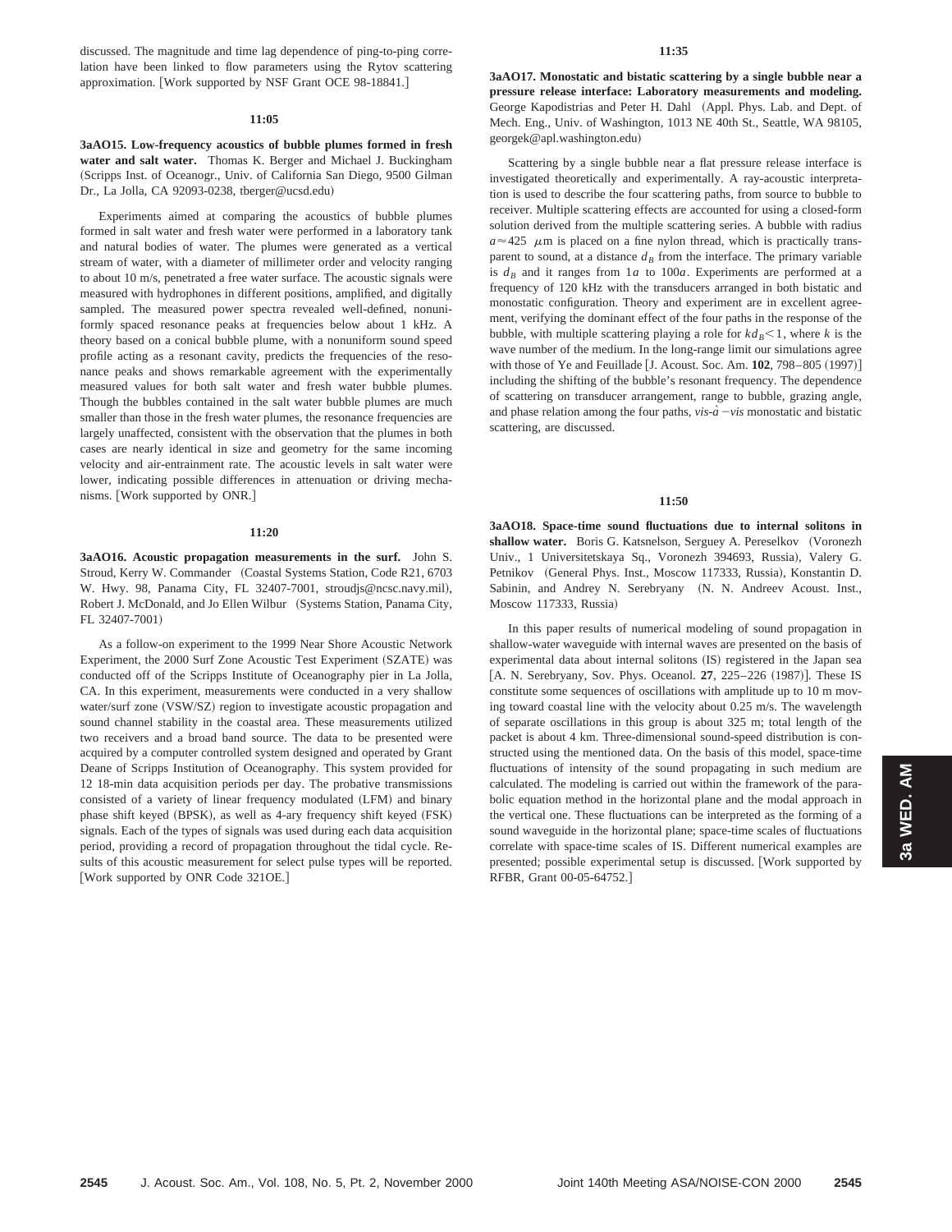discussed. The magnitude and time lag dependence of ping-to-ping correlation have been linked to flow parameters using the Rytov scattering approximation. [Work supported by NSF Grant OCE 98-18841.]

**11:05**

**3aAO15. Low-frequency acoustics of bubble plumes formed in fresh water and salt water.** Thomas K. Berger and Michael J. Buckingham (Scripps Inst. of Oceanogr., Univ. of California San Diego, 9500 Gilman Dr., La Jolla, CA 92093-0238, tberger@ucsd.edu)

Experiments aimed at comparing the acoustics of bubble plumes formed in salt water and fresh water were performed in a laboratory tank and natural bodies of water. The plumes were generated as a vertical stream of water, with a diameter of millimeter order and velocity ranging to about 10 m/s, penetrated a free water surface. The acoustic signals were measured with hydrophones in different positions, amplified, and digitally sampled. The measured power spectra revealed well-defined, nonuniformly spaced resonance peaks at frequencies below about 1 kHz. A theory based on a conical bubble plume, with a nonuniform sound speed profile acting as a resonant cavity, predicts the frequencies of the resonance peaks and shows remarkable agreement with the experimentally measured values for both salt water and fresh water bubble plumes. Though the bubbles contained in the salt water bubble plumes are much smaller than those in the fresh water plumes, the resonance frequencies are largely unaffected, consistent with the observation that the plumes in both cases are nearly identical in size and geometry for the same incoming velocity and air-entrainment rate. The acoustic levels in salt water were lower, indicating possible differences in attenuation or driving mechanisms. [Work supported by ONR.]

**11:20**

**3aAO16. Acoustic propagation measurements in the surf.** John S. Stroud, Kerry W. Commander (Coastal Systems Station, Code R21, 6703 W. Hwy. 98, Panama City, FL 32407-7001, stroudjs@ncsc.navy.mil), Robert J. McDonald, and Jo Ellen Wilbur (Systems Station, Panama City, FL 32407-7001)

As a follow-on experiment to the 1999 Near Shore Acoustic Network Experiment, the 2000 Surf Zone Acoustic Test Experiment (SZATE) was conducted off of the Scripps Institute of Oceanography pier in La Jolla, CA. In this experiment, measurements were conducted in a very shallow water/surf zone (VSW/SZ) region to investigate acoustic propagation and sound channel stability in the coastal area. These measurements utilized two receivers and a broad band source. The data to be presented were acquired by a computer controlled system designed and operated by Grant Deane of Scripps Institution of Oceanography. This system provided for 12 18-min data acquisition periods per day. The probative transmissions consisted of a variety of linear frequency modulated (LFM) and binary phase shift keyed (BPSK), as well as 4-ary frequency shift keyed (FSK) signals. Each of the types of signals was used during each data acquisition period, providing a record of propagation throughout the tidal cycle. Results of this acoustic measurement for select pulse types will be reported. [Work supported by ONR Code 321OE.]

**11:35**

**3aAO17. Monostatic and bistatic scattering by a single bubble near a pressure release interface: Laboratory measurements and modeling.** George Kapodistrias and Peter H. Dahl (Appl. Phys. Lab. and Dept. of Mech. Eng., Univ. of Washington, 1013 NE 40th St., Seattle, WA 98105, georgek@apl.washington.edu)

Scattering by a single bubble near a flat pressure release interface is investigated theoretically and experimentally. A ray-acoustic interpretation is used to describe the four scattering paths, from source to bubble to receiver. Multiple scattering effects are accounted for using a closed-form solution derived from the multiple scattering series. A bubble with radius $a \approx 425$ $\mu$m is placed on a fine nylon thread, which is practically transparent to sound, at a distance $d_B$ from the interface. The primary variable is $d_B$ and it ranges from $1a$ to $100a$. Experiments are performed at a frequency of 120 kHz with the transducers arranged in both bistatic and monostatic configuration. Theory and experiment are in excellent agreement, verifying the dominant effect of the four paths in the response of the bubble, with multiple scattering playing a role for $kd_B < 1$, where $k$ is the wave number of the medium. In the long-range limit our simulations agree with those of Ye and Feuillade [J. Acoust. Soc. Am. **102**, 798–805 (1997)] including the shifting of the bubble's resonant frequency. The dependence of scattering on transducer arrangement, range to bubble, grazing angle, and phase relation among the four paths, *vis-à-vis* monostatic and bistatic scattering, are discussed.

**11:50**

**3aAO18. Space-time sound fluctuations due to internal solitons in shallow water.** Boris G. Katsnelson, Serguey A. Pereselkov (Voronezh Univ., 1 Universitetskaya Sq., Voronezh 394693, Russia), Valery G. Petnikov (General Phys. Inst., Moscow 117333, Russia), Konstantin D. Sabinin, and Andrey N. Serebryany (N. N. Andreev Acoust. Inst., Moscow 117333, Russia)

In this paper results of numerical modeling of sound propagation in shallow-water waveguide with internal waves are presented on the basis of experimental data about internal solitons (IS) registered in the Japan sea [A. N. Serebryany, Sov. Phys. Oceanol. **27**, 225–226 (1987)]. These IS constitute some sequences of oscillations with amplitude up to 10 m moving toward coastal line with the velocity about 0.25 m/s. The wavelength of separate oscillations in this group is about 325 m; total length of the packet is about 4 km. Three-dimensional sound-speed distribution is constructed using the mentioned data. On the basis of this model, space-time fluctuations of intensity of the sound propagating in such medium are calculated. The modeling is carried out within the framework of the parabolic equation method in the horizontal plane and the modal approach in the vertical one. These fluctuations can be interpreted as the forming of a sound waveguide in the horizontal plane; space-time scales of fluctuations correlate with space-time scales of IS. Different numerical examples are presented; possible experimental setup is discussed. [Work supported by RFBR, Grant 00-05-64752.]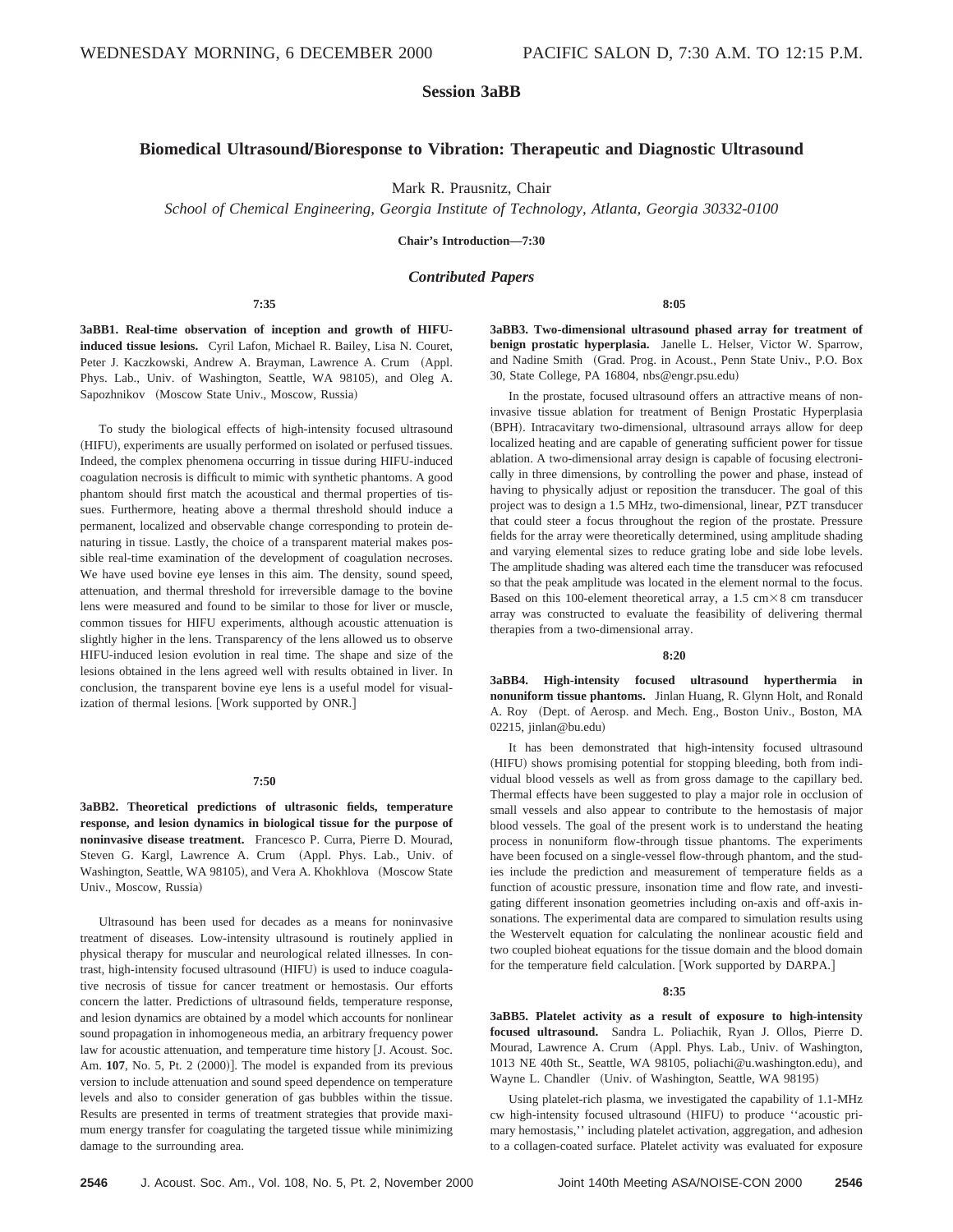WEDNESDAY MORNING, 6 DECEMBER 2000 PACIFIC SALON D, 7:30 A.M. TO 12:15 P.M.

## Session 3aBB

## Biomedical Ultrasound/Bioresponse to Vibration: Therapeutic and Diagnostic Ultrasound

Mark R. Prausnitz, Chair

*School of Chemical Engineering, Georgia Institute of Technology, Atlanta, Georgia 30332-0100*

**Chair's Introduction—7:30**

### *Contributed Papers*

**7:35**

**3aBB1. Real-time observation of inception and growth of HIFU-induced tissue lesions.** Cyril Lafon, Michael R. Bailey, Lisa N. Couret, Peter J. Kaczkowski, Andrew A. Brayman, Lawrence A. Crum (Appl. Phys. Lab., Univ. of Washington, Seattle, WA 98105), and Oleg A. Sapozhnikov (Moscow State Univ., Moscow, Russia)

To study the biological effects of high-intensity focused ultrasound (HIFU), experiments are usually performed on isolated or perfused tissues. Indeed, the complex phenomena occurring in tissue during HIFU-induced coagulation necrosis is difficult to mimic with synthetic phantoms. A good phantom should first match the acoustical and thermal properties of tissues. Furthermore, heating above a thermal threshold should induce a permanent, localized and observable change corresponding to protein denaturing in tissue. Lastly, the choice of a transparent material makes possible real-time examination of the development of coagulation necroses. We have used bovine eye lenses in this aim. The density, sound speed, attenuation, and thermal threshold for irreversible damage to the bovine lens were measured and found to be similar to those for liver or muscle, common tissues for HIFU experiments, although acoustic attenuation is slightly higher in the lens. Transparency of the lens allowed us to observe HIFU-induced lesion evolution in real time. The shape and size of the lesions obtained in the lens agreed well with results obtained in liver. In conclusion, the transparent bovine eye lens is a useful model for visualization of thermal lesions. [Work supported by ONR.]

**7:50**

**3aBB2. Theoretical predictions of ultrasonic fields, temperature response, and lesion dynamics in biological tissue for the purpose of noninvasive disease treatment.** Francesco P. Curra, Pierre D. Mourad, Steven G. Kargl, Lawrence A. Crum (Appl. Phys. Lab., Univ. of Washington, Seattle, WA 98105), and Vera A. Khokhlova (Moscow State Univ., Moscow, Russia)

Ultrasound has been used for decades as a means for noninvasive treatment of diseases. Low-intensity ultrasound is routinely applied in physical therapy for muscular and neurological related illnesses. In contrast, high-intensity focused ultrasound (HIFU) is used to induce coagulative necrosis of tissue for cancer treatment or hemostasis. Our efforts concern the latter. Predictions of ultrasound fields, temperature response, and lesion dynamics are obtained by a model which accounts for nonlinear sound propagation in inhomogeneous media, an arbitrary frequency power law for acoustic attenuation, and temperature time history [J. Acoust. Soc. Am. **107**, No. 5, Pt. 2 (2000)]. The model is expanded from its previous version to include attenuation and sound speed dependence on temperature levels and also to consider generation of gas bubbles within the tissue. Results are presented in terms of treatment strategies that provide maximum energy transfer for coagulating the targeted tissue while minimizing damage to the surrounding area.

**8:05**

**3aBB3. Two-dimensional ultrasound phased array for treatment of benign prostatic hyperplasia.** Janelle L. Helser, Victor W. Sparrow, and Nadine Smith (Grad. Prog. in Acoust., Penn State Univ., P.O. Box 30, State College, PA 16804, nbs@engr.psu.edu)

In the prostate, focused ultrasound offers an attractive means of noninvasive tissue ablation for treatment of Benign Prostatic Hyperplasia (BPH). Intracavitary two-dimensional, ultrasound arrays allow for deep localized heating and are capable of generating sufficient power for tissue ablation. A two-dimensional array design is capable of focusing electronically in three dimensions, by controlling the power and phase, instead of having to physically adjust or reposition the transducer. The goal of this project was to design a 1.5 MHz, two-dimensional, linear, PZT transducer that could steer a focus throughout the region of the prostate. Pressure fields for the array were theoretically determined, using amplitude shading and varying elemental sizes to reduce grating lobe and side lobe levels. The amplitude shading was altered each time the transducer was refocused so that the peak amplitude was located in the element normal to the focus. Based on this 100-element theoretical array, a 1.5 cm$\times$8 cm transducer array was constructed to evaluate the feasibility of delivering thermal therapies from a two-dimensional array.

**8:20**

**3aBB4. High-intensity focused ultrasound hyperthermia in nonuniform tissue phantoms.** Jinlan Huang, R. Glynn Holt, and Ronald A. Roy (Dept. of Aerosp. and Mech. Eng., Boston Univ., Boston, MA 02215, jinlan@bu.edu)

It has been demonstrated that high-intensity focused ultrasound (HIFU) shows promising potential for stopping bleeding, both from individual blood vessels as well as from gross damage to the capillary bed. Thermal effects have been suggested to play a major role in occlusion of small vessels and also appear to contribute to the hemostasis of major blood vessels. The goal of the present work is to understand the heating process in nonuniform flow-through tissue phantoms. The experiments have been focused on a single-vessel flow-through phantom, and the studies include the prediction and measurement of temperature fields as a function of acoustic pressure, insonation time and flow rate, and investigating different insonation geometries including on-axis and off-axis insonations. The experimental data are compared to simulation results using the Westervelt equation for calculating the nonlinear acoustic field and two coupled bioheat equations for the tissue domain and the blood domain for the temperature field calculation. [Work supported by DARPA.]

**8:35**

**3aBB5. Platelet activity as a result of exposure to high-intensity focused ultrasound.** Sandra L. Poliachik, Ryan J. Ollos, Pierre D. Mourad, Lawrence A. Crum (Appl. Phys. Lab., Univ. of Washington, 1013 NE 40th St., Seattle, WA 98105, poliachi@u.washington.edu), and Wayne L. Chandler (Univ. of Washington, Seattle, WA 98195)

Using platelet-rich plasma, we investigated the capability of 1.1-MHz cw high-intensity focused ultrasound (HIFU) to produce ''acoustic primary hemostasis,'' including platelet activation, aggregation, and adhesion to a collagen-coated surface. Platelet activity was evaluated for exposure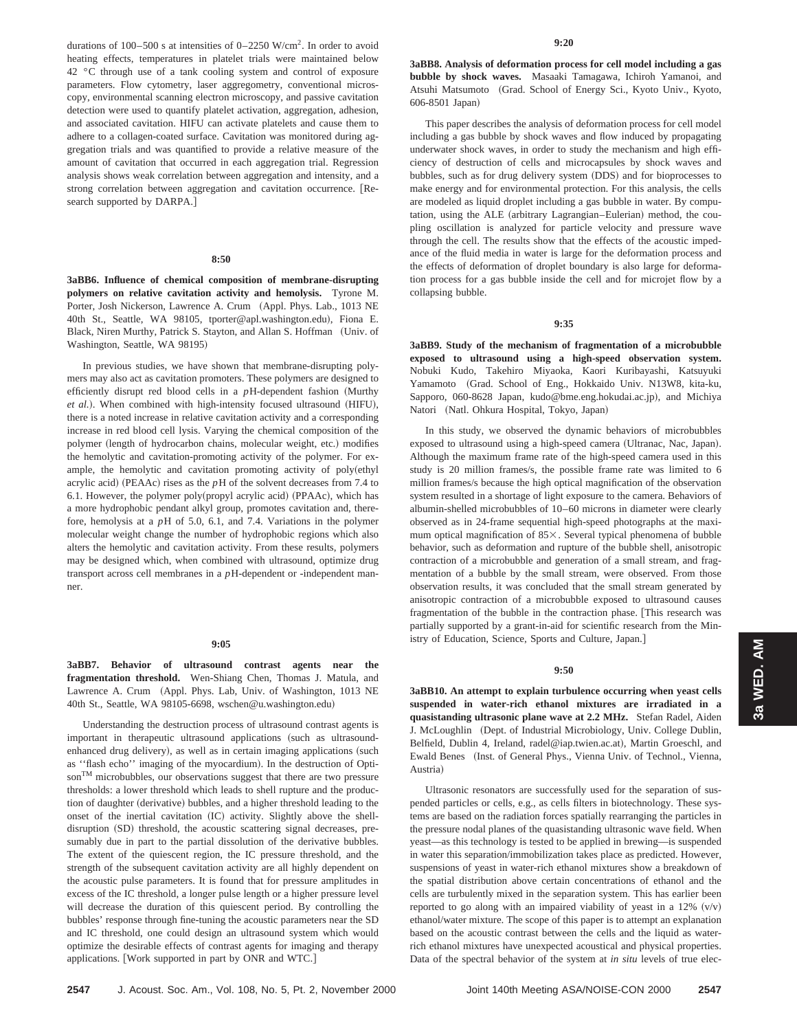durations of 100–500 s at intensities of 0–2250 W/cm$^2$. In order to avoid heating effects, temperatures in platelet trials were maintained below 42 °C through use of a tank cooling system and control of exposure parameters. Flow cytometry, laser aggregometry, conventional microscopy, environmental scanning electron microscopy, and passive cavitation detection were used to quantify platelet activation, aggregation, adhesion, and associated cavitation. HIFU can activate platelets and cause them to adhere to a collagen-coated surface. Cavitation was monitored during aggregation trials and was quantified to provide a relative measure of the amount of cavitation that occurred in each aggregation trial. Regression analysis shows weak correlation between aggregation and intensity, and a strong correlation between aggregation and cavitation occurrence. [Research supported by DARPA.]

**8:50**

**3aBB6. Influence of chemical composition of membrane-disrupting polymers on relative cavitation activity and hemolysis.** Tyrone M. Porter, Josh Nickerson, Lawrence A. Crum (Appl. Phys. Lab., 1013 NE 40th St., Seattle, WA 98105, tporter@apl.washington.edu), Fiona E. Black, Niren Murthy, Patrick S. Stayton, and Allan S. Hoffman (Univ. of Washington, Seattle, WA 98195)

In previous studies, we have shown that membrane-disrupting polymers may also act as cavitation promoters. These polymers are designed to efficiently disrupt red blood cells in a *p*H-dependent fashion (Murthy *et al.*). When combined with high-intensity focused ultrasound (HIFU), there is a noted increase in relative cavitation activity and a corresponding increase in red blood cell lysis. Varying the chemical composition of the polymer (length of hydrocarbon chains, molecular weight, etc.) modifies the hemolytic and cavitation-promoting activity of the polymer. For example, the hemolytic and cavitation promoting activity of poly(ethyl acrylic acid) (PEAAc) rises as the *p*H of the solvent decreases from 7.4 to 6.1. However, the polymer poly(propyl acrylic acid) (PPAAc), which has a more hydrophobic pendant alkyl group, promotes cavitation and, therefore, hemolysis at a *p*H of 5.0, 6.1, and 7.4. Variations in the polymer molecular weight change the number of hydrophobic regions which also alters the hemolytic and cavitation activity. From these results, polymers may be designed which, when combined with ultrasound, optimize drug transport across cell membranes in a *p*H-dependent or -independent manner.

**9:05**

**3aBB7. Behavior of ultrasound contrast agents near the fragmentation threshold.** Wen-Shiang Chen, Thomas J. Matula, and Lawrence A. Crum (Appl. Phys. Lab, Univ. of Washington, 1013 NE 40th St., Seattle, WA 98105-6698, wschen@u.washington.edu)

Understanding the destruction process of ultrasound contrast agents is important in therapeutic ultrasound applications (such as ultrasound-enhanced drug delivery), as well as in certain imaging applications (such as ''flash echo'' imaging of the myocardium). In the destruction of Optison™ microbubbles, our observations suggest that there are two pressure thresholds: a lower threshold which leads to shell rupture and the production of daughter (derivative) bubbles, and a higher threshold leading to the onset of the inertial cavitation (IC) activity. Slightly above the shell-disruption (SD) threshold, the acoustic scattering signal decreases, presumably due in part to the partial dissolution of the derivative bubbles. The extent of the quiescent region, the IC pressure threshold, and the strength of the subsequent cavitation activity are all highly dependent on the acoustic pulse parameters. It is found that for pressure amplitudes in excess of the IC threshold, a longer pulse length or a higher pressure level will decrease the duration of this quiescent period. By controlling the bubbles' response through fine-tuning the acoustic parameters near the SD and IC threshold, one could design an ultrasound system which would optimize the desirable effects of contrast agents for imaging and therapy applications. [Work supported in part by ONR and WTC.]

**9:20**

**3aBB8. Analysis of deformation process for cell model including a gas bubble by shock waves.** Masaaki Tamagawa, Ichiroh Yamanoi, and Atsuhi Matsumoto (Grad. School of Energy Sci., Kyoto Univ., Kyoto, 606-8501 Japan)

This paper describes the analysis of deformation process for cell model including a gas bubble by shock waves and flow induced by propagating underwater shock waves, in order to study the mechanism and high efficiency of destruction of cells and microcapsules by shock waves and bubbles, such as for drug delivery system (DDS) and for bioprocesses to make energy and for environmental protection. For this analysis, the cells are modeled as liquid droplet including a gas bubble in water. By computation, using the ALE (arbitrary Lagrangian–Eulerian) method, the coupling oscillation is analyzed for particle velocity and pressure wave through the cell. The results show that the effects of the acoustic impedance of the fluid media in water is large for the deformation process and the effects of deformation of droplet boundary is also large for deformation process for a gas bubble inside the cell and for microjet flow by a collapsing bubble.

**9:35**

**3aBB9. Study of the mechanism of fragmentation of a microbubble exposed to ultrasound using a high-speed observation system.** Nobuki Kudo, Takehiro Miyaoka, Kaori Kuribayashi, Katsuyuki Yamamoto (Grad. School of Eng., Hokkaido Univ. N13W8, kita-ku, Sapporo, 060-8628 Japan, kudo@bme.eng.hokudai.ac.jp), and Michiya Natori (Natl. Ohkura Hospital, Tokyo, Japan)

In this study, we observed the dynamic behaviors of microbubbles exposed to ultrasound using a high-speed camera (Ultranac, Nac, Japan). Although the maximum frame rate of the high-speed camera used in this study is 20 million frames/s, the possible frame rate was limited to 6 million frames/s because the high optical magnification of the observation system resulted in a shortage of light exposure to the camera. Behaviors of albumin-shelled microbubbles of 10–60 microns in diameter were clearly observed as in 24-frame sequential high-speed photographs at the maximum optical magnification of 85×. Several typical phenomena of bubble behavior, such as deformation and rupture of the bubble shell, anisotropic contraction of a microbubble and generation of a small stream, and fragmentation of a bubble by the small stream, were observed. From those observation results, it was concluded that the small stream generated by anisotropic contraction of a microbubble exposed to ultrasound causes fragmentation of the bubble in the contraction phase. [This research was partially supported by a grant-in-aid for scientific research from the Ministry of Education, Science, Sports and Culture, Japan.]

**9:50**

**3aBB10. An attempt to explain turbulence occurring when yeast cells suspended in water-rich ethanol mixtures are irradiated in a quasistanding ultrasonic plane wave at 2.2 MHz.** Stefan Radel, Aiden J. McLoughlin (Dept. of Industrial Microbiology, Univ. College Dublin, Belfield, Dublin 4, Ireland, radel@iap.twien.ac.at), Martin Groeschl, and Ewald Benes (Inst. of General Phys., Vienna Univ. of Technol., Vienna, Austria)

Ultrasonic resonators are successfully used for the separation of suspended particles or cells, e.g., as cells filters in biotechnology. These systems are based on the radiation forces spatially rearranging the particles in the pressure nodal planes of the quasistanding ultrasonic wave field. When yeast—as this technology is tested to be applied in brewing—is suspended in water this separation/immobilization takes place as predicted. However, suspensions of yeast in water-rich ethanol mixtures show a breakdown of the spatial distribution above certain concentrations of ethanol and the cells are turbulently mixed in the separation system. This has earlier been reported to go along with an impaired viability of yeast in a 12% (v/v) ethanol/water mixture. The scope of this paper is to attempt an explanation based on the acoustic contrast between the cells and the liquid as water-rich ethanol mixtures have unexpected acoustical and physical properties. Data of the spectral behavior of the system at *in situ* levels of true elec-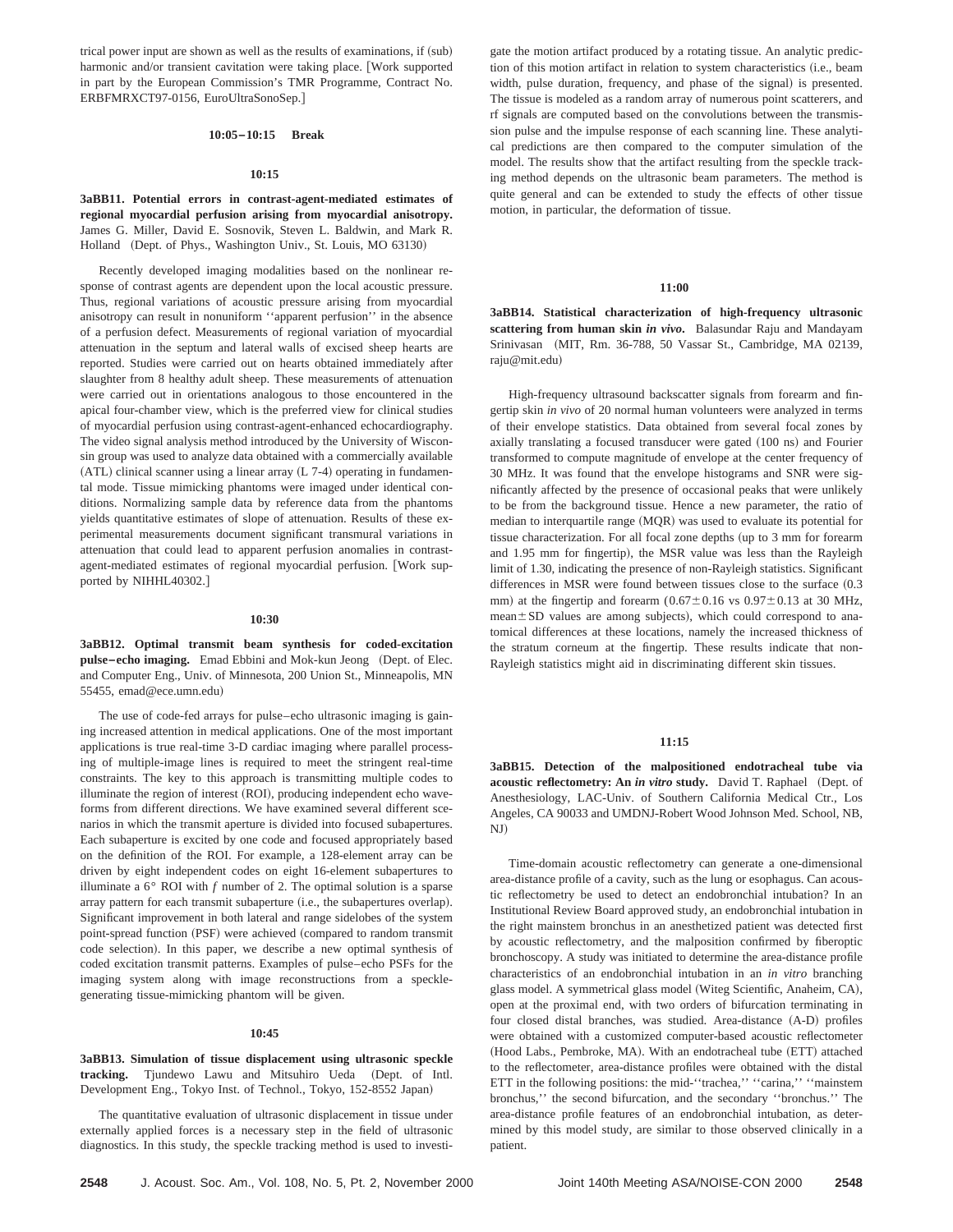trical power input are shown as well as the results of examinations, if (sub) harmonic and/or transient cavitation were taking place. [Work supported in part by the European Commission's TMR Programme, Contract No. ERBFMRXCT97-0156, EuroUltraSonoSep.]

**10:05–10:15 Break**

**10:15**

**3aBB11. Potential errors in contrast-agent-mediated estimates of regional myocardial perfusion arising from myocardial anisotropy.** James G. Miller, David E. Sosnovik, Steven L. Baldwin, and Mark R. Holland (Dept. of Phys., Washington Univ., St. Louis, MO 63130)

Recently developed imaging modalities based on the nonlinear response of contrast agents are dependent upon the local acoustic pressure. Thus, regional variations of acoustic pressure arising from myocardial anisotropy can result in nonuniform ''apparent perfusion'' in the absence of a perfusion defect. Measurements of regional variation of myocardial attenuation in the septum and lateral walls of excised sheep hearts are reported. Studies were carried out on hearts obtained immediately after slaughter from 8 healthy adult sheep. These measurements of attenuation were carried out in orientations analogous to those encountered in the apical four-chamber view, which is the preferred view for clinical studies of myocardial perfusion using contrast-agent-enhanced echocardiography. The video signal analysis method introduced by the University of Wisconsin group was used to analyze data obtained with a commercially available (ATL) clinical scanner using a linear array (L 7-4) operating in fundamental mode. Tissue mimicking phantoms were imaged under identical conditions. Normalizing sample data by reference data from the phantoms yields quantitative estimates of slope of attenuation. Results of these experimental measurements document significant transmural variations in attenuation that could lead to apparent perfusion anomalies in contrast-agent-mediated estimates of regional myocardial perfusion. [Work supported by NIHHL40302.]

**10:30**

**3aBB12. Optimal transmit beam synthesis for coded-excitation pulse–echo imaging.** Emad Ebbini and Mok-kun Jeong (Dept. of Elec. and Computer Eng., Univ. of Minnesota, 200 Union St., Minneapolis, MN 55455, emad@ece.umn.edu)

The use of code-fed arrays for pulse–echo ultrasonic imaging is gaining increased attention in medical applications. One of the most important applications is true real-time 3-D cardiac imaging where parallel processing of multiple-image lines is required to meet the stringent real-time constraints. The key to this approach is transmitting multiple codes to illuminate the region of interest (ROI), producing independent echo waveforms from different directions. We have examined several different scenarios in which the transmit aperture is divided into focused subapertures. Each subaperture is excited by one code and focused appropriately based on the definition of the ROI. For example, a 128-element array can be driven by eight independent codes on eight 16-element subapertures to illuminate a 6° ROI with $f$ number of 2. The optimal solution is a sparse array pattern for each transmit subaperture (i.e., the subapertures overlap). Significant improvement in both lateral and range sidelobes of the system point-spread function (PSF) were achieved (compared to random transmit code selection). In this paper, we describe a new optimal synthesis of coded excitation transmit patterns. Examples of pulse–echo PSFs for the imaging system along with image reconstructions from a speckle-generating tissue-mimicking phantom will be given.

**10:45**

**3aBB13. Simulation of tissue displacement using ultrasonic speckle tracking.** Tjundewo Lawu and Mitsuhiro Ueda (Dept. of Intl. Development Eng., Tokyo Inst. of Technol., Tokyo, 152-8552 Japan)

The quantitative evaluation of ultrasonic displacement in tissue under externally applied forces is a necessary step in the field of ultrasonic diagnostics. In this study, the speckle tracking method is used to investigate the motion artifact produced by a rotating tissue. An analytic prediction of this motion artifact in relation to system characteristics (i.e., beam width, pulse duration, frequency, and phase of the signal) is presented. The tissue is modeled as a random array of numerous point scatterers, and rf signals are computed based on the convolutions between the transmission pulse and the impulse response of each scanning line. These analytical predictions are then compared to the computer simulation of the model. The results show that the artifact resulting from the speckle tracking method depends on the ultrasonic beam parameters. The method is quite general and can be extended to study the effects of other tissue motion, in particular, the deformation of tissue.

**11:00**

**3aBB14. Statistical characterization of high-frequency ultrasonic scattering from human skin *in vivo*.** Balasundar Raju and Mandayam Srinivasan (MIT, Rm. 36-788, 50 Vassar St., Cambridge, MA 02139, raju@mit.edu)

High-frequency ultrasound backscatter signals from forearm and fingertip skin *in vivo* of 20 normal human volunteers were analyzed in terms of their envelope statistics. Data obtained from several focal zones by axially translating a focused transducer were gated (100 ns) and Fourier transformed to compute magnitude of envelope at the center frequency of 30 MHz. It was found that the envelope histograms and SNR were significantly affected by the presence of occasional peaks that were unlikely to be from the background tissue. Hence a new parameter, the ratio of median to interquartile range (MQR) was used to evaluate its potential for tissue characterization. For all focal zone depths (up to 3 mm for forearm and 1.95 mm for fingertip), the MSR value was less than the Rayleigh limit of 1.30, indicating the presence of non-Rayleigh statistics. Significant differences in MSR were found between tissues close to the surface (0.3 mm) at the fingertip and forearm ($0.67 \pm 0.16$ vs $0.97 \pm 0.13$ at 30 MHz, mean$\pm$SD values are among subjects), which could correspond to anatomical differences at these locations, namely the increased thickness of the stratum corneum at the fingertip. These results indicate that non-Rayleigh statistics might aid in discriminating different skin tissues.

**11:15**

**3aBB15. Detection of the malpositioned endotracheal tube via acoustic reflectometry: An *in vitro* study.** David T. Raphael (Dept. of Anesthesiology, LAC-Univ. of Southern California Medical Ctr., Los Angeles, CA 90033 and UMDNJ-Robert Wood Johnson Med. School, NB, NJ)

Time-domain acoustic reflectometry can generate a one-dimensional area-distance profile of a cavity, such as the lung or esophagus. Can acoustic reflectometry be used to detect an endobronchial intubation? In an Institutional Review Board approved study, an endobronchial intubation in the right mainstem bronchus in an anesthetized patient was detected first by acoustic reflectometry, and the malposition confirmed by fiberoptic bronchoscopy. A study was initiated to determine the area-distance profile characteristics of an endobronchial intubation in an *in vitro* branching glass model. A symmetrical glass model (Witeg Scientific, Anaheim, CA), open at the proximal end, with two orders of bifurcation terminating in four closed distal branches, was studied. Area-distance (A-D) profiles were obtained with a customized computer-based acoustic reflectometer (Hood Labs., Pembroke, MA). With an endotracheal tube (ETT) attached to the reflectometer, area-distance profiles were obtained with the distal ETT in the following positions: the mid-''trachea,'' ''carina,'' ''mainstem bronchus,'' the second bifurcation, and the secondary ''bronchus.'' The area-distance profile features of an endobronchial intubation, as determined by this model study, are similar to those observed clinically in a patient.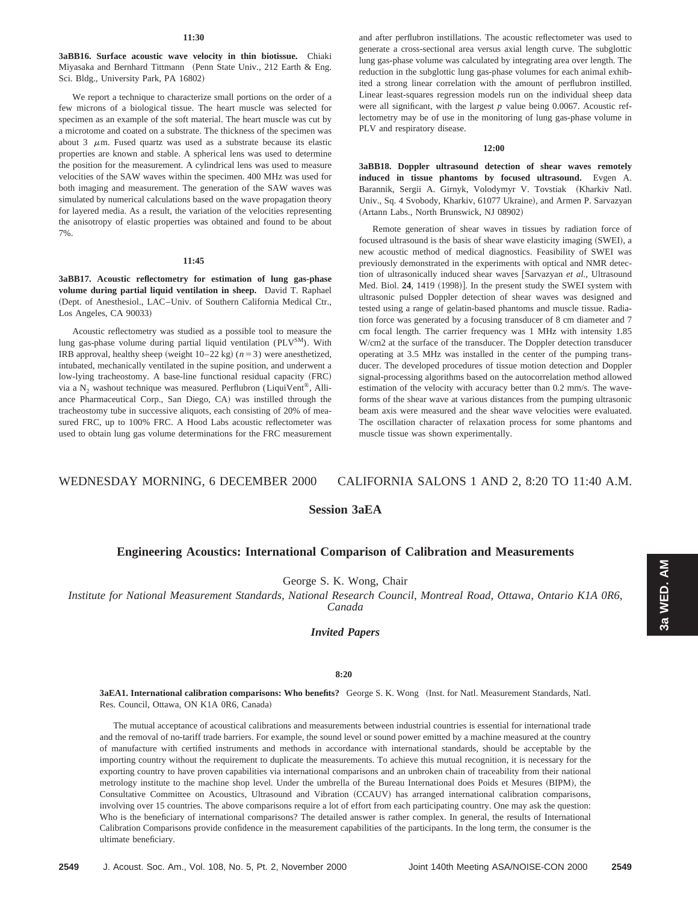**11:30**

**3aBB16. Surface acoustic wave velocity in thin biotissue.** Chiaki Miyasaka and Bernhard Tittmann (Penn State Univ., 212 Earth & Eng. Sci. Bldg., University Park, PA 16802)

We report a technique to characterize small portions on the order of a few microns of a biological tissue. The heart muscle was selected for specimen as an example of the soft material. The heart muscle was cut by a microtome and coated on a substrate. The thickness of the specimen was about 3 $\mu$m. Fused quartz was used as a substrate because its elastic properties are known and stable. A spherical lens was used to determine the position for the measurement. A cylindrical lens was used to measure velocities of the SAW waves within the specimen. 400 MHz was used for both imaging and measurement. The generation of the SAW waves was simulated by numerical calculations based on the wave propagation theory for layered media. As a result, the variation of the velocities representing the anisotropy of elastic properties was obtained and found to be about 7%.

**11:45**

**3aBB17. Acoustic reflectometry for estimation of lung gas-phase volume during partial liquid ventilation in sheep.** David T. Raphael (Dept. of Anesthesiol., LAC–Univ. of Southern California Medical Ctr., Los Angeles, CA 90033)

Acoustic reflectometry was studied as a possible tool to measure the lung gas-phase volume during partial liquid ventilation (PLV$^{SM}$). With IRB approval, healthy sheep (weight 10–22 kg) ($n=3$) were anesthetized, intubated, mechanically ventilated in the supine position, and underwent a low-lying tracheostomy. A base-line functional residual capacity (FRC) via a $N_2$ washout technique was measured. Perflubron (LiquiVent®, Alliance Pharmaceutical Corp., San Diego, CA) was instilled through the tracheostomy tube in successive aliquots, each consisting of 20% of measured FRC, up to 100% FRC. A Hood Labs acoustic reflectometer was used to obtain lung gas volume determinations for the FRC measurement and after perflubron instillations. The acoustic reflectometer was used to generate a cross-sectional area versus axial length curve. The subglottic lung gas-phase volume was calculated by integrating area over length. The reduction in the subglottic lung gas-phase volumes for each animal exhibited a strong linear correlation with the amount of perflubron instilled. Linear least-squares regression models run on the individual sheep data were all significant, with the largest $p$ value being 0.0067. Acoustic reflectometry may be of use in the monitoring of lung gas-phase volume in PLV and respiratory disease.

**12:00**

**3aBB18. Doppler ultrasound detection of shear waves remotely induced in tissue phantoms by focused ultrasound.** Evgen A. Barannik, Sergii A. Girnyk, Volodymyr V. Tovstiak (Kharkiv Natl. Univ., Sq. 4 Svobody, Kharkiv, 61077 Ukraine), and Armen P. Sarvazyan (Artann Labs., North Brunswick, NJ 08902)

Remote generation of shear waves in tissues by radiation force of focused ultrasound is the basis of shear wave elasticity imaging (SWEI), a new acoustic method of medical diagnostics. Feasibility of SWEI was previously demonstrated in the experiments with optical and NMR detection of ultrasonically induced shear waves [Sarvazyan *et al.*, Ultrasound Med. Biol. **24**, 1419 (1998)]. In the present study the SWEI system with ultrasonic pulsed Doppler detection of shear waves was designed and tested using a range of gelatin-based phantoms and muscle tissue. Radiation force was generated by a focusing transducer of 8 cm diameter and 7 cm focal length. The carrier frequency was 1 MHz with intensity 1.85 W/cm2 at the surface of the transducer. The Doppler detection transducer operating at 3.5 MHz was installed in the center of the pumping transducer. The developed procedures of tissue motion detection and Doppler signal-processing algorithms based on the autocorrelation method allowed estimation of the velocity with accuracy better than 0.2 mm/s. The waveforms of the shear wave at various distances from the pumping ultrasonic beam axis were measured and the shear wave velocities were evaluated. The oscillation character of relaxation process for some phantoms and muscle tissue was shown experimentally.

WEDNESDAY MORNING, 6 DECEMBER 2000 CALIFORNIA SALONS 1 AND 2, 8:20 TO 11:40 A.M.

## Session 3aEA

## Engineering Acoustics: International Comparison of Calibration and Measurements

George S. K. Wong, Chair

*Institute for National Measurement Standards, National Research Council, Montreal Road, Ottawa, Ontario K1A 0R6, Canada*

### *Invited Papers*

**8:20**

**3aEA1. International calibration comparisons: Who benefits?** George S. K. Wong (Inst. for Natl. Measurement Standards, Natl. Res. Council, Ottawa, ON K1A 0R6, Canada)

The mutual acceptance of acoustical calibrations and measurements between industrial countries is essential for international trade and the removal of no-tariff trade barriers. For example, the sound level or sound power emitted by a machine measured at the country of manufacture with certified instruments and methods in accordance with international standards, should be acceptable by the importing country without the requirement to duplicate the measurements. To achieve this mutual recognition, it is necessary for the exporting country to have proven capabilities via international comparisons and an unbroken chain of traceability from their national metrology institute to the machine shop level. Under the umbrella of the Bureau International does Poids et Mesures (BIPM), the Consultative Committee on Acoustics, Ultrasound and Vibration (CCAUV) has arranged international calibration comparisons, involving over 15 countries. The above comparisons require a lot of effort from each participating country. One may ask the question: Who is the beneficiary of international comparisons? The detailed answer is rather complex. In general, the results of International Calibration Comparisons provide confidence in the measurement capabilities of the participants. In the long term, the consumer is the ultimate beneficiary.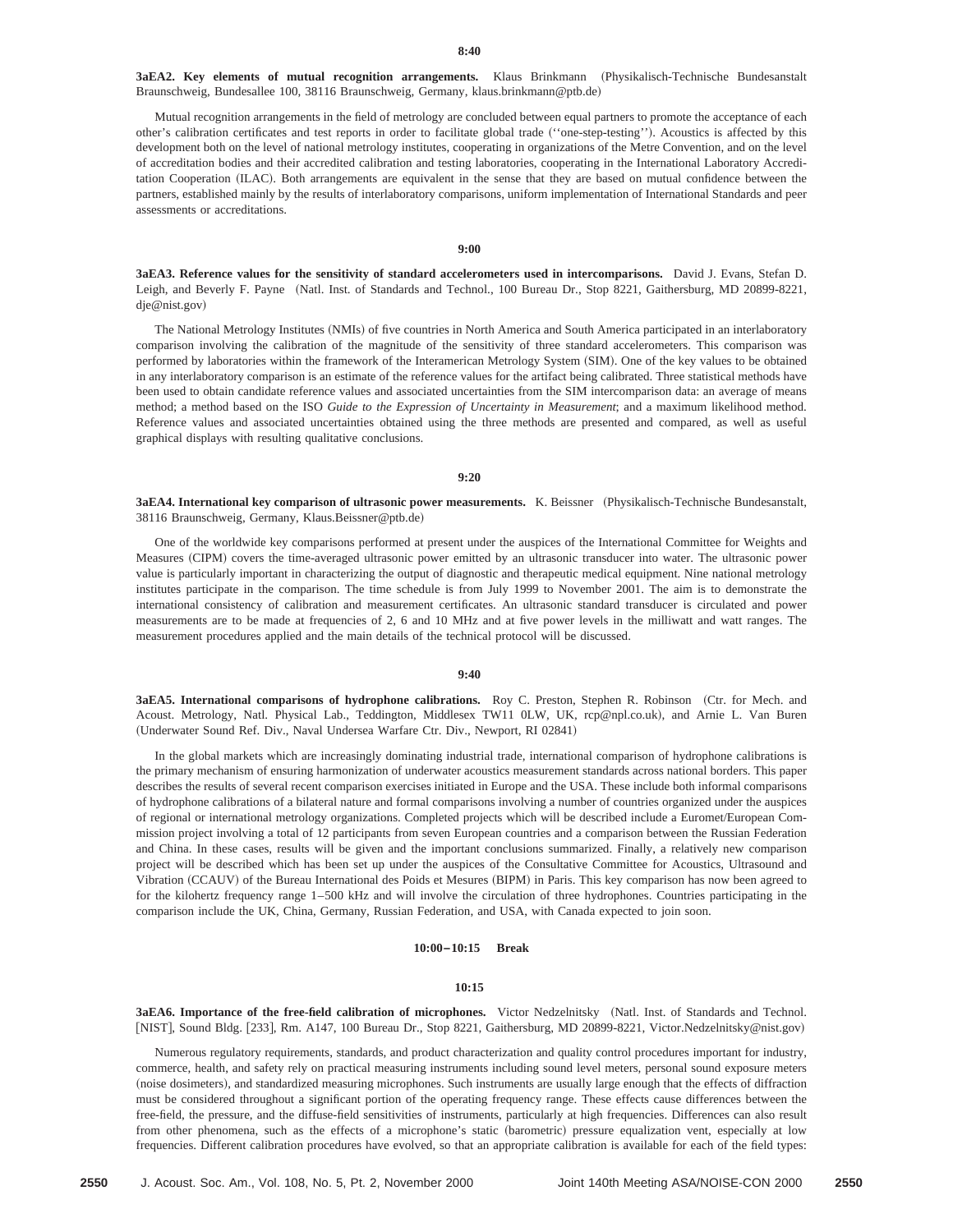**8:40**

**3aEA2. Key elements of mutual recognition arrangements.** Klaus Brinkmann (Physikalisch-Technische Bundesanstalt Braunschweig, Bundesallee 100, 38116 Braunschweig, Germany, klaus.brinkmann@ptb.de)

Mutual recognition arrangements in the field of metrology are concluded between equal partners to promote the acceptance of each other's calibration certificates and test reports in order to facilitate global trade (''one-step-testing''). Acoustics is affected by this development both on the level of national metrology institutes, cooperating in organizations of the Metre Convention, and on the level of accreditation bodies and their accredited calibration and testing laboratories, cooperating in the International Laboratory Accreditation Cooperation (ILAC). Both arrangements are equivalent in the sense that they are based on mutual confidence between the partners, established mainly by the results of interlaboratory comparisons, uniform implementation of International Standards and peer assessments or accreditations.

**9:00**

**3aEA3. Reference values for the sensitivity of standard accelerometers used in intercomparisons.** David J. Evans, Stefan D. Leigh, and Beverly F. Payne (Natl. Inst. of Standards and Technol., 100 Bureau Dr., Stop 8221, Gaithersburg, MD 20899-8221, dje@nist.gov)

The National Metrology Institutes (NMIs) of five countries in North America and South America participated in an interlaboratory comparison involving the calibration of the magnitude of the sensitivity of three standard accelerometers. This comparison was performed by laboratories within the framework of the Interamerican Metrology System (SIM). One of the key values to be obtained in any interlaboratory comparison is an estimate of the reference values for the artifact being calibrated. Three statistical methods have been used to obtain candidate reference values and associated uncertainties from the SIM intercomparison data: an average of means method; a method based on the ISO *Guide to the Expression of Uncertainty in Measurement*; and a maximum likelihood method. Reference values and associated uncertainties obtained using the three methods are presented and compared, as well as useful graphical displays with resulting qualitative conclusions.

**9:20**

**3aEA4. International key comparison of ultrasonic power measurements.** K. Beissner (Physikalisch-Technische Bundesanstalt, 38116 Braunschweig, Germany, Klaus.Beissner@ptb.de)

One of the worldwide key comparisons performed at present under the auspices of the International Committee for Weights and Measures (CIPM) covers the time-averaged ultrasonic power emitted by an ultrasonic transducer into water. The ultrasonic power value is particularly important in characterizing the output of diagnostic and therapeutic medical equipment. Nine national metrology institutes participate in the comparison. The time schedule is from July 1999 to November 2001. The aim is to demonstrate the international consistency of calibration and measurement certificates. An ultrasonic standard transducer is circulated and power measurements are to be made at frequencies of 2, 6 and 10 MHz and at five power levels in the milliwatt and watt ranges. The measurement procedures applied and the main details of the technical protocol will be discussed.

**9:40**

**3aEA5. International comparisons of hydrophone calibrations.** Roy C. Preston, Stephen R. Robinson (Ctr. for Mech. and Acoust. Metrology, Natl. Physical Lab., Teddington, Middlesex TW11 0LW, UK, rcp@npl.co.uk), and Arnie L. Van Buren (Underwater Sound Ref. Div., Naval Undersea Warfare Ctr. Div., Newport, RI 02841)

In the global markets which are increasingly dominating industrial trade, international comparison of hydrophone calibrations is the primary mechanism of ensuring harmonization of underwater acoustics measurement standards across national borders. This paper describes the results of several recent comparison exercises initiated in Europe and the USA. These include both informal comparisons of hydrophone calibrations of a bilateral nature and formal comparisons involving a number of countries organized under the auspices of regional or international metrology organizations. Completed projects which will be described include a Euromet/European Commission project involving a total of 12 participants from seven European countries and a comparison between the Russian Federation and China. In these cases, results will be given and the important conclusions summarized. Finally, a relatively new comparison project will be described which has been set up under the auspices of the Consultative Committee for Acoustics, Ultrasound and Vibration (CCAUV) of the Bureau International des Poids et Mesures (BIPM) in Paris. This key comparison has now been agreed to for the kilohertz frequency range 1–500 kHz and will involve the circulation of three hydrophones. Countries participating in the comparison include the UK, China, Germany, Russian Federation, and USA, with Canada expected to join soon.

**10:00–10:15 Break**

**10:15**

**3aEA6. Importance of the free-field calibration of microphones.** Victor Nedzelnitsky (Natl. Inst. of Standards and Technol. [NIST], Sound Bldg. [233], Rm. A147, 100 Bureau Dr., Stop 8221, Gaithersburg, MD 20899-8221, Victor.Nedzelnitsky@nist.gov)

Numerous regulatory requirements, standards, and product characterization and quality control procedures important for industry, commerce, health, and safety rely on practical measuring instruments including sound level meters, personal sound exposure meters (noise dosimeters), and standardized measuring microphones. Such instruments are usually large enough that the effects of diffraction must be considered throughout a significant portion of the operating frequency range. These effects cause differences between the free-field, the pressure, and the diffuse-field sensitivities of instruments, particularly at high frequencies. Differences can also result from other phenomena, such as the effects of a microphone's static (barometric) pressure equalization vent, especially at low frequencies. Different calibration procedures have evolved, so that an appropriate calibration is available for each of the field types: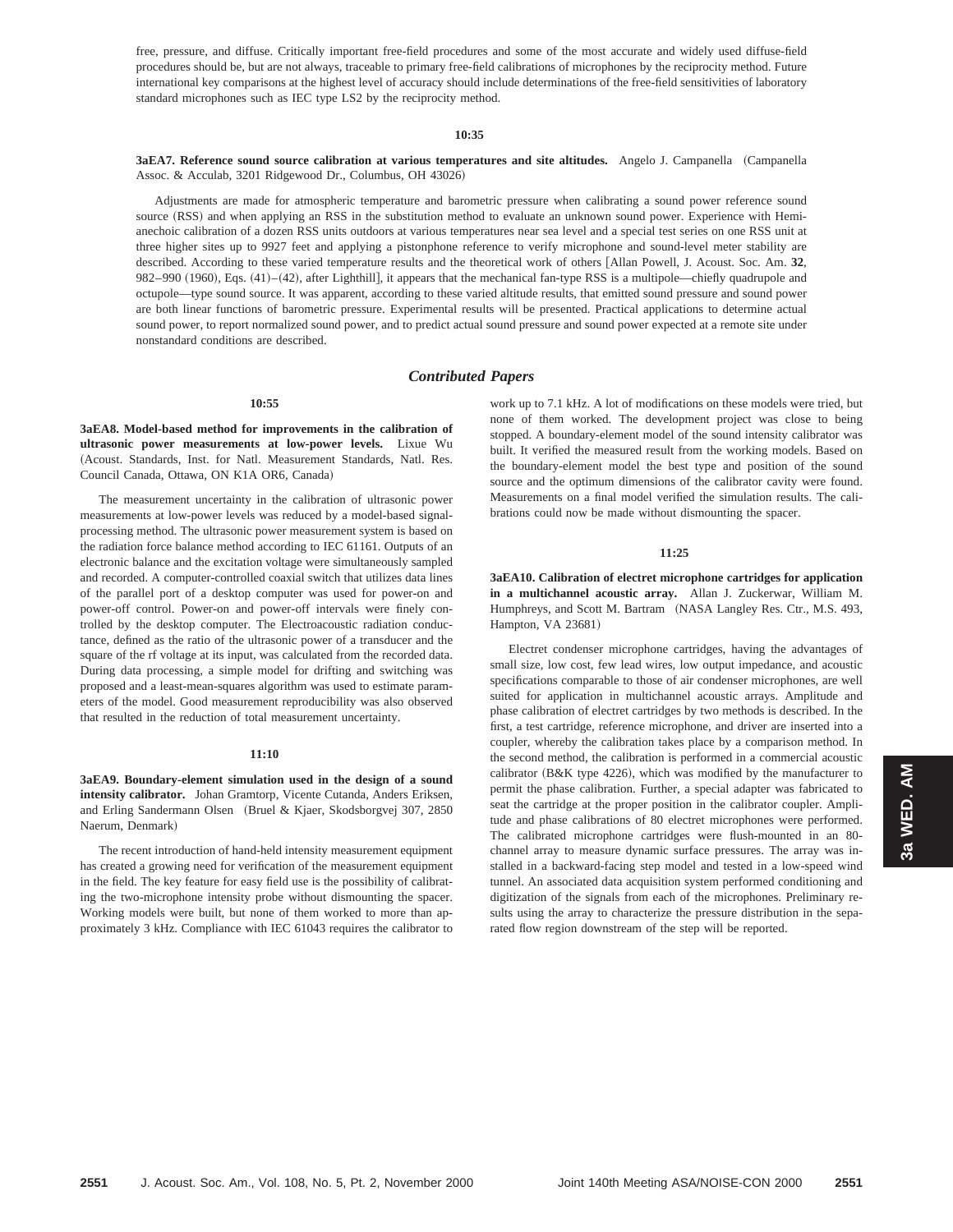free, pressure, and diffuse. Critically important free-field procedures and some of the most accurate and widely used diffuse-field procedures should be, but are not always, traceable to primary free-field calibrations of microphones by the reciprocity method. Future international key comparisons at the highest level of accuracy should include determinations of the free-field sensitivities of laboratory standard microphones such as IEC type LS2 by the reciprocity method.

**10:35**

**3aEA7. Reference sound source calibration at various temperatures and site altitudes.** Angelo J. Campanella (Campanella Assoc. & Acculab, 3201 Ridgewood Dr., Columbus, OH 43026)

Adjustments are made for atmospheric temperature and barometric pressure when calibrating a sound power reference sound source (RSS) and when applying an RSS in the substitution method to evaluate an unknown sound power. Experience with Hemi-anechoic calibration of a dozen RSS units outdoors at various temperatures near sea level and a special test series on one RSS unit at three higher sites up to 9927 feet and applying a pistonphone reference to verify microphone and sound-level meter stability are described. According to these varied temperature results and the theoretical work of others [Allan Powell, J. Acoust. Soc. Am. **32**, 982–990 (1960), Eqs. (41)–(42), after Lighthill], it appears that the mechanical fan-type RSS is a multipole—chiefly quadrupole and octupole—type sound source. It was apparent, according to these varied altitude results, that emitted sound pressure and sound power are both linear functions of barometric pressure. Experimental results will be presented. Practical applications to determine actual sound power, to report normalized sound power, and to predict actual sound pressure and sound power expected at a remote site under nonstandard conditions are described.

## *Contributed Papers*

**10:55**

**3aEA8. Model-based method for improvements in the calibration of ultrasonic power measurements at low-power levels.** Lixue Wu (Acoust. Standards, Inst. for Natl. Measurement Standards, Natl. Res. Council Canada, Ottawa, ON K1A OR6, Canada)

The measurement uncertainty in the calibration of ultrasonic power measurements at low-power levels was reduced by a model-based signal-processing method. The ultrasonic power measurement system is based on the radiation force balance method according to IEC 61161. Outputs of an electronic balance and the excitation voltage were simultaneously sampled and recorded. A computer-controlled coaxial switch that utilizes data lines of the parallel port of a desktop computer was used for power-on and power-off control. Power-on and power-off intervals were finely controlled by the desktop computer. The Electroacoustic radiation conductance, defined as the ratio of the ultrasonic power of a transducer and the square of the rf voltage at its input, was calculated from the recorded data. During data processing, a simple model for drifting and switching was proposed and a least-mean-squares algorithm was used to estimate parameters of the model. Good measurement reproducibility was also observed that resulted in the reduction of total measurement uncertainty.

**11:10**

**3aEA9. Boundary-element simulation used in the design of a sound intensity calibrator.** Johan Gramtorp, Vicente Cutanda, Anders Eriksen, and Erling Sandermann Olsen (Bruel & Kjaer, Skodsborgvej 307, 2850 Naerum, Denmark)

The recent introduction of hand-held intensity measurement equipment has created a growing need for verification of the measurement equipment in the field. The key feature for easy field use is the possibility of calibrating the two-microphone intensity probe without dismounting the spacer. Working models were built, but none of them worked to more than approximately 3 kHz. Compliance with IEC 61043 requires the calibrator to work up to 7.1 kHz. A lot of modifications on these models were tried, but none of them worked. The development project was close to being stopped. A boundary-element model of the sound intensity calibrator was built. It verified the measured result from the working models. Based on the boundary-element model the best type and position of the sound source and the optimum dimensions of the calibrator cavity were found. Measurements on a final model verified the simulation results. The calibrations could now be made without dismounting the spacer.

**11:25**

**3aEA10. Calibration of electret microphone cartridges for application in a multichannel acoustic array.** Allan J. Zuckerwar, William M. Humphreys, and Scott M. Bartram (NASA Langley Res. Ctr., M.S. 493, Hampton, VA 23681)

Electret condenser microphone cartridges, having the advantages of small size, low cost, few lead wires, low output impedance, and acoustic specifications comparable to those of air condenser microphones, are well suited for application in multichannel acoustic arrays. Amplitude and phase calibration of electret cartridges by two methods is described. In the first, a test cartridge, reference microphone, and driver are inserted into a coupler, whereby the calibration takes place by a comparison method. In the second method, the calibration is performed in a commercial acoustic calibrator (B&K type 4226), which was modified by the manufacturer to permit the phase calibration. Further, a special adapter was fabricated to seat the cartridge at the proper position in the calibrator coupler. Amplitude and phase calibrations of 80 electret microphones were performed. The calibrated microphone cartridges were flush-mounted in an 80-channel array to measure dynamic surface pressures. The array was installed in a backward-facing step model and tested in a low-speed wind tunnel. An associated data acquisition system performed conditioning and digitization of the signals from each of the microphones. Preliminary results using the array to characterize the pressure distribution in the separated flow region downstream of the step will be reported.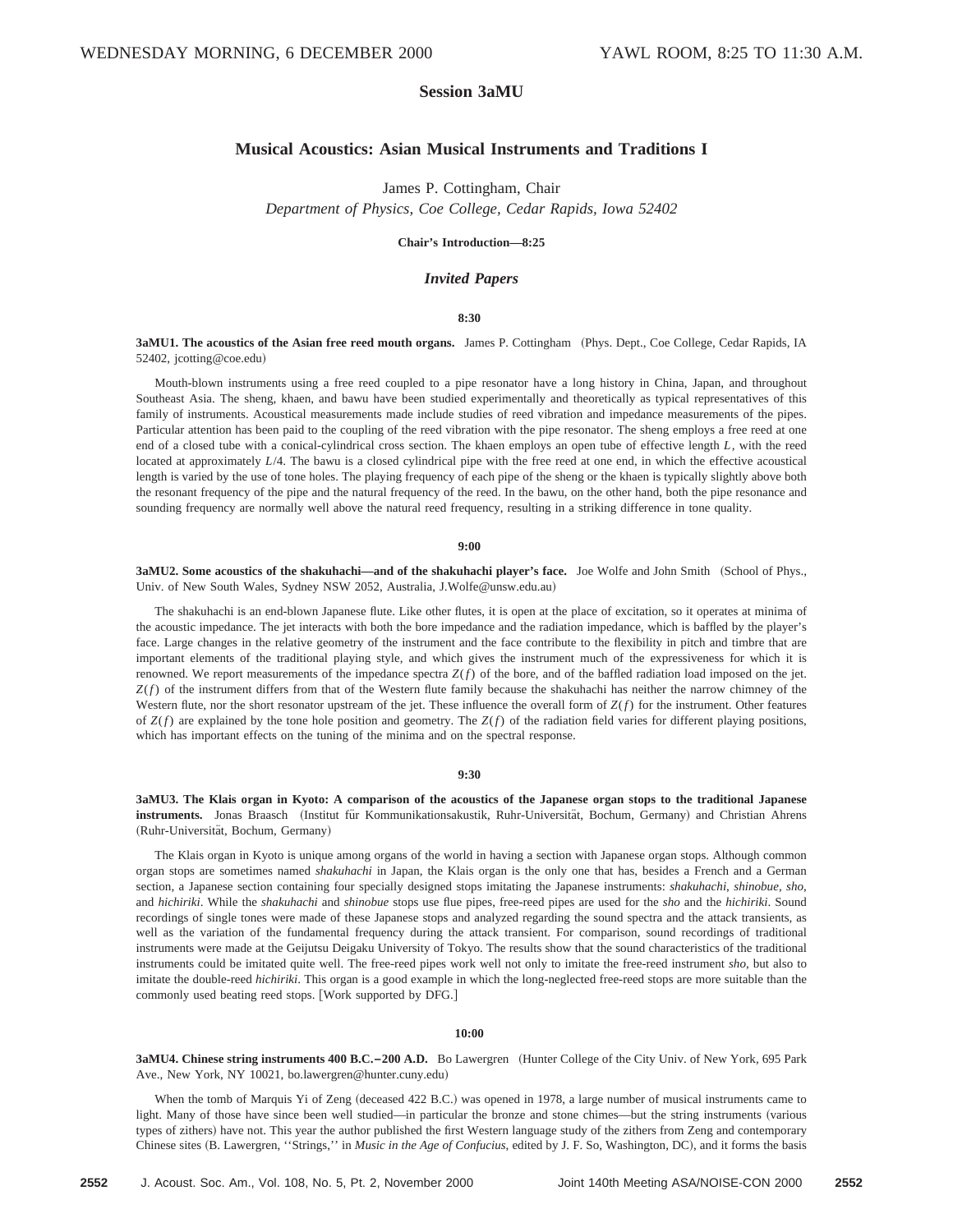# Session 3aMU

## Musical Acoustics: Asian Musical Instruments and Traditions I

James P. Cottingham, Chair
*Department of Physics, Coe College, Cedar Rapids, Iowa 52402*

**Chair's Introduction—8:25**

### *Invited Papers*

**8:30**

**3aMU1. The acoustics of the Asian free reed mouth organs.** James P. Cottingham (Phys. Dept., Coe College, Cedar Rapids, IA 52402, jcotting@coe.edu)

Mouth-blown instruments using a free reed coupled to a pipe resonator have a long history in China, Japan, and throughout Southeast Asia. The sheng, khaen, and bawu have been studied experimentally and theoretically as typical representatives of this family of instruments. Acoustical measurements made include studies of reed vibration and impedance measurements of the pipes. Particular attention has been paid to the coupling of the reed vibration with the pipe resonator. The sheng employs a free reed at one end of a closed tube with a conical-cylindrical cross section. The khaen employs an open tube of effective length $L$, with the reed located at approximately $L/4$. The bawu is a closed cylindrical pipe with the free reed at one end, in which the effective acoustical length is varied by the use of tone holes. The playing frequency of each pipe of the sheng or the khaen is typically slightly above both the resonant frequency of the pipe and the natural frequency of the reed. In the bawu, on the other hand, both the pipe resonance and sounding frequency are normally well above the natural reed frequency, resulting in a striking difference in tone quality.

**9:00**

**3aMU2. Some acoustics of the shakuhachi—and of the shakuhachi player's face.** Joe Wolfe and John Smith (School of Phys., Univ. of New South Wales, Sydney NSW 2052, Australia, J.Wolfe@unsw.edu.au)

The shakuhachi is an end-blown Japanese flute. Like other flutes, it is open at the place of excitation, so it operates at minima of the acoustic impedance. The jet interacts with both the bore impedance and the radiation impedance, which is baffled by the player's face. Large changes in the relative geometry of the instrument and the face contribute to the flexibility in pitch and timbre that are important elements of the traditional playing style, and which gives the instrument much of the expressiveness for which it is renowned. We report measurements of the impedance spectra $Z(f)$ of the bore, and of the baffled radiation load imposed on the jet. $Z(f)$ of the instrument differs from that of the Western flute family because the shakuhachi has neither the narrow chimney of the Western flute, nor the short resonator upstream of the jet. These influence the overall form of $Z(f)$ for the instrument. Other features of $Z(f)$ are explained by the tone hole position and geometry. The $Z(f)$ of the radiation field varies for different playing positions, which has important effects on the tuning of the minima and on the spectral response.

**9:30**

**3aMU3. The Klais organ in Kyoto: A comparison of the acoustics of the Japanese organ stops to the traditional Japanese instruments.** Jonas Braasch (Institut für Kommunikationsakustik, Ruhr-Universität, Bochum, Germany) and Christian Ahrens (Ruhr-Universität, Bochum, Germany)

The Klais organ in Kyoto is unique among organs of the world in having a section with Japanese organ stops. Although common organ stops are sometimes named *shakuhachi* in Japan, the Klais organ is the only one that has, besides a French and a German section, a Japanese section containing four specially designed stops imitating the Japanese instruments: *shakuhachi*, *shinobue*, *sho*, and *hichiriki*. While the *shakuhachi* and *shinobue* stops use flue pipes, free-reed pipes are used for the *sho* and the *hichiriki*. Sound recordings of single tones were made of these Japanese stops and analyzed regarding the sound spectra and the attack transients, as well as the variation of the fundamental frequency during the attack transient. For comparison, sound recordings of traditional instruments were made at the Geijutsu Deigaku University of Tokyo. The results show that the sound characteristics of the traditional instruments could be imitated quite well. The free-reed pipes work well not only to imitate the free-reed instrument *sho*, but also to imitate the double-reed *hichiriki*. This organ is a good example in which the long-neglected free-reed stops are more suitable than the commonly used beating reed stops. [Work supported by DFG.]

**10:00**

**3aMU4. Chinese string instruments 400 B.C.–200 A.D.** Bo Lawergren (Hunter College of the City Univ. of New York, 695 Park Ave., New York, NY 10021, bo.lawergren@hunter.cuny.edu)

When the tomb of Marquis Yi of Zeng (deceased 422 B.C.) was opened in 1978, a large number of musical instruments came to light. Many of those have since been well studied—in particular the bronze and stone chimes—but the string instruments (various types of zithers) have not. This year the author published the first Western language study of the zithers from Zeng and contemporary Chinese sites (B. Lawergren, ''Strings,'' in *Music in the Age of Confucius*, edited by J. F. So, Washington, DC), and it forms the basis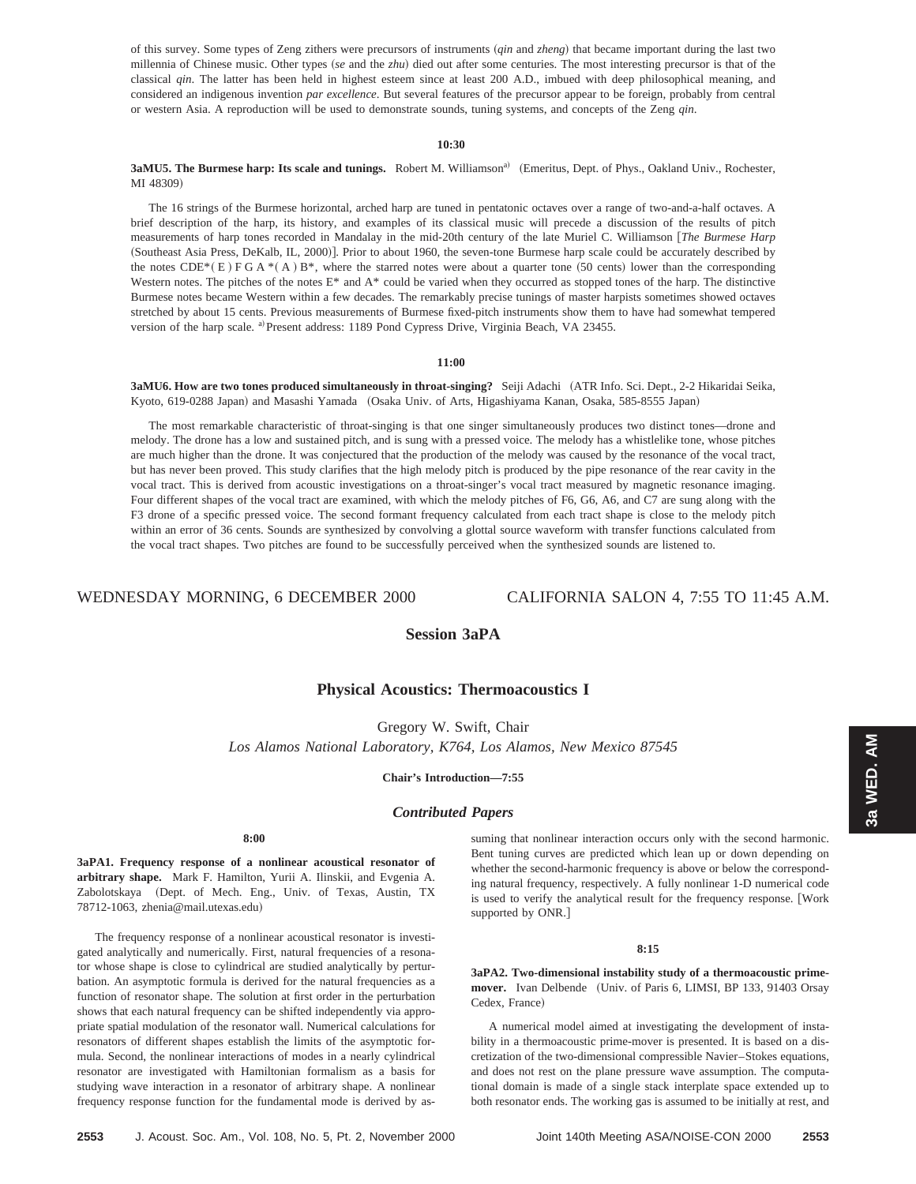of this survey. Some types of Zeng zithers were precursors of instruments (*qin* and *zheng*) that became important during the last two millennia of Chinese music. Other types (*se* and the *zhu*) died out after some centuries. The most interesting precursor is that of the classical *qin*. The latter has been held in highest esteem since at least 200 A.D., imbued with deep philosophical meaning, and considered an indigenous invention *par excellence*. But several features of the precursor appear to be foreign, probably from central or western Asia. A reproduction will be used to demonstrate sounds, tuning systems, and concepts of the Zeng *qin*.

**10:30**

**3aMU5. The Burmese harp: Its scale and tunings.** Robert M. Williamson[a] (Emeritus, Dept. of Phys., Oakland Univ., Rochester, MI 48309)

The 16 strings of the Burmese horizontal, arched harp are tuned in pentatonic octaves over a range of two-and-a-half octaves. A brief description of the harp, its history, and examples of its classical music will precede a discussion of the results of pitch measurements of harp tones recorded in Mandalay in the mid-20th century of the late Muriel C. Williamson [*The Burmese Harp* (Southeast Asia Press, DeKalb, IL, 2000)]. Prior to about 1960, the seven-tone Burmese harp scale could be accurately described by the notes CDE*( E ) F G A *( A ) B*, where the starred notes were about a quarter tone (50 cents) lower than the corresponding Western notes. The pitches of the notes E* and A* could be varied when they occurred as stopped tones of the harp. The distinctive Burmese notes became Western within a few decades. The remarkably precise tunings of master harpists sometimes showed octaves stretched by about 15 cents. Previous measurements of Burmese fixed-pitch instruments show them to have had somewhat tempered version of the harp scale. [a]Present address: 1189 Pond Cypress Drive, Virginia Beach, VA 23455.

**11:00**

**3aMU6. How are two tones produced simultaneously in throat-singing?** Seiji Adachi (ATR Info. Sci. Dept., 2-2 Hikaridai Seika, Kyoto, 619-0288 Japan) and Masashi Yamada (Osaka Univ. of Arts, Higashiyama Kanan, Osaka, 585-8555 Japan)

The most remarkable characteristic of throat-singing is that one singer simultaneously produces two distinct tones—drone and melody. The drone has a low and sustained pitch, and is sung with a pressed voice. The melody has a whistlelike tone, whose pitches are much higher than the drone. It was conjectured that the production of the melody was caused by the resonance of the vocal tract, but has never been proved. This study clarifies that the high melody pitch is produced by the pipe resonance of the rear cavity in the vocal tract. This is derived from acoustic investigations on a throat-singer's vocal tract measured by magnetic resonance imaging. Four different shapes of the vocal tract are examined, with which the melody pitches of F6, G6, A6, and C7 are sung along with the F3 drone of a specific pressed voice. The second formant frequency calculated from each tract shape is close to the melody pitch within an error of 36 cents. Sounds are synthesized by convolving a glottal source waveform with transfer functions calculated from the vocal tract shapes. Two pitches are found to be successfully perceived when the synthesized sounds are listened to.

WEDNESDAY MORNING, 6 DECEMBER 2000 CALIFORNIA SALON 4, 7:55 TO 11:45 A.M.

## Session 3aPA

## Physical Acoustics: Thermoacoustics I

Gregory W. Swift, Chair
*Los Alamos National Laboratory, K764, Los Alamos, New Mexico 87545*

**Chair's Introduction—7:55**

### *Contributed Papers*

**8:00**

**3aPA1. Frequency response of a nonlinear acoustical resonator of arbitrary shape.** Mark F. Hamilton, Yurii A. Ilinskii, and Evgenia A. Zabolotskaya (Dept. of Mech. Eng., Univ. of Texas, Austin, TX 78712-1063, zhenia@mail.utexas.edu)

The frequency response of a nonlinear acoustical resonator is investigated analytically and numerically. First, natural frequencies of a resonator whose shape is close to cylindrical are studied analytically by perturbation. An asymptotic formula is derived for the natural frequencies as a function of resonator shape. The solution at first order in the perturbation shows that each natural frequency can be shifted independently via appropriate spatial modulation of the resonator wall. Numerical calculations for resonators of different shapes establish the limits of the asymptotic formula. Second, the nonlinear interactions of modes in a nearly cylindrical resonator are investigated with Hamiltonian formalism as a basis for studying wave interaction in a resonator of arbitrary shape. A nonlinear frequency response function for the fundamental mode is derived by assuming that nonlinear interaction occurs only with the second harmonic. Bent tuning curves are predicted which lean up or down depending on whether the second-harmonic frequency is above or below the corresponding natural frequency, respectively. A fully nonlinear 1-D numerical code is used to verify the analytical result for the frequency response. [Work supported by ONR.]

**8:15**

**3aPA2. Two-dimensional instability study of a thermoacoustic prime-mover.** Ivan Delbende (Univ. of Paris 6, LIMSI, BP 133, 91403 Orsay Cedex, France)

A numerical model aimed at investigating the development of instability in a thermoacoustic prime-mover is presented. It is based on a discretization of the two-dimensional compressible Navier–Stokes equations, and does not rest on the plane pressure wave assumption. The computational domain is made of a single stack interplate space extended up to both resonator ends. The working gas is assumed to be initially at rest, and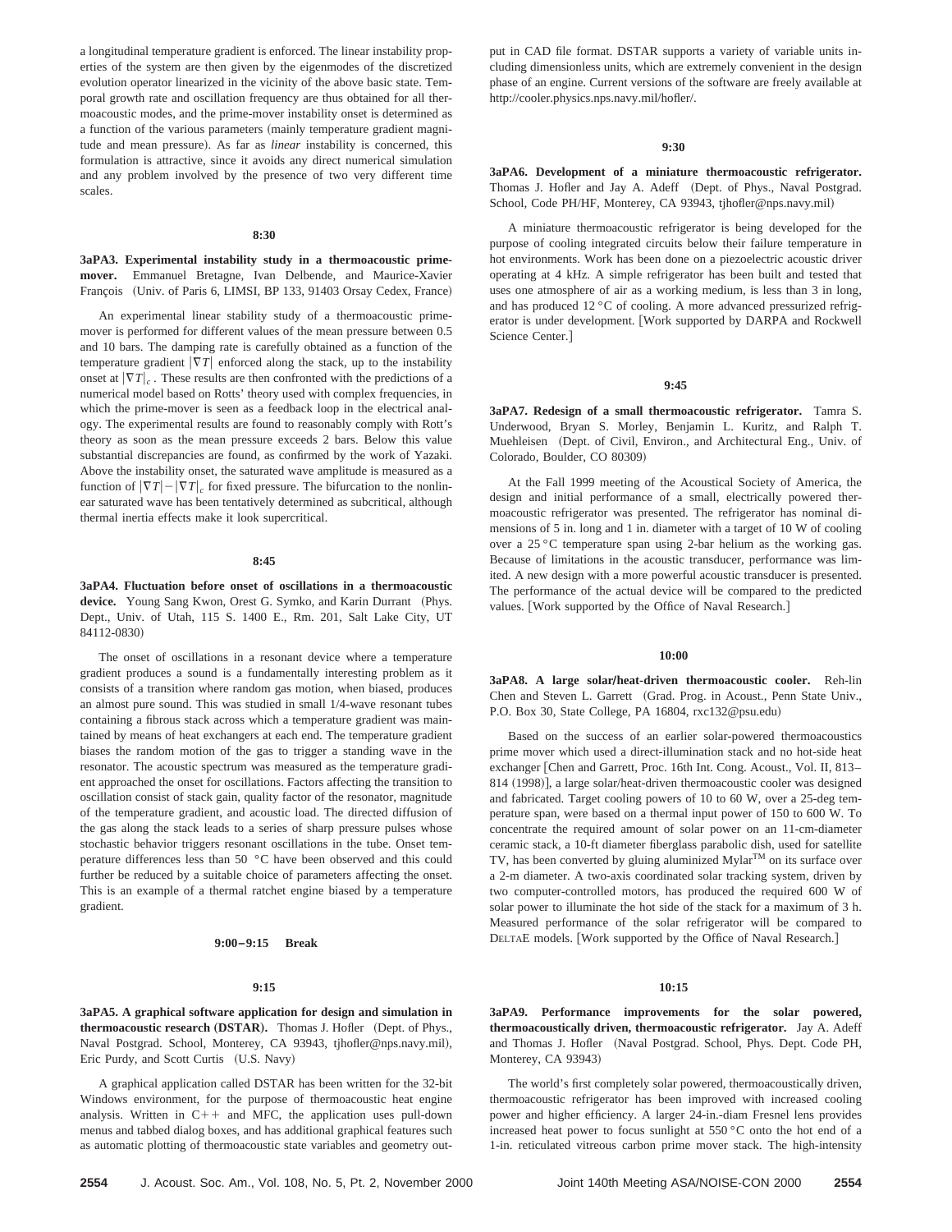a longitudinal temperature gradient is enforced. The linear instability properties of the system are then given by the eigenmodes of the discretized evolution operator linearized in the vicinity of the above basic state. Temporal growth rate and oscillation frequency are thus obtained for all thermoacoustic modes, and the prime-mover instability onset is determined as a function of the various parameters (mainly temperature gradient magnitude and mean pressure). As far as *linear* instability is concerned, this formulation is attractive, since it avoids any direct numerical simulation and any problem involved by the presence of two very different time scales.

**8:30**

**3aPA3. Experimental instability study in a thermoacoustic prime-mover.** Emmanuel Bretagne, Ivan Delbende, and Maurice-Xavier François (Univ. of Paris 6, LIMSI, BP 133, 91403 Orsay Cedex, France)

An experimental linear stability study of a thermoacoustic prime-mover is performed for different values of the mean pressure between 0.5 and 10 bars. The damping rate is carefully obtained as a function of the temperature gradient $|\nabla T|$ enforced along the stack, up to the instability onset at $|\nabla T|_c$. These results are then confronted with the predictions of a numerical model based on Rotts' theory used with complex frequencies, in which the prime-mover is seen as a feedback loop in the electrical analogy. The experimental results are found to reasonably comply with Rott's theory as soon as the mean pressure exceeds 2 bars. Below this value substantial discrepancies are found, as confirmed by the work of Yazaki. Above the instability onset, the saturated wave amplitude is measured as a function of $|\nabla T| - |\nabla T|_c$ for fixed pressure. The bifurcation to the nonlinear saturated wave has been tentatively determined as subcritical, although thermal inertia effects make it look supercritical.

**8:45**

**3aPA4. Fluctuation before onset of oscillations in a thermoacoustic device.** Young Sang Kwon, Orest G. Symko, and Karin Durrant (Phys. Dept., Univ. of Utah, 115 S. 1400 E., Rm. 201, Salt Lake City, UT 84112-0830)

The onset of oscillations in a resonant device where a temperature gradient produces a sound is a fundamentally interesting problem as it consists of a transition where random gas motion, when biased, produces an almost pure sound. This was studied in small 1/4-wave resonant tubes containing a fibrous stack across which a temperature gradient was maintained by means of heat exchangers at each end. The temperature gradient biases the random motion of the gas to trigger a standing wave in the resonator. The acoustic spectrum was measured as the temperature gradient approached the onset for oscillations. Factors affecting the transition to oscillation consist of stack gain, quality factor of the resonator, magnitude of the temperature gradient, and acoustic load. The directed diffusion of the gas along the stack leads to a series of sharp pressure pulses whose stochastic behavior triggers resonant oscillations in the tube. Onset temperature differences less than 50 °C have been observed and this could further be reduced by a suitable choice of parameters affecting the onset. This is an example of a thermal ratchet engine biased by a temperature gradient.

**9:00–9:15 Break**

**9:15**

**3aPA5. A graphical software application for design and simulation in thermoacoustic research (DSTAR).** Thomas J. Hofler (Dept. of Phys., Naval Postgrad. School, Monterey, CA 93943, tjhofler@nps.navy.mil), Eric Purdy, and Scott Curtis (U.S. Navy)

A graphical application called DSTAR has been written for the 32-bit Windows environment, for the purpose of thermoacoustic heat engine analysis. Written in C++ and MFC, the application uses pull-down menus and tabbed dialog boxes, and has additional graphical features such as automatic plotting of thermoacoustic state variables and geometry output in CAD file format. DSTAR supports a variety of variable units including dimensionless units, which are extremely convenient in the design phase of an engine. Current versions of the software are freely available at http://cooler.physics.nps.navy.mil/hofler/.

**9:30**

**3aPA6. Development of a miniature thermoacoustic refrigerator.** Thomas J. Hofler and Jay A. Adeff (Dept. of Phys., Naval Postgrad. School, Code PH/HF, Monterey, CA 93943, tjhofler@nps.navy.mil)

A miniature thermoacoustic refrigerator is being developed for the purpose of cooling integrated circuits below their failure temperature in hot environments. Work has been done on a piezoelectric acoustic driver operating at 4 kHz. A simple refrigerator has been built and tested that uses one atmosphere of air as a working medium, is less than 3 in long, and has produced 12 °C of cooling. A more advanced pressurized refrigerator is under development. [Work supported by DARPA and Rockwell Science Center.]

**9:45**

**3aPA7. Redesign of a small thermoacoustic refrigerator.** Tamra S. Underwood, Bryan S. Morley, Benjamin L. Kuritz, and Ralph T. Muehleisen (Dept. of Civil, Environ., and Architectural Eng., Univ. of Colorado, Boulder, CO 80309)

At the Fall 1999 meeting of the Acoustical Society of America, the design and initial performance of a small, electrically powered thermoacoustic refrigerator was presented. The refrigerator has nominal dimensions of 5 in. long and 1 in. diameter with a target of 10 W of cooling over a 25 °C temperature span using 2-bar helium as the working gas. Because of limitations in the acoustic transducer, performance was limited. A new design with a more powerful acoustic transducer is presented. The performance of the actual device will be compared to the predicted values. [Work supported by the Office of Naval Research.]

**10:00**

**3aPA8. A large solar/heat-driven thermoacoustic cooler.** Reh-lin Chen and Steven L. Garrett (Grad. Prog. in Acoust., Penn State Univ., P.O. Box 30, State College, PA 16804, rxc132@psu.edu)

Based on the success of an earlier solar-powered thermoacoustics prime mover which used a direct-illumination stack and no hot-side heat exchanger [Chen and Garrett, Proc. 16th Int. Cong. Acoust., Vol. II, 813–814 (1998)], a large solar/heat-driven thermoacoustic cooler was designed and fabricated. Target cooling powers of 10 to 60 W, over a 25-deg temperature span, were based on a thermal input power of 150 to 600 W. To concentrate the required amount of solar power on an 11-cm-diameter ceramic stack, a 10-ft diameter fiberglass parabolic dish, used for satellite TV, has been converted by gluing aluminized Mylar™ on its surface over a 2-m diameter. A two-axis coordinated solar tracking system, driven by two computer-controlled motors, has produced the required 600 W of solar power to illuminate the hot side of the stack for a maximum of 3 h. Measured performance of the solar refrigerator will be compared to DELTAE models. [Work supported by the Office of Naval Research.]

**10:15**

**3aPA9. Performance improvements for the solar powered, thermoacoustically driven, thermoacoustic refrigerator.** Jay A. Adeff and Thomas J. Hofler (Naval Postgrad. School, Phys. Dept. Code PH, Monterey, CA 93943)

The world's first completely solar powered, thermoacoustically driven, thermoacoustic refrigerator has been improved with increased cooling power and higher efficiency. A larger 24-in.-diam Fresnel lens provides increased heat power to focus sunlight at 550 °C onto the hot end of a 1-in. reticulated vitreous carbon prime mover stack. The high-intensity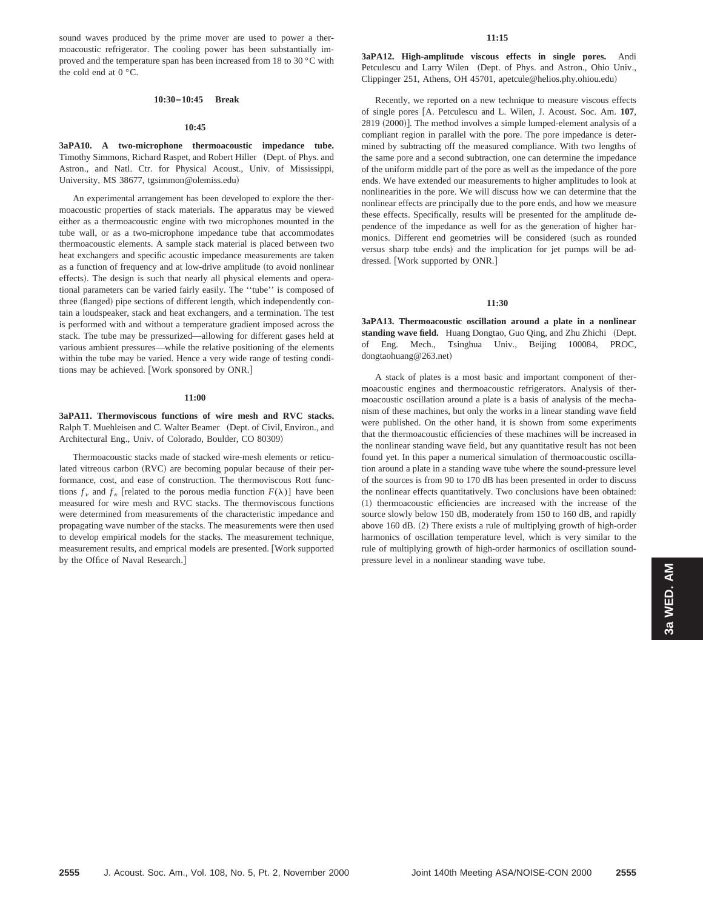sound waves produced by the prime mover are used to power a thermoacoustic refrigerator. The cooling power has been substantially improved and the temperature span has been increased from 18 to 30 °C with the cold end at 0 °C.

**10:30–10:45 Break**

**10:45**

**3aPA10. A two-microphone thermoacoustic impedance tube.** Timothy Simmons, Richard Raspet, and Robert Hiller (Dept. of Phys. and Astron., and Natl. Ctr. for Physical Acoust., Univ. of Mississippi, University, MS 38677, tgsimmon@olemiss.edu)

An experimental arrangement has been developed to explore the thermoacoustic properties of stack materials. The apparatus may be viewed either as a thermoacoustic engine with two microphones mounted in the tube wall, or as a two-microphone impedance tube that accommodates thermoacoustic elements. A sample stack material is placed between two heat exchangers and specific acoustic impedance measurements are taken as a function of frequency and at low-drive amplitude (to avoid nonlinear effects). The design is such that nearly all physical elements and operational parameters can be varied fairly easily. The ''tube'' is composed of three (flanged) pipe sections of different length, which independently contain a loudspeaker, stack and heat exchangers, and a termination. The test is performed with and without a temperature gradient imposed across the stack. The tube may be pressurized—allowing for different gases held at various ambient pressures—while the relative positioning of the elements within the tube may be varied. Hence a very wide range of testing conditions may be achieved. [Work sponsored by ONR.]

**11:00**

**3aPA11. Thermoviscous functions of wire mesh and RVC stacks.** Ralph T. Muehleisen and C. Walter Beamer (Dept. of Civil, Environ., and Architectural Eng., Univ. of Colorado, Boulder, CO 80309)

Thermoacoustic stacks made of stacked wire-mesh elements or reticulated vitreous carbon (RVC) are becoming popular because of their performance, cost, and ease of construction. The thermoviscous Rott functions $f_\nu$ and $f_\kappa$ [related to the porous media function $F(\lambda)$] have been measured for wire mesh and RVC stacks. The thermoviscous functions were determined from measurements of the characteristic impedance and propagating wave number of the stacks. The measurements were then used to develop empirical models for the stacks. The measurement technique, measurement results, and emprical models are presented. [Work supported by the Office of Naval Research.]

**11:15**

**3aPA12. High-amplitude viscous effects in single pores.** Andi Petculescu and Larry Wilen (Dept. of Phys. and Astron., Ohio Univ., Clippinger 251, Athens, OH 45701, apetcule@helios.phy.ohiou.edu)

Recently, we reported on a new technique to measure viscous effects of single pores [A. Petculescu and L. Wilen, J. Acoust. Soc. Am. **107**, 2819 (2000)]. The method involves a simple lumped-element analysis of a compliant region in parallel with the pore. The pore impedance is determined by subtracting off the measured compliance. With two lengths of the same pore and a second subtraction, one can determine the impedance of the uniform middle part of the pore as well as the impedance of the pore ends. We have extended our measurements to higher amplitudes to look at nonlinearities in the pore. We will discuss how we can determine that the nonlinear effects are principally due to the pore ends, and how we measure these effects. Specifically, results will be presented for the amplitude dependence of the impedance as well for as the generation of higher harmonics. Different end geometries will be considered (such as rounded versus sharp tube ends) and the implication for jet pumps will be addressed. [Work supported by ONR.]

**11:30**

**3aPA13. Thermoacoustic oscillation around a plate in a nonlinear standing wave field.** Huang Dongtao, Guo Qing, and Zhu Zhichi (Dept. of Eng. Mech., Tsinghua Univ., Beijing 100084, PROC, dongtaohuang@263.net)

A stack of plates is a most basic and important component of thermoacoustic engines and thermoacoustic refrigerators. Analysis of thermoacoustic oscillation around a plate is a basis of analysis of the mechanism of these machines, but only the works in a linear standing wave field were published. On the other hand, it is shown from some experiments that the thermoacoustic efficiencies of these machines will be increased in the nonlinear standing wave field, but any quantitative result has not been found yet. In this paper a numerical simulation of thermoacoustic oscillation around a plate in a standing wave tube where the sound-pressure level of the sources is from 90 to 170 dB has been presented in order to discuss the nonlinear effects quantitatively. Two conclusions have been obtained: (1) thermoacoustic efficiencies are increased with the increase of the source slowly below 150 dB, moderately from 150 to 160 dB, and rapidly above 160 dB. (2) There exists a rule of multiplying growth of high-order harmonics of oscillation temperature level, which is very similar to the rule of multiplying growth of high-order harmonics of oscillation sound-pressure level in a nonlinear standing wave tube.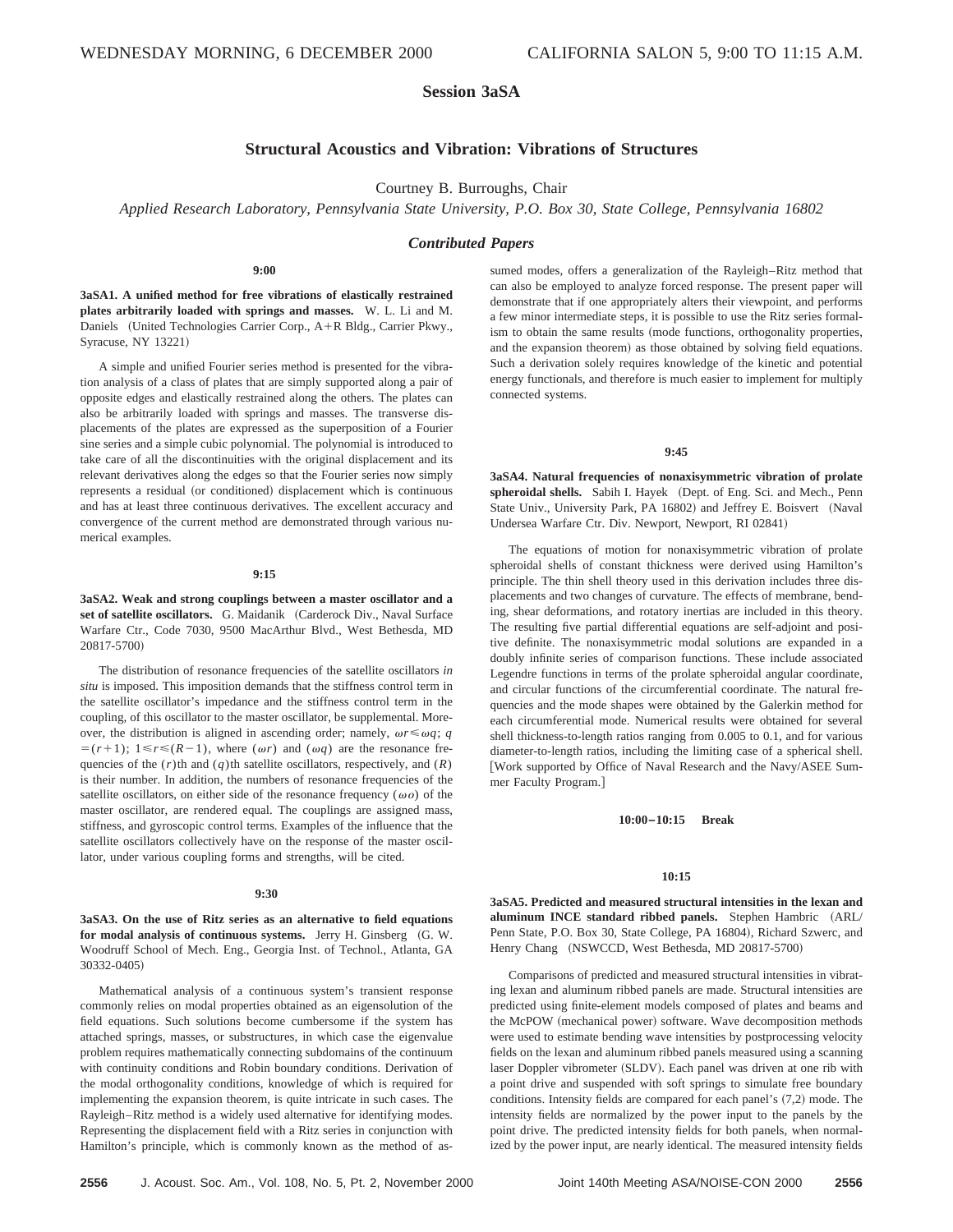WEDNESDAY MORNING, 6 DECEMBER 2000 — CALIFORNIA SALON 5, 9:00 TO 11:15 A.M.

# Session 3aSA

## Structural Acoustics and Vibration: Vibrations of Structures

Courtney B. Burroughs, Chair

*Applied Research Laboratory, Pennsylvania State University, P.O. Box 30, State College, Pennsylvania 16802*

### *Contributed Papers*

**9:00**

**3aSA1. A unified method for free vibrations of elastically restrained plates arbitrarily loaded with springs and masses.** W. L. Li and M. Daniels (United Technologies Carrier Corp., A+R Bldg., Carrier Pkwy., Syracuse, NY 13221)

A simple and unified Fourier series method is presented for the vibration analysis of a class of plates that are simply supported along a pair of opposite edges and elastically restrained along the others. The plates can also be arbitrarily loaded with springs and masses. The transverse displacements of the plates are expressed as the superposition of a Fourier sine series and a simple cubic polynomial. The polynomial is introduced to take care of all the discontinuities with the original displacement and its relevant derivatives along the edges so that the Fourier series now simply represents a residual (or conditioned) displacement which is continuous and has at least three continuous derivatives. The excellent accuracy and convergence of the current method are demonstrated through various numerical examples.

**9:15**

**3aSA2. Weak and strong couplings between a master oscillator and a set of satellite oscillators.** G. Maidanik (Carderock Div., Naval Surface Warfare Ctr., Code 7030, 9500 MacArthur Blvd., West Bethesda, MD 20817-5700)

The distribution of resonance frequencies of the satellite oscillators *in situ* is imposed. This imposition demands that the stiffness control term in the satellite oscillator's impedance and the stiffness control term in the coupling, of this oscillator to the master oscillator, be supplemental. Moreover, the distribution is aligned in ascending order; namely, $\omega r \leq \omega q$; $q = (r+1)$; $1 \leq r \leq (R-1)$, where $(\omega r)$ and $(\omega q)$ are the resonance frequencies of the $(r)$th and $(q)$th satellite oscillators, respectively, and $(R)$ is their number. In addition, the numbers of resonance frequencies of the satellite oscillators, on either side of the resonance frequency $(\omega o)$ of the master oscillator, are rendered equal. The couplings are assigned mass, stiffness, and gyroscopic control terms. Examples of the influence that the satellite oscillators collectively have on the response of the master oscillator, under various coupling forms and strengths, will be cited.

**9:30**

**3aSA3. On the use of Ritz series as an alternative to field equations for modal analysis of continuous systems.** Jerry H. Ginsberg (G. W. Woodruff School of Mech. Eng., Georgia Inst. of Technol., Atlanta, GA 30332-0405)

Mathematical analysis of a continuous system's transient response commonly relies on modal properties obtained as an eigensolution of the field equations. Such solutions become cumbersome if the system has attached springs, masses, or substructures, in which case the eigenvalue problem requires mathematically connecting subdomains of the continuum with continuity conditions and Robin boundary conditions. Derivation of the modal orthogonality conditions, knowledge of which is required for implementing the expansion theorem, is quite intricate in such cases. The Rayleigh–Ritz method is a widely used alternative for identifying modes. Representing the displacement field with a Ritz series in conjunction with Hamilton's principle, which is commonly known as the method of assumed modes, offers a generalization of the Rayleigh–Ritz method that can also be employed to analyze forced response. The present paper will demonstrate that if one appropriately alters their viewpoint, and performs a few minor intermediate steps, it is possible to use the Ritz series formalism to obtain the same results (mode functions, orthogonality properties, and the expansion theorem) as those obtained by solving field equations. Such a derivation solely requires knowledge of the kinetic and potential energy functionals, and therefore is much easier to implement for multiply connected systems.

**9:45**

**3aSA4. Natural frequencies of nonaxisymmetric vibration of prolate spheroidal shells.** Sabih I. Hayek (Dept. of Eng. Sci. and Mech., Penn State Univ., University Park, PA 16802) and Jeffrey E. Boisvert (Naval Undersea Warfare Ctr. Div. Newport, Newport, RI 02841)

The equations of motion for nonaxisymmetric vibration of prolate spheroidal shells of constant thickness were derived using Hamilton's principle. The thin shell theory used in this derivation includes three displacements and two changes of curvature. The effects of membrane, bending, shear deformations, and rotatory inertias are included in this theory. The resulting five partial differential equations are self-adjoint and positive definite. The nonaxisymmetric modal solutions are expanded in a doubly infinite series of comparison functions. These include associated Legendre functions in terms of the prolate spheroidal angular coordinate, and circular functions of the circumferential coordinate. The natural frequencies and the mode shapes were obtained by the Galerkin method for each circumferential mode. Numerical results were obtained for several shell thickness-to-length ratios ranging from 0.005 to 0.1, and for various diameter-to-length ratios, including the limiting case of a spherical shell. [Work supported by Office of Naval Research and the Navy/ASEE Summer Faculty Program.]

**10:00–10:15 Break**

**10:15**

**3aSA5. Predicted and measured structural intensities in the lexan and aluminum INCE standard ribbed panels.** Stephen Hambric (ARL/Penn State, P.O. Box 30, State College, PA 16804), Richard Szwerc, and Henry Chang (NSWCCD, West Bethesda, MD 20817-5700)

Comparisons of predicted and measured structural intensities in vibrating lexan and aluminum ribbed panels are made. Structural intensities are predicted using finite-element models composed of plates and beams and the McPOW (mechanical power) software. Wave decomposition methods were used to estimate bending wave intensities by postprocessing velocity fields on the lexan and aluminum ribbed panels measured using a scanning laser Doppler vibrometer (SLDV). Each panel was driven at one rib with a point drive and suspended with soft springs to simulate free boundary conditions. Intensity fields are compared for each panel's (7,2) mode. The intensity fields are normalized by the power input to the panels by the point drive. The predicted intensity fields for both panels, when normalized by the power input, are nearly identical. The measured intensity fields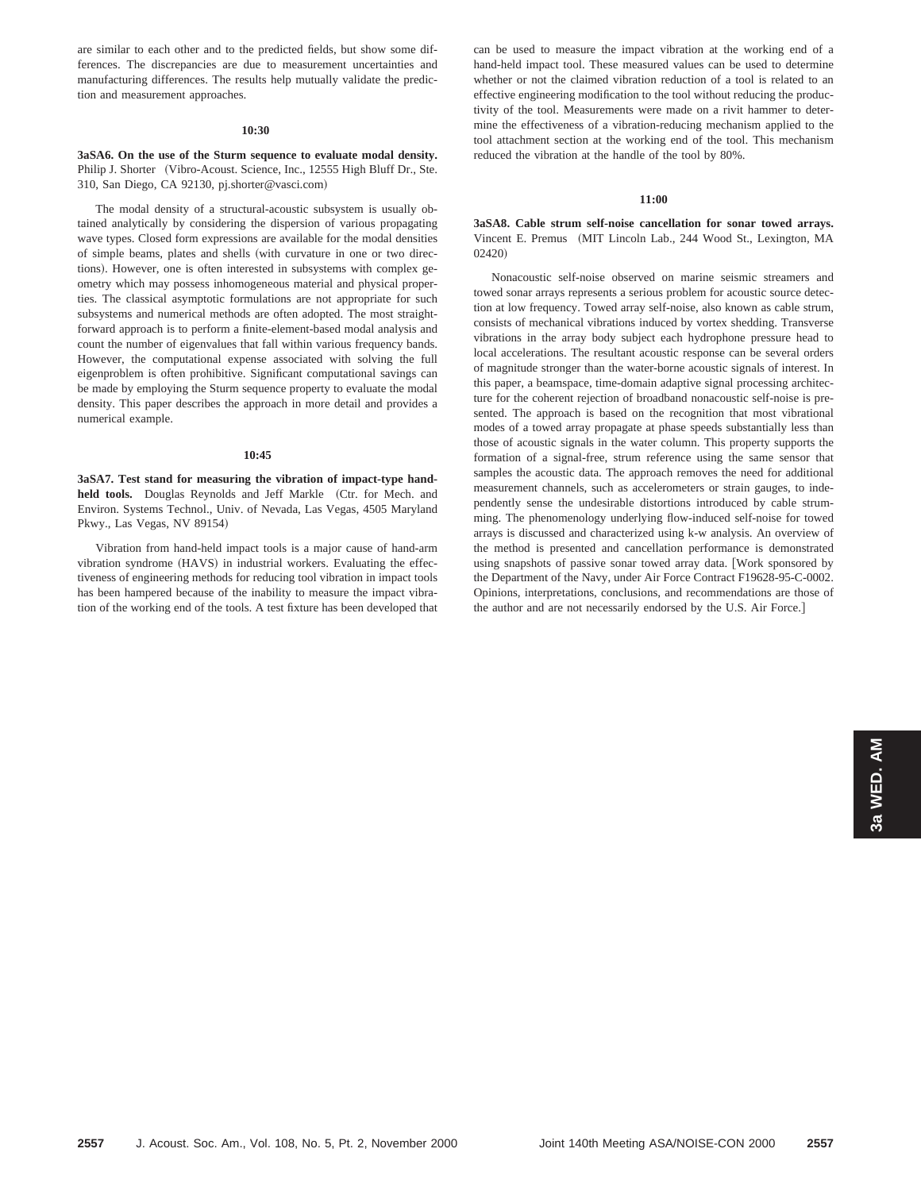are similar to each other and to the predicted fields, but show some differences. The discrepancies are due to measurement uncertainties and manufacturing differences. The results help mutually validate the prediction and measurement approaches.

**10:30**

**3aSA6. On the use of the Sturm sequence to evaluate modal density.** Philip J. Shorter (Vibro-Acoust. Science, Inc., 12555 High Bluff Dr., Ste. 310, San Diego, CA 92130, pj.shorter@vasci.com)

The modal density of a structural-acoustic subsystem is usually obtained analytically by considering the dispersion of various propagating wave types. Closed form expressions are available for the modal densities of simple beams, plates and shells (with curvature in one or two directions). However, one is often interested in subsystems with complex geometry which may possess inhomogeneous material and physical properties. The classical asymptotic formulations are not appropriate for such subsystems and numerical methods are often adopted. The most straightforward approach is to perform a finite-element-based modal analysis and count the number of eigenvalues that fall within various frequency bands. However, the computational expense associated with solving the full eigenproblem is often prohibitive. Significant computational savings can be made by employing the Sturm sequence property to evaluate the modal density. This paper describes the approach in more detail and provides a numerical example.

**10:45**

**3aSA7. Test stand for measuring the vibration of impact-type hand-held tools.** Douglas Reynolds and Jeff Markle (Ctr. for Mech. and Environ. Systems Technol., Univ. of Nevada, Las Vegas, 4505 Maryland Pkwy., Las Vegas, NV 89154)

Vibration from hand-held impact tools is a major cause of hand-arm vibration syndrome (HAVS) in industrial workers. Evaluating the effectiveness of engineering methods for reducing tool vibration in impact tools has been hampered because of the inability to measure the impact vibration of the working end of the tools. A test fixture has been developed that can be used to measure the impact vibration at the working end of a hand-held impact tool. These measured values can be used to determine whether or not the claimed vibration reduction of a tool is related to an effective engineering modification to the tool without reducing the productivity of the tool. Measurements were made on a rivit hammer to determine the effectiveness of a vibration-reducing mechanism applied to the tool attachment section at the working end of the tool. This mechanism reduced the vibration at the handle of the tool by 80%.

**11:00**

**3aSA8. Cable strum self-noise cancellation for sonar towed arrays.** Vincent E. Premus (MIT Lincoln Lab., 244 Wood St., Lexington, MA 02420)

Nonacoustic self-noise observed on marine seismic streamers and towed sonar arrays represents a serious problem for acoustic source detection at low frequency. Towed array self-noise, also known as cable strum, consists of mechanical vibrations induced by vortex shedding. Transverse vibrations in the array body subject each hydrophone pressure head to local accelerations. The resultant acoustic response can be several orders of magnitude stronger than the water-borne acoustic signals of interest. In this paper, a beamspace, time-domain adaptive signal processing architecture for the coherent rejection of broadband nonacoustic self-noise is presented. The approach is based on the recognition that most vibrational modes of a towed array propagate at phase speeds substantially less than those of acoustic signals in the water column. This property supports the formation of a signal-free, strum reference using the same sensor that samples the acoustic data. The approach removes the need for additional measurement channels, such as accelerometers or strain gauges, to independently sense the undesirable distortions introduced by cable strumming. The phenomenology underlying flow-induced self-noise for towed arrays is discussed and characterized using k-w analysis. An overview of the method is presented and cancellation performance is demonstrated using snapshots of passive sonar towed array data. [Work sponsored by the Department of the Navy, under Air Force Contract F19628-95-C-0002. Opinions, interpretations, conclusions, and recommendations are those of the author and are not necessarily endorsed by the U.S. Air Force.]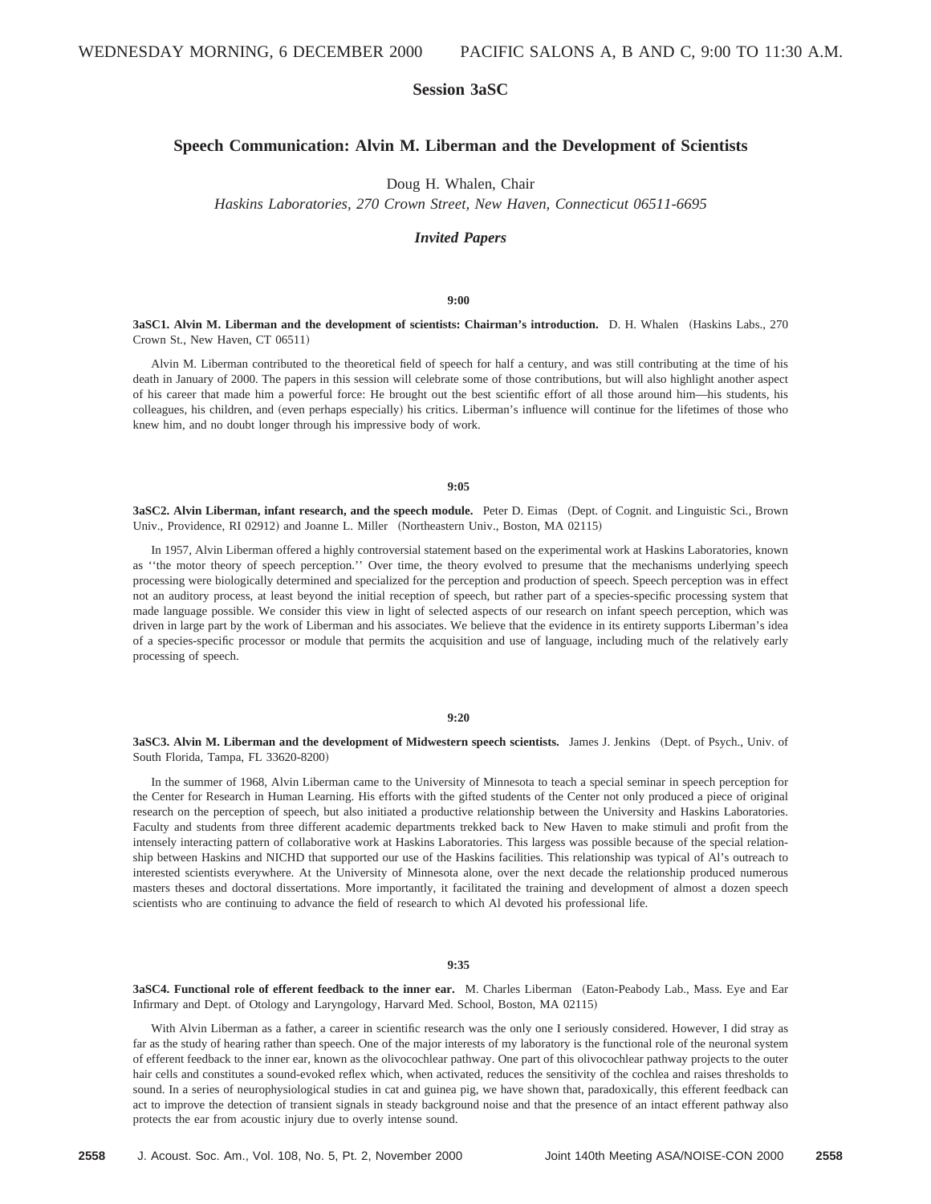WEDNESDAY MORNING, 6 DECEMBER 2000 PACIFIC SALONS A, B AND C, 9:00 TO 11:30 A.M.

## Session 3aSC

## Speech Communication: Alvin M. Liberman and the Development of Scientists

Doug H. Whalen, Chair

*Haskins Laboratories, 270 Crown Street, New Haven, Connecticut 06511-6695*

### *Invited Papers*

**9:00**

**3aSC1. Alvin M. Liberman and the development of scientists: Chairman's introduction.** D. H. Whalen (Haskins Labs., 270 Crown St., New Haven, CT 06511)

Alvin M. Liberman contributed to the theoretical field of speech for half a century, and was still contributing at the time of his death in January of 2000. The papers in this session will celebrate some of those contributions, but will also highlight another aspect of his career that made him a powerful force: He brought out the best scientific effort of all those around him—his students, his colleagues, his children, and (even perhaps especially) his critics. Liberman's influence will continue for the lifetimes of those who knew him, and no doubt longer through his impressive body of work.

**9:05**

**3aSC2. Alvin Liberman, infant research, and the speech module.** Peter D. Eimas (Dept. of Cognit. and Linguistic Sci., Brown Univ., Providence, RI 02912) and Joanne L. Miller (Northeastern Univ., Boston, MA 02115)

In 1957, Alvin Liberman offered a highly controversial statement based on the experimental work at Haskins Laboratories, known as ''the motor theory of speech perception.'' Over time, the theory evolved to presume that the mechanisms underlying speech processing were biologically determined and specialized for the perception and production of speech. Speech perception was in effect not an auditory process, at least beyond the initial reception of speech, but rather part of a species-specific processing system that made language possible. We consider this view in light of selected aspects of our research on infant speech perception, which was driven in large part by the work of Liberman and his associates. We believe that the evidence in its entirety supports Liberman's idea of a species-specific processor or module that permits the acquisition and use of language, including much of the relatively early processing of speech.

**9:20**

**3aSC3. Alvin M. Liberman and the development of Midwestern speech scientists.** James J. Jenkins (Dept. of Psych., Univ. of South Florida, Tampa, FL 33620-8200)

In the summer of 1968, Alvin Liberman came to the University of Minnesota to teach a special seminar in speech perception for the Center for Research in Human Learning. His efforts with the gifted students of the Center not only produced a piece of original research on the perception of speech, but also initiated a productive relationship between the University and Haskins Laboratories. Faculty and students from three different academic departments trekked back to New Haven to make stimuli and profit from the intensely interacting pattern of collaborative work at Haskins Laboratories. This largess was possible because of the special relationship between Haskins and NICHD that supported our use of the Haskins facilities. This relationship was typical of Al's outreach to interested scientists everywhere. At the University of Minnesota alone, over the next decade the relationship produced numerous masters theses and doctoral dissertations. More importantly, it facilitated the training and development of almost a dozen speech scientists who are continuing to advance the field of research to which Al devoted his professional life.

**9:35**

**3aSC4. Functional role of efferent feedback to the inner ear.** M. Charles Liberman (Eaton-Peabody Lab., Mass. Eye and Ear Infirmary and Dept. of Otology and Laryngology, Harvard Med. School, Boston, MA 02115)

With Alvin Liberman as a father, a career in scientific research was the only one I seriously considered. However, I did stray as far as the study of hearing rather than speech. One of the major interests of my laboratory is the functional role of the neuronal system of efferent feedback to the inner ear, known as the olivocochlear pathway. One part of this olivocochlear pathway projects to the outer hair cells and constitutes a sound-evoked reflex which, when activated, reduces the sensitivity of the cochlea and raises thresholds to sound. In a series of neurophysiological studies in cat and guinea pig, we have shown that, paradoxically, this efferent feedback can act to improve the detection of transient signals in steady background noise and that the presence of an intact efferent pathway also protects the ear from acoustic injury due to overly intense sound.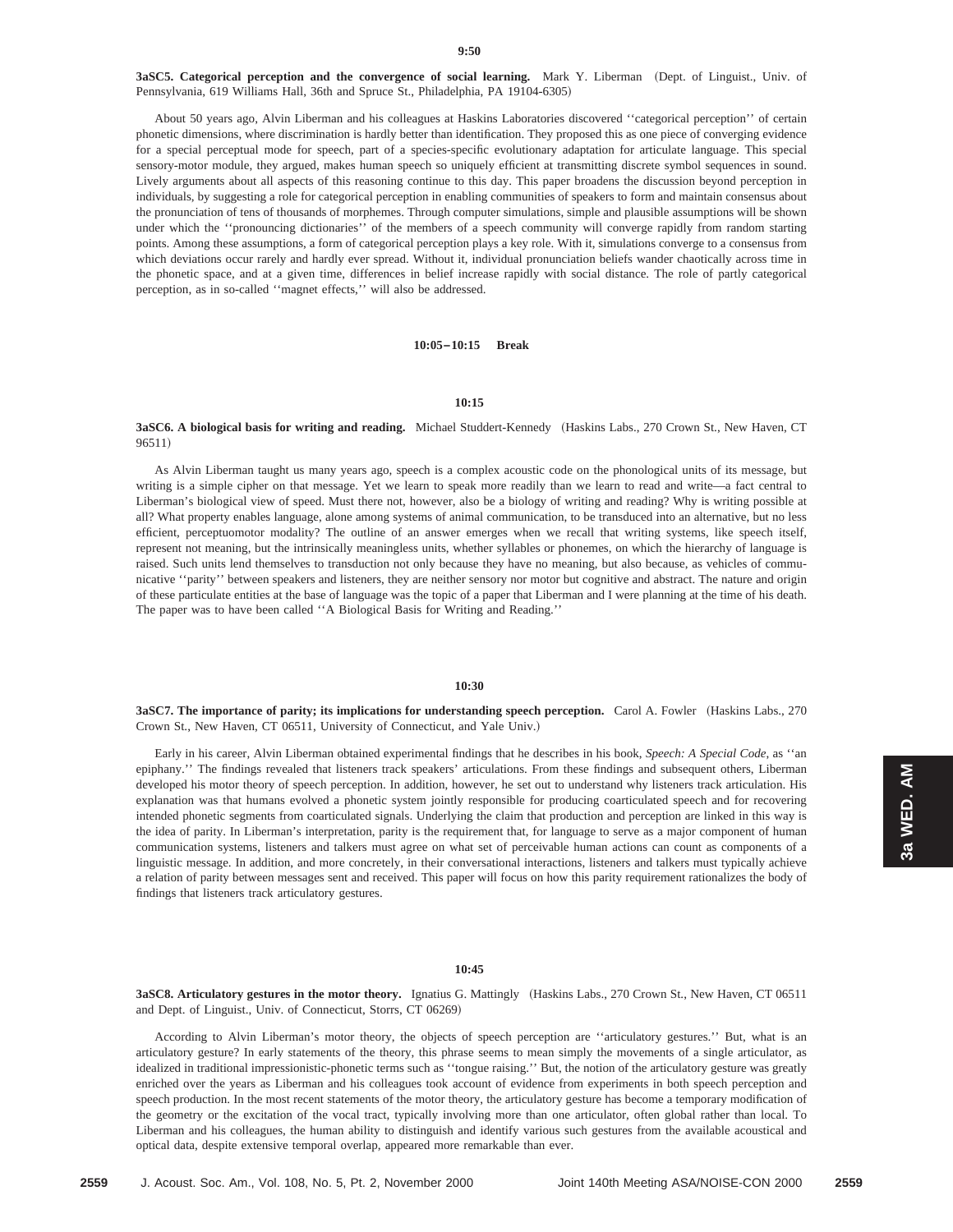**9:50**

**3aSC5. Categorical perception and the convergence of social learning.** Mark Y. Liberman (Dept. of Linguist., Univ. of Pennsylvania, 619 Williams Hall, 36th and Spruce St., Philadelphia, PA 19104-6305)

About 50 years ago, Alvin Liberman and his colleagues at Haskins Laboratories discovered ''categorical perception'' of certain phonetic dimensions, where discrimination is hardly better than identification. They proposed this as one piece of converging evidence for a special perceptual mode for speech, part of a species-specific evolutionary adaptation for articulate language. This special sensory-motor module, they argued, makes human speech so uniquely efficient at transmitting discrete symbol sequences in sound. Lively arguments about all aspects of this reasoning continue to this day. This paper broadens the discussion beyond perception in individuals, by suggesting a role for categorical perception in enabling communities of speakers to form and maintain consensus about the pronunciation of tens of thousands of morphemes. Through computer simulations, simple and plausible assumptions will be shown under which the ''pronouncing dictionaries'' of the members of a speech community will converge rapidly from random starting points. Among these assumptions, a form of categorical perception plays a key role. With it, simulations converge to a consensus from which deviations occur rarely and hardly ever spread. Without it, individual pronunciation beliefs wander chaotically across time in the phonetic space, and at a given time, differences in belief increase rapidly with social distance. The role of partly categorical perception, as in so-called ''magnet effects,'' will also be addressed.

**10:05–10:15 Break**

**10:15**

**3aSC6. A biological basis for writing and reading.** Michael Studdert-Kennedy (Haskins Labs., 270 Crown St., New Haven, CT 96511)

As Alvin Liberman taught us many years ago, speech is a complex acoustic code on the phonological units of its message, but writing is a simple cipher on that message. Yet we learn to speak more readily than we learn to read and write—a fact central to Liberman's biological view of speed. Must there not, however, also be a biology of writing and reading? Why is writing possible at all? What property enables language, alone among systems of animal communication, to be transduced into an alternative, but no less efficient, perceptuomotor modality? The outline of an answer emerges when we recall that writing systems, like speech itself, represent not meaning, but the intrinsically meaningless units, whether syllables or phonemes, on which the hierarchy of language is raised. Such units lend themselves to transduction not only because they have no meaning, but also because, as vehicles of communicative ''parity'' between speakers and listeners, they are neither sensory nor motor but cognitive and abstract. The nature and origin of these particulate entities at the base of language was the topic of a paper that Liberman and I were planning at the time of his death. The paper was to have been called ''A Biological Basis for Writing and Reading.''

**10:30**

**3aSC7. The importance of parity; its implications for understanding speech perception.** Carol A. Fowler (Haskins Labs., 270 Crown St., New Haven, CT 06511, University of Connecticut, and Yale Univ.)

Early in his career, Alvin Liberman obtained experimental findings that he describes in his book, *Speech: A Special Code*, as ''an epiphany.'' The findings revealed that listeners track speakers' articulations. From these findings and subsequent others, Liberman developed his motor theory of speech perception. In addition, however, he set out to understand why listeners track articulation. His explanation was that humans evolved a phonetic system jointly responsible for producing coarticulated speech and for recovering intended phonetic segments from coarticulated signals. Underlying the claim that production and perception are linked in this way is the idea of parity. In Liberman's interpretation, parity is the requirement that, for language to serve as a major component of human communication systems, listeners and talkers must agree on what set of perceivable human actions can count as components of a linguistic message. In addition, and more concretely, in their conversational interactions, listeners and talkers must typically achieve a relation of parity between messages sent and received. This paper will focus on how this parity requirement rationalizes the body of findings that listeners track articulatory gestures.

**10:45**

**3aSC8. Articulatory gestures in the motor theory.** Ignatius G. Mattingly (Haskins Labs., 270 Crown St., New Haven, CT 06511 and Dept. of Linguist., Univ. of Connecticut, Storrs, CT 06269)

According to Alvin Liberman's motor theory, the objects of speech perception are ''articulatory gestures.'' But, what is an articulatory gesture? In early statements of the theory, this phrase seems to mean simply the movements of a single articulator, as idealized in traditional impressionistic-phonetic terms such as ''tongue raising.'' But, the notion of the articulatory gesture was greatly enriched over the years as Liberman and his colleagues took account of evidence from experiments in both speech perception and speech production. In the most recent statements of the motor theory, the articulatory gesture has become a temporary modification of the geometry or the excitation of the vocal tract, typically involving more than one articulator, often global rather than local. To Liberman and his colleagues, the human ability to distinguish and identify various such gestures from the available acoustical and optical data, despite extensive temporal overlap, appeared more remarkable than ever.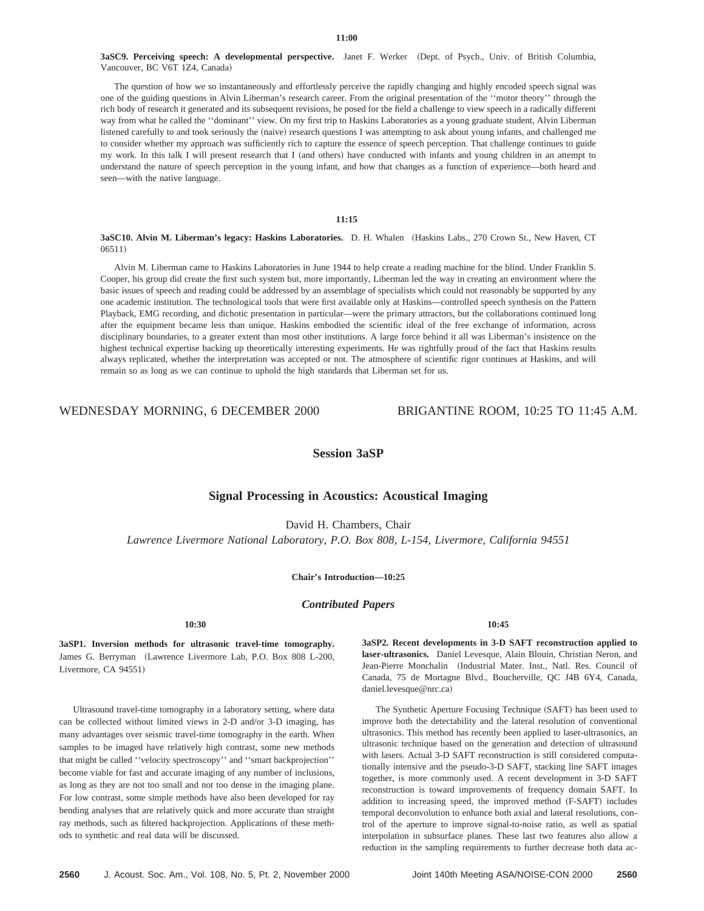11:00

**3aSC9. Perceiving speech: A developmental perspective.** Janet F. Werker (Dept. of Psych., Univ. of British Columbia, Vancouver, BC V6T 1Z4, Canada)

The question of how we so instantaneously and effortlessly perceive the rapidly changing and highly encoded speech signal was one of the guiding questions in Alvin Liberman's research career. From the original presentation of the ''motor theory'' through the rich body of research it generated and its subsequent revisions, he posed for the field a challenge to view speech in a radically different way from what he called the ''dominant'' view. On my first trip to Haskins Laboratories as a young graduate student, Alvin Liberman listened carefully to and took seriously the (naive) research questions I was attempting to ask about young infants, and challenged me to consider whether my approach was sufficiently rich to capture the essence of speech perception. That challenge continues to guide my work. In this talk I will present research that I (and others) have conducted with infants and young children in an attempt to understand the nature of speech perception in the young infant, and how that changes as a function of experience—both heard and seen—with the native language.

11:15

**3aSC10. Alvin M. Liberman's legacy: Haskins Laboratories.** D. H. Whalen (Haskins Labs., 270 Crown St., New Haven, CT 06511)

Alvin M. Liberman came to Haskins Laboratories in June 1944 to help create a reading machine for the blind. Under Franklin S. Cooper, his group did create the first such system but, more importantly, Liberman led the way in creating an environment where the basic issues of speech and reading could be addressed by an assemblage of specialists which could not reasonably be supported by any one academic institution. The technological tools that were first available only at Haskins—controlled speech synthesis on the Pattern Playback, EMG recording, and dichotic presentation in particular—were the primary attractors, but the collaborations continued long after the equipment became less than unique. Haskins embodied the scientific ideal of the free exchange of information, across disciplinary boundaries, to a greater extent than most other institutions. A large force behind it all was Liberman's insistence on the highest technical expertise backing up theoretically interesting experiments. He was rightfully proud of the fact that Haskins results always replicated, whether the interpretation was accepted or not. The atmosphere of scientific rigor continues at Haskins, and will remain so as long as we can continue to uphold the high standards that Liberman set for us.

WEDNESDAY MORNING, 6 DECEMBER 2000 BRIGANTINE ROOM, 10:25 TO 11:45 A.M.

## Session 3aSP

## Signal Processing in Acoustics: Acoustical Imaging

David H. Chambers, Chair

*Lawrence Livermore National Laboratory, P.O. Box 808, L-154, Livermore, California 94551*

**Chair's Introduction—10:25**

### *Contributed Papers*

10:30

**3aSP1. Inversion methods for ultrasonic travel-time tomography.** James G. Berryman (Lawrence Livermore Lab, P.O. Box 808 L-200, Livermore, CA 94551)

Ultrasound travel-time tomography in a laboratory setting, where data can be collected without limited views in 2-D and/or 3-D imaging, has many advantages over seismic travel-time tomography in the earth. When samples to be imaged have relatively high contrast, some new methods that might be called ''velocity spectroscopy'' and ''smart backprojection'' become viable for fast and accurate imaging of any number of inclusions, as long as they are not too small and not too dense in the imaging plane. For low contrast, some simple methods have also been developed for ray bending analyses that are relatively quick and more accurate than straight ray methods, such as filtered backprojection. Applications of these methods to synthetic and real data will be discussed.

10:45

**3aSP2. Recent developments in 3-D SAFT reconstruction applied to laser-ultrasonics.** Daniel Levesque, Alain Blouin, Christian Neron, and Jean-Pierre Monchalin (Industrial Mater. Inst., Natl. Res. Council of Canada, 75 de Mortagne Blvd., Boucherville, QC J4B 6Y4, Canada, daniel.levesque@nrc.ca)

The Synthetic Aperture Focusing Technique (SAFT) has been used to improve both the detectability and the lateral resolution of conventional ultrasonics. This method has recently been applied to laser-ultrasonics, an ultrasonic technique based on the generation and detection of ultrasound with lasers. Actual 3-D SAFT reconstruction is still considered computationally intensive and the pseudo-3-D SAFT, stacking line SAFT images together, is more commonly used. A recent development in 3-D SAFT reconstruction is toward improvements of frequency domain SAFT. In addition to increasing speed, the improved method (F-SAFT) includes temporal deconvolution to enhance both axial and lateral resolutions, control of the aperture to improve signal-to-noise ratio, as well as spatial interpolation in subsurface planes. These last two features also allow a reduction in the sampling requirements to further decrease both data ac-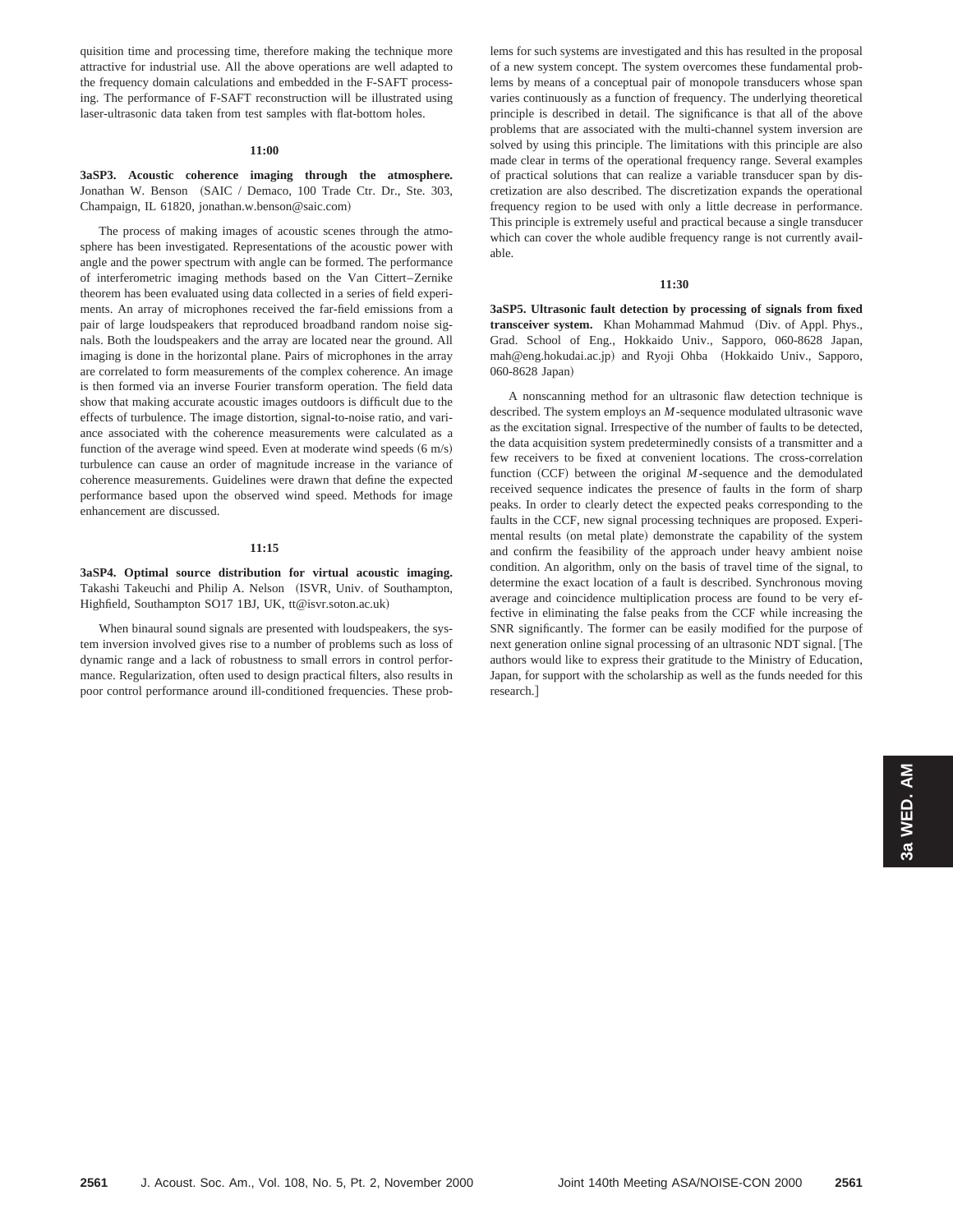quisition time and processing time, therefore making the technique more attractive for industrial use. All the above operations are well adapted to the frequency domain calculations and embedded in the F-SAFT processing. The performance of F-SAFT reconstruction will be illustrated using laser-ultrasonic data taken from test samples with flat-bottom holes.

**11:00**

**3aSP3. Acoustic coherence imaging through the atmosphere.** Jonathan W. Benson (SAIC / Demaco, 100 Trade Ctr. Dr., Ste. 303, Champaign, IL 61820, jonathan.w.benson@saic.com)

The process of making images of acoustic scenes through the atmosphere has been investigated. Representations of the acoustic power with angle and the power spectrum with angle can be formed. The performance of interferometric imaging methods based on the Van Cittert–Zernike theorem has been evaluated using data collected in a series of field experiments. An array of microphones received the far-field emissions from a pair of large loudspeakers that reproduced broadband random noise signals. Both the loudspeakers and the array are located near the ground. All imaging is done in the horizontal plane. Pairs of microphones in the array are correlated to form measurements of the complex coherence. An image is then formed via an inverse Fourier transform operation. The field data show that making accurate acoustic images outdoors is difficult due to the effects of turbulence. The image distortion, signal-to-noise ratio, and variance associated with the coherence measurements were calculated as a function of the average wind speed. Even at moderate wind speeds (6 m/s) turbulence can cause an order of magnitude increase in the variance of coherence measurements. Guidelines were drawn that define the expected performance based upon the observed wind speed. Methods for image enhancement are discussed.

**11:15**

**3aSP4. Optimal source distribution for virtual acoustic imaging.** Takashi Takeuchi and Philip A. Nelson (ISVR, Univ. of Southampton, Highfield, Southampton SO17 1BJ, UK, tt@isvr.soton.ac.uk)

When binaural sound signals are presented with loudspeakers, the system inversion involved gives rise to a number of problems such as loss of dynamic range and a lack of robustness to small errors in control performance. Regularization, often used to design practical filters, also results in poor control performance around ill-conditioned frequencies. These problems for such systems are investigated and this has resulted in the proposal of a new system concept. The system overcomes these fundamental problems by means of a conceptual pair of monopole transducers whose span varies continuously as a function of frequency. The underlying theoretical principle is described in detail. The significance is that all of the above problems that are associated with the multi-channel system inversion are solved by using this principle. The limitations with this principle are also made clear in terms of the operational frequency range. Several examples of practical solutions that can realize a variable transducer span by discretization are also described. The discretization expands the operational frequency region to be used with only a little decrease in performance. This principle is extremely useful and practical because a single transducer which can cover the whole audible frequency range is not currently available.

**11:30**

**3aSP5. Ultrasonic fault detection by processing of signals from fixed transceiver system.** Khan Mohammad Mahmud (Div. of Appl. Phys., Grad. School of Eng., Hokkaido Univ., Sapporo, 060-8628 Japan, mah@eng.hokudai.ac.jp) and Ryoji Ohba (Hokkaido Univ., Sapporo, 060-8628 Japan)

A nonscanning method for an ultrasonic flaw detection technique is described. The system employs an $M$-sequence modulated ultrasonic wave as the excitation signal. Irrespective of the number of faults to be detected, the data acquisition system predeterminedly consists of a transmitter and a few receivers to be fixed at convenient locations. The cross-correlation function (CCF) between the original $M$-sequence and the demodulated received sequence indicates the presence of faults in the form of sharp peaks. In order to clearly detect the expected peaks corresponding to the faults in the CCF, new signal processing techniques are proposed. Experimental results (on metal plate) demonstrate the capability of the system and confirm the feasibility of the approach under heavy ambient noise condition. An algorithm, only on the basis of travel time of the signal, to determine the exact location of a fault is described. Synchronous moving average and coincidence multiplication process are found to be very effective in eliminating the false peaks from the CCF while increasing the SNR significantly. The former can be easily modified for the purpose of next generation online signal processing of an ultrasonic NDT signal. [The authors would like to express their gratitude to the Ministry of Education, Japan, for support with the scholarship as well as the funds needed for this research.]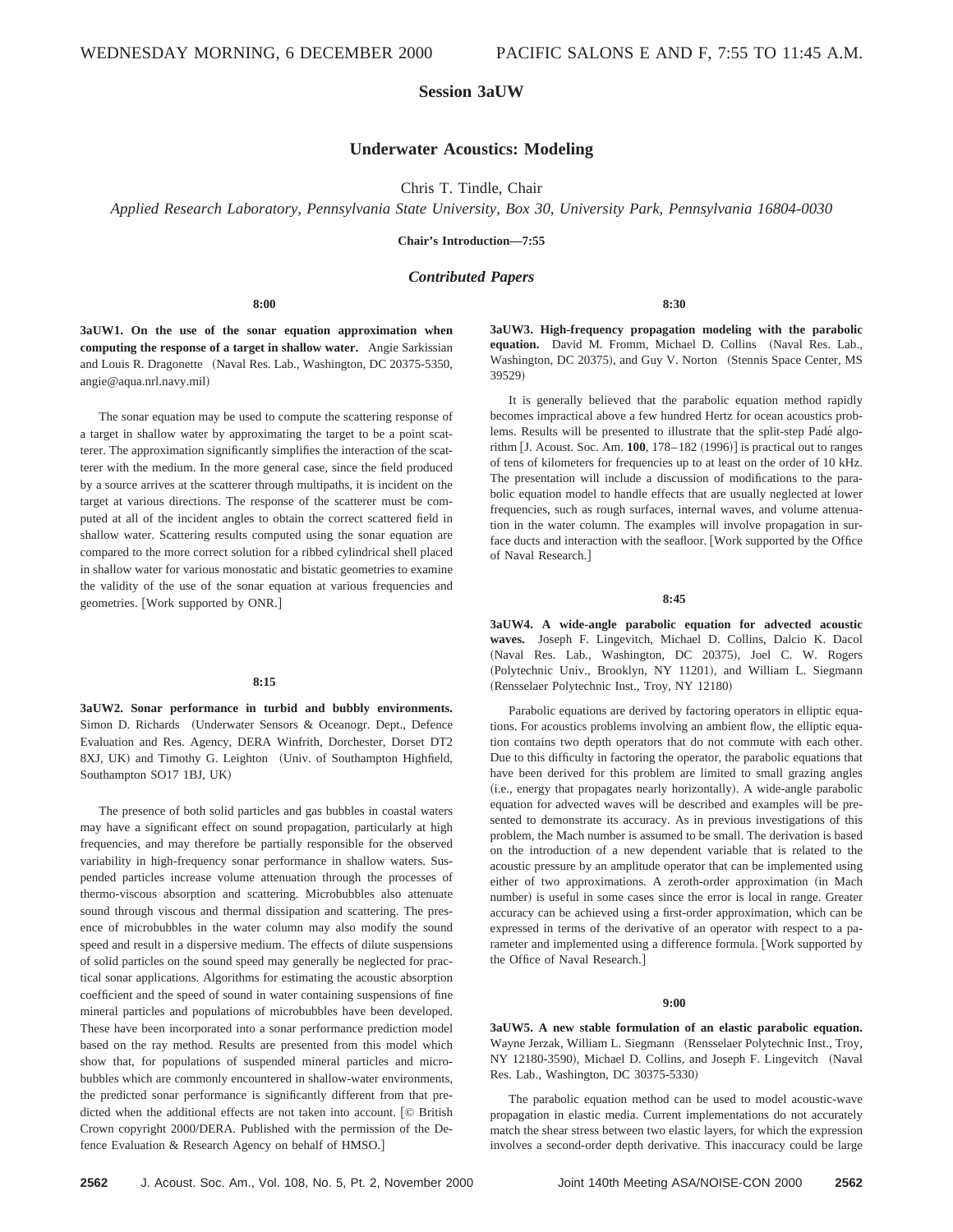## Session 3aUW

### Underwater Acoustics: Modeling

Chris T. Tindle, Chair

*Applied Research Laboratory, Pennsylvania State University, Box 30, University Park, Pennsylvania 16804-0030*

**Chair's Introduction—7:55**

### *Contributed Papers*

**8:00**

**3aUW1. On the use of the sonar equation approximation when computing the response of a target in shallow water.** Angie Sarkissian and Louis R. Dragonette (Naval Res. Lab., Washington, DC 20375-5350, angie@aqua.nrl.navy.mil)

The sonar equation may be used to compute the scattering response of a target in shallow water by approximating the target to be a point scatterer. The approximation significantly simplifies the interaction of the scatterer with the medium. In the more general case, since the field produced by a source arrives at the scatterer through multipaths, it is incident on the target at various directions. The response of the scatterer must be computed at all of the incident angles to obtain the correct scattered field in shallow water. Scattering results computed using the sonar equation are compared to the more correct solution for a ribbed cylindrical shell placed in shallow water for various monostatic and bistatic geometries to examine the validity of the use of the sonar equation at various frequencies and geometries. [Work supported by ONR.]

**8:15**

**3aUW2. Sonar performance in turbid and bubbly environments.** Simon D. Richards (Underwater Sensors & Oceanogr. Dept., Defence Evaluation and Res. Agency, DERA Winfrith, Dorchester, Dorset DT2 8XJ, UK) and Timothy G. Leighton (Univ. of Southampton Highfield, Southampton SO17 1BJ, UK)

The presence of both solid particles and gas bubbles in coastal waters may have a significant effect on sound propagation, particularly at high frequencies, and may therefore be partially responsible for the observed variability in high-frequency sonar performance in shallow waters. Suspended particles increase volume attenuation through the processes of thermo-viscous absorption and scattering. Microbubbles also attenuate sound through viscous and thermal dissipation and scattering. The presence of microbubbles in the water column may also modify the sound speed and result in a dispersive medium. The effects of dilute suspensions of solid particles on the sound speed may generally be neglected for practical sonar applications. Algorithms for estimating the acoustic absorption coefficient and the speed of sound in water containing suspensions of fine mineral particles and populations of microbubbles have been developed. These have been incorporated into a sonar performance prediction model based on the ray method. Results are presented from this model which show that, for populations of suspended mineral particles and microbubbles which are commonly encountered in shallow-water environments, the predicted sonar performance is significantly different from that predicted when the additional effects are not taken into account. [© British Crown copyright 2000/DERA. Published with the permission of the Defence Evaluation & Research Agency on behalf of HMSO.]

**8:30**

**3aUW3. High-frequency propagation modeling with the parabolic equation.** David M. Fromm, Michael D. Collins (Naval Res. Lab., Washington, DC 20375), and Guy V. Norton (Stennis Space Center, MS 39529)

It is generally believed that the parabolic equation method rapidly becomes impractical above a few hundred Hertz for ocean acoustics problems. Results will be presented to illustrate that the split-step Padé algorithm [J. Acoust. Soc. Am. **100**, 178–182 (1996)] is practical out to ranges of tens of kilometers for frequencies up to at least on the order of 10 kHz. The presentation will include a discussion of modifications to the parabolic equation model to handle effects that are usually neglected at lower frequencies, such as rough surfaces, internal waves, and volume attenuation in the water column. The examples will involve propagation in surface ducts and interaction with the seafloor. [Work supported by the Office of Naval Research.]

**8:45**

**3aUW4. A wide-angle parabolic equation for advected acoustic waves.** Joseph F. Lingevitch, Michael D. Collins, Dalcio K. Dacol (Naval Res. Lab., Washington, DC 20375), Joel C. W. Rogers (Polytechnic Univ., Brooklyn, NY 11201), and William L. Siegmann (Rensselaer Polytechnic Inst., Troy, NY 12180)

Parabolic equations are derived by factoring operators in elliptic equations. For acoustics problems involving an ambient flow, the elliptic equation contains two depth operators that do not commute with each other. Due to this difficulty in factoring the operator, the parabolic equations that have been derived for this problem are limited to small grazing angles (i.e., energy that propagates nearly horizontally). A wide-angle parabolic equation for advected waves will be described and examples will be presented to demonstrate its accuracy. As in previous investigations of this problem, the Mach number is assumed to be small. The derivation is based on the introduction of a new dependent variable that is related to the acoustic pressure by an amplitude operator that can be implemented using either of two approximations. A zeroth-order approximation (in Mach number) is useful in some cases since the error is local in range. Greater accuracy can be achieved using a first-order approximation, which can be expressed in terms of the derivative of an operator with respect to a parameter and implemented using a difference formula. [Work supported by the Office of Naval Research.]

**9:00**

**3aUW5. A new stable formulation of an elastic parabolic equation.** Wayne Jerzak, William L. Siegmann (Rensselaer Polytechnic Inst., Troy, NY 12180-3590), Michael D. Collins, and Joseph F. Lingevitch (Naval Res. Lab., Washington, DC 30375-5330)

The parabolic equation method can be used to model acoustic-wave propagation in elastic media. Current implementations do not accurately match the shear stress between two elastic layers, for which the expression involves a second-order depth derivative. This inaccuracy could be large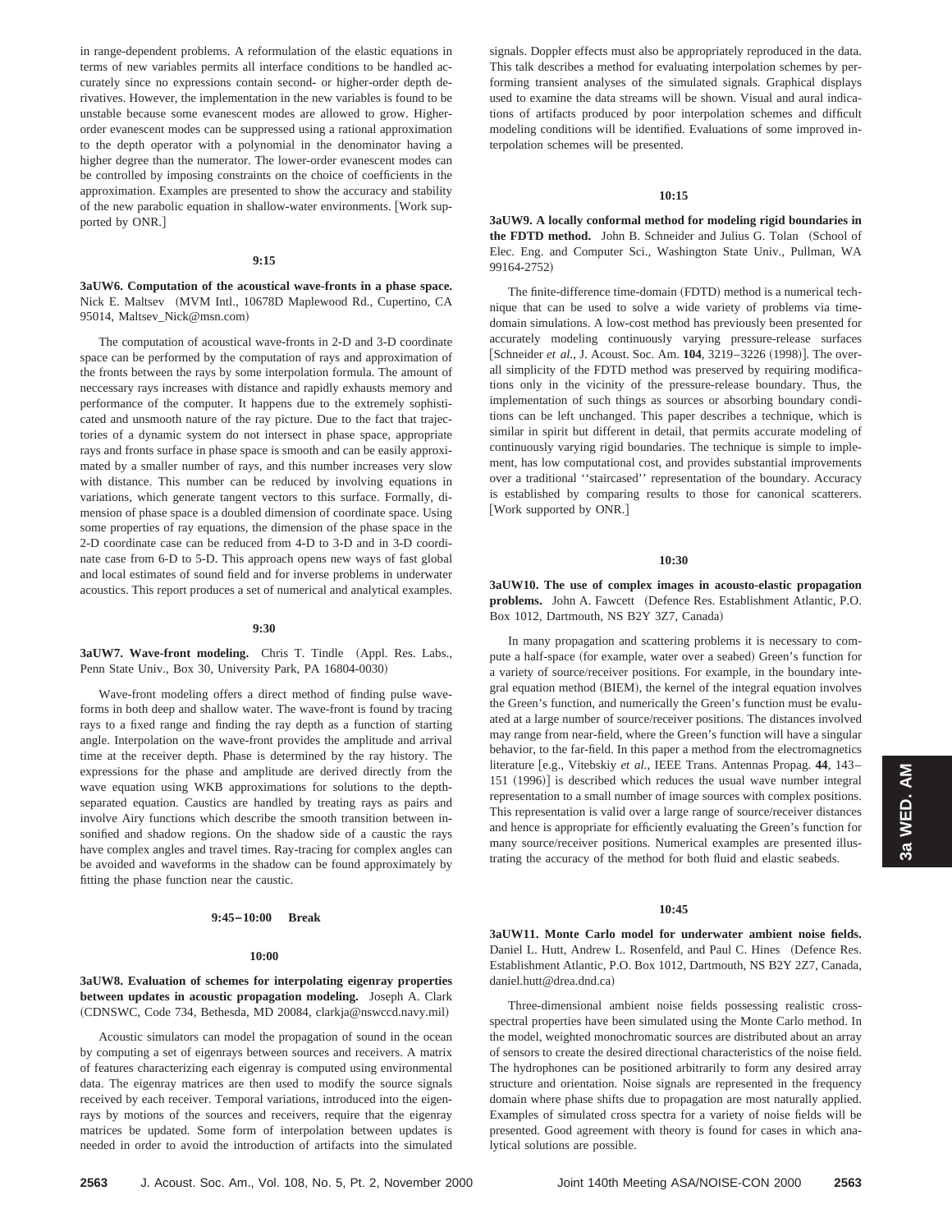in range-dependent problems. A reformulation of the elastic equations in terms of new variables permits all interface conditions to be handled accurately since no expressions contain second- or higher-order depth derivatives. However, the implementation in the new variables is found to be unstable because some evanescent modes are allowed to grow. Higher-order evanescent modes can be suppressed using a rational approximation to the depth operator with a polynomial in the denominator having a higher degree than the numerator. The lower-order evanescent modes can be controlled by imposing constraints on the choice of coefficients in the approximation. Examples are presented to show the accuracy and stability of the new parabolic equation in shallow-water environments. [Work supported by ONR.]

**9:15**

**3aUW6. Computation of the acoustical wave-fronts in a phase space.** Nick E. Maltsev (MVM Intl., 10678D Maplewood Rd., Cupertino, CA 95014, Maltsev_Nick@msn.com)

The computation of acoustical wave-fronts in 2-D and 3-D coordinate space can be performed by the computation of rays and approximation of the fronts between the rays by some interpolation formula. The amount of neccessary rays increases with distance and rapidly exhausts memory and performance of the computer. It happens due to the extremely sophisticated and unsmooth nature of the ray picture. Due to the fact that trajectories of a dynamic system do not intersect in phase space, appropriate rays and fronts surface in phase space is smooth and can be easily approximated by a smaller number of rays, and this number increases very slow with distance. This number can be reduced by involving equations in variations, which generate tangent vectors to this surface. Formally, dimension of phase space is a doubled dimension of coordinate space. Using some properties of ray equations, the dimension of the phase space in the 2-D coordinate case can be reduced from 4-D to 3-D and in 3-D coordinate case from 6-D to 5-D. This approach opens new ways of fast global and local estimates of sound field and for inverse problems in underwater acoustics. This report produces a set of numerical and analytical examples.

**9:30**

**3aUW7. Wave-front modeling.** Chris T. Tindle (Appl. Res. Labs., Penn State Univ., Box 30, University Park, PA 16804-0030)

Wave-front modeling offers a direct method of finding pulse waveforms in both deep and shallow water. The wave-front is found by tracing rays to a fixed range and finding the ray depth as a function of starting angle. Interpolation on the wave-front provides the amplitude and arrival time at the receiver depth. Phase is determined by the ray history. The expressions for the phase and amplitude are derived directly from the wave equation using WKB approximations for solutions to the depth-separated equation. Caustics are handled by treating rays as pairs and involve Airy functions which describe the smooth transition between insonified and shadow regions. On the shadow side of a caustic the rays have complex angles and travel times. Ray-tracing for complex angles can be avoided and waveforms in the shadow can be found approximately by fitting the phase function near the caustic.

**9:45–10:00 Break**

**10:00**

**3aUW8. Evaluation of schemes for interpolating eigenray properties between updates in acoustic propagation modeling.** Joseph A. Clark (CDNSWC, Code 734, Bethesda, MD 20084, clarkja@nswccd.navy.mil)

Acoustic simulators can model the propagation of sound in the ocean by computing a set of eigenrays between sources and receivers. A matrix of features characterizing each eigenray is computed using environmental data. The eigenray matrices are then used to modify the source signals received by each receiver. Temporal variations, introduced into the eigenrays by motions of the sources and receivers, require that the eigenray matrices be updated. Some form of interpolation between updates is needed in order to avoid the introduction of artifacts into the simulated signals. Doppler effects must also be appropriately reproduced in the data. This talk describes a method for evaluating interpolation schemes by performing transient analyses of the simulated signals. Graphical displays used to examine the data streams will be shown. Visual and aural indications of artifacts produced by poor interpolation schemes and difficult modeling conditions will be identified. Evaluations of some improved interpolation schemes will be presented.

**10:15**

**3aUW9. A locally conformal method for modeling rigid boundaries in the FDTD method.** John B. Schneider and Julius G. Tolan (School of Elec. Eng. and Computer Sci., Washington State Univ., Pullman, WA 99164-2752)

The finite-difference time-domain (FDTD) method is a numerical technique that can be used to solve a wide variety of problems via time-domain simulations. A low-cost method has previously been presented for accurately modeling continuously varying pressure-release surfaces [Schneider *et al.*, J. Acoust. Soc. Am. **104**, 3219–3226 (1998)]. The overall simplicity of the FDTD method was preserved by requiring modifications only in the vicinity of the pressure-release boundary. Thus, the implementation of such things as sources or absorbing boundary conditions can be left unchanged. This paper describes a technique, which is similar in spirit but different in detail, that permits accurate modeling of continuously varying rigid boundaries. The technique is simple to implement, has low computational cost, and provides substantial improvements over a traditional ''staircased'' representation of the boundary. Accuracy is established by comparing results to those for canonical scatterers. [Work supported by ONR.]

**10:30**

**3aUW10. The use of complex images in acousto-elastic propagation problems.** John A. Fawcett (Defence Res. Establishment Atlantic, P.O. Box 1012, Dartmouth, NS B2Y 3Z7, Canada)

In many propagation and scattering problems it is necessary to compute a half-space (for example, water over a seabed) Green's function for a variety of source/receiver positions. For example, in the boundary integral equation method (BIEM), the kernel of the integral equation involves the Green's function, and numerically the Green's function must be evaluated at a large number of source/receiver positions. The distances involved may range from near-field, where the Green's function will have a singular behavior, to the far-field. In this paper a method from the electromagnetics literature [e.g., Vitebskiy *et al.*, IEEE Trans. Antennas Propag. **44**, 143–151 (1996)] is described which reduces the usual wave number integral representation to a small number of image sources with complex positions. This representation is valid over a large range of source/receiver distances and hence is appropriate for efficiently evaluating the Green's function for many source/receiver positions. Numerical examples are presented illustrating the accuracy of the method for both fluid and elastic seabeds.

**10:45**

**3aUW11. Monte Carlo model for underwater ambient noise fields.** Daniel L. Hutt, Andrew L. Rosenfeld, and Paul C. Hines (Defence Res. Establishment Atlantic, P.O. Box 1012, Dartmouth, NS B2Y 2Z7, Canada, daniel.hutt@drea.dnd.ca)

Three-dimensional ambient noise fields possessing realistic cross-spectral properties have been simulated using the Monte Carlo method. In the model, weighted monochromatic sources are distributed about an array of sensors to create the desired directional characteristics of the noise field. The hydrophones can be positioned arbitrarily to form any desired array structure and orientation. Noise signals are represented in the frequency domain where phase shifts due to propagation are most naturally applied. Examples of simulated cross spectra for a variety of noise fields will be presented. Good agreement with theory is found for cases in which analytical solutions are possible.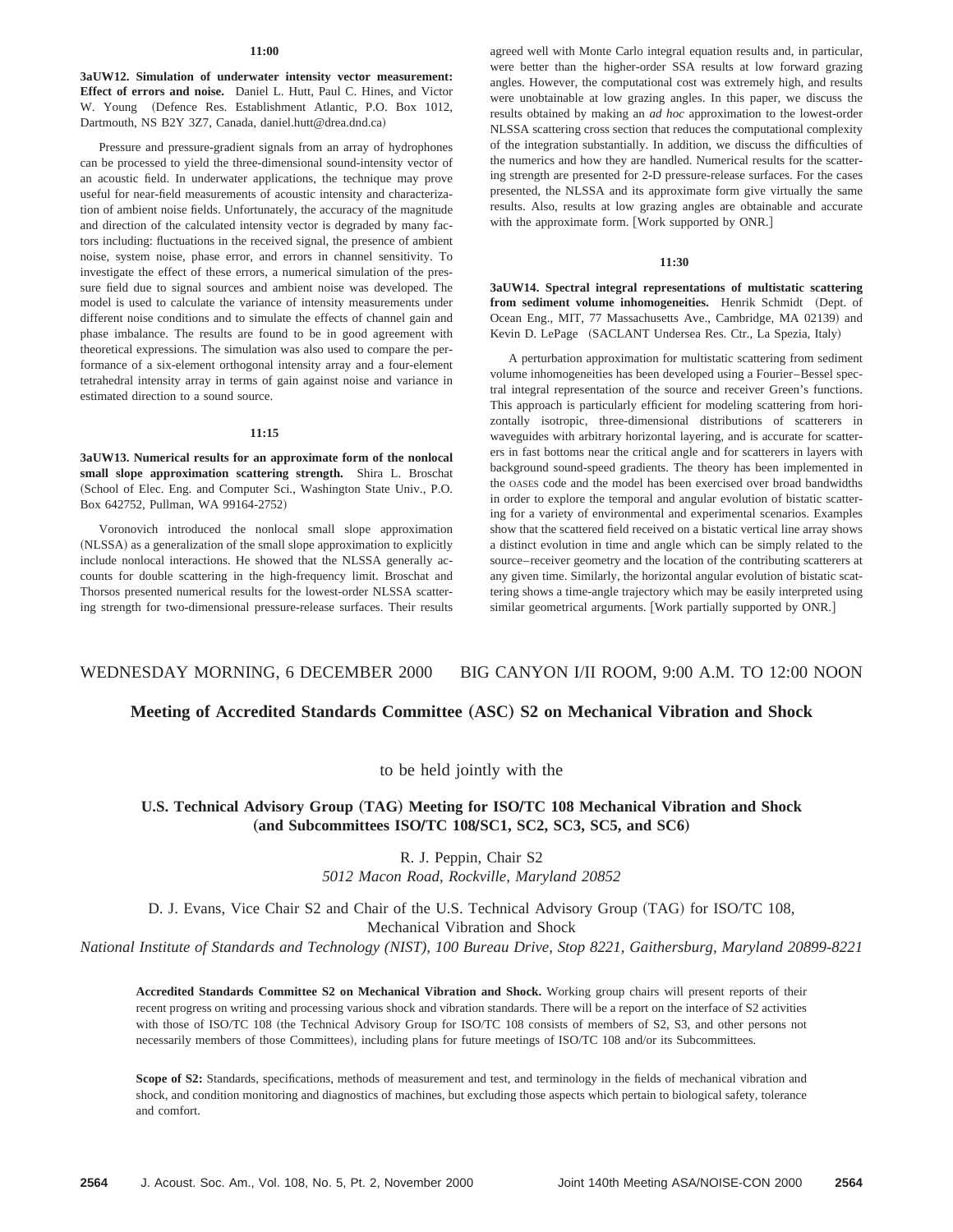**11:00**

**3aUW12. Simulation of underwater intensity vector measurement: Effect of errors and noise.** Daniel L. Hutt, Paul C. Hines, and Victor W. Young (Defence Res. Establishment Atlantic, P.O. Box 1012, Dartmouth, NS B2Y 3Z7, Canada, daniel.hutt@drea.dnd.ca)

Pressure and pressure-gradient signals from an array of hydrophones can be processed to yield the three-dimensional sound-intensity vector of an acoustic field. In underwater applications, the technique may prove useful for near-field measurements of acoustic intensity and characterization of ambient noise fields. Unfortunately, the accuracy of the magnitude and direction of the calculated intensity vector is degraded by many factors including: fluctuations in the received signal, the presence of ambient noise, system noise, phase error, and errors in channel sensitivity. To investigate the effect of these errors, a numerical simulation of the pressure field due to signal sources and ambient noise was developed. The model is used to calculate the variance of intensity measurements under different noise conditions and to simulate the effects of channel gain and phase imbalance. The results are found to be in good agreement with theoretical expressions. The simulation was also used to compare the performance of a six-element orthogonal intensity array and a four-element tetrahedral intensity array in terms of gain against noise and variance in estimated direction to a sound source.

**11:15**

**3aUW13. Numerical results for an approximate form of the nonlocal small slope approximation scattering strength.** Shira L. Broschat (School of Elec. Eng. and Computer Sci., Washington State Univ., P.O. Box 642752, Pullman, WA 99164-2752)

Voronovich introduced the nonlocal small slope approximation (NLSSA) as a generalization of the small slope approximation to explicitly include nonlocal interactions. He showed that the NLSSA generally accounts for double scattering in the high-frequency limit. Broschat and Thorsos presented numerical results for the lowest-order NLSSA scattering strength for two-dimensional pressure-release surfaces. Their results agreed well with Monte Carlo integral equation results and, in particular, were better than the higher-order SSA results at low forward grazing angles. However, the computational cost was extremely high, and results were unobtainable at low grazing angles. In this paper, we discuss the results obtained by making an *ad hoc* approximation to the lowest-order NLSSA scattering cross section that reduces the computational complexity of the integration substantially. In addition, we discuss the difficulties of the numerics and how they are handled. Numerical results for the scattering strength are presented for 2-D pressure-release surfaces. For the cases presented, the NLSSA and its approximate form give virtually the same results. Also, results at low grazing angles are obtainable and accurate with the approximate form. [Work supported by ONR.]

**11:30**

**3aUW14. Spectral integral representations of multistatic scattering from sediment volume inhomogeneities.** Henrik Schmidt (Dept. of Ocean Eng., MIT, 77 Massachusetts Ave., Cambridge, MA 02139) and Kevin D. LePage (SACLANT Undersea Res. Ctr., La Spezia, Italy)

A perturbation approximation for multistatic scattering from sediment volume inhomogeneities has been developed using a Fourier–Bessel spectral integral representation of the source and receiver Green's functions. This approach is particularly efficient for modeling scattering from horizontally isotropic, three-dimensional distributions of scatterers in waveguides with arbitrary horizontal layering, and is accurate for scatterers in fast bottoms near the critical angle and for scatterers in layers with background sound-speed gradients. The theory has been implemented in the OASES code and the model has been exercised over broad bandwidths in order to explore the temporal and angular evolution of bistatic scattering for a variety of environmental and experimental scenarios. Examples show that the scattered field received on a bistatic vertical line array shows a distinct evolution in time and angle which can be simply related to the source–receiver geometry and the location of the contributing scatterers at any given time. Similarly, the horizontal angular evolution of bistatic scattering shows a time-angle trajectory which may be easily interpreted using similar geometrical arguments. [Work partially supported by ONR.]

## WEDNESDAY MORNING, 6 DECEMBER 2000 BIG CANYON I/II ROOM, 9:00 A.M. TO 12:00 NOON

## Meeting of Accredited Standards Committee (ASC) S2 on Mechanical Vibration and Shock

to be held jointly with the

## U.S. Technical Advisory Group (TAG) Meeting for ISO/TC 108 Mechanical Vibration and Shock (and Subcommittees ISO/TC 108/SC1, SC2, SC3, SC5, and SC6)

R. J. Peppin, Chair S2
*5012 Macon Road, Rockville, Maryland 20852*

D. J. Evans, Vice Chair S2 and Chair of the U.S. Technical Advisory Group (TAG) for ISO/TC 108, Mechanical Vibration and Shock
*National Institute of Standards and Technology (NIST), 100 Bureau Drive, Stop 8221, Gaithersburg, Maryland 20899-8221*

**Accredited Standards Committee S2 on Mechanical Vibration and Shock.** Working group chairs will present reports of their recent progress on writing and processing various shock and vibration standards. There will be a report on the interface of S2 activities with those of ISO/TC 108 (the Technical Advisory Group for ISO/TC 108 consists of members of S2, S3, and other persons not necessarily members of those Committees), including plans for future meetings of ISO/TC 108 and/or its Subcommittees.

**Scope of S2:** Standards, specifications, methods of measurement and test, and terminology in the fields of mechanical vibration and shock, and condition monitoring and diagnostics of machines, but excluding those aspects which pertain to biological safety, tolerance and comfort.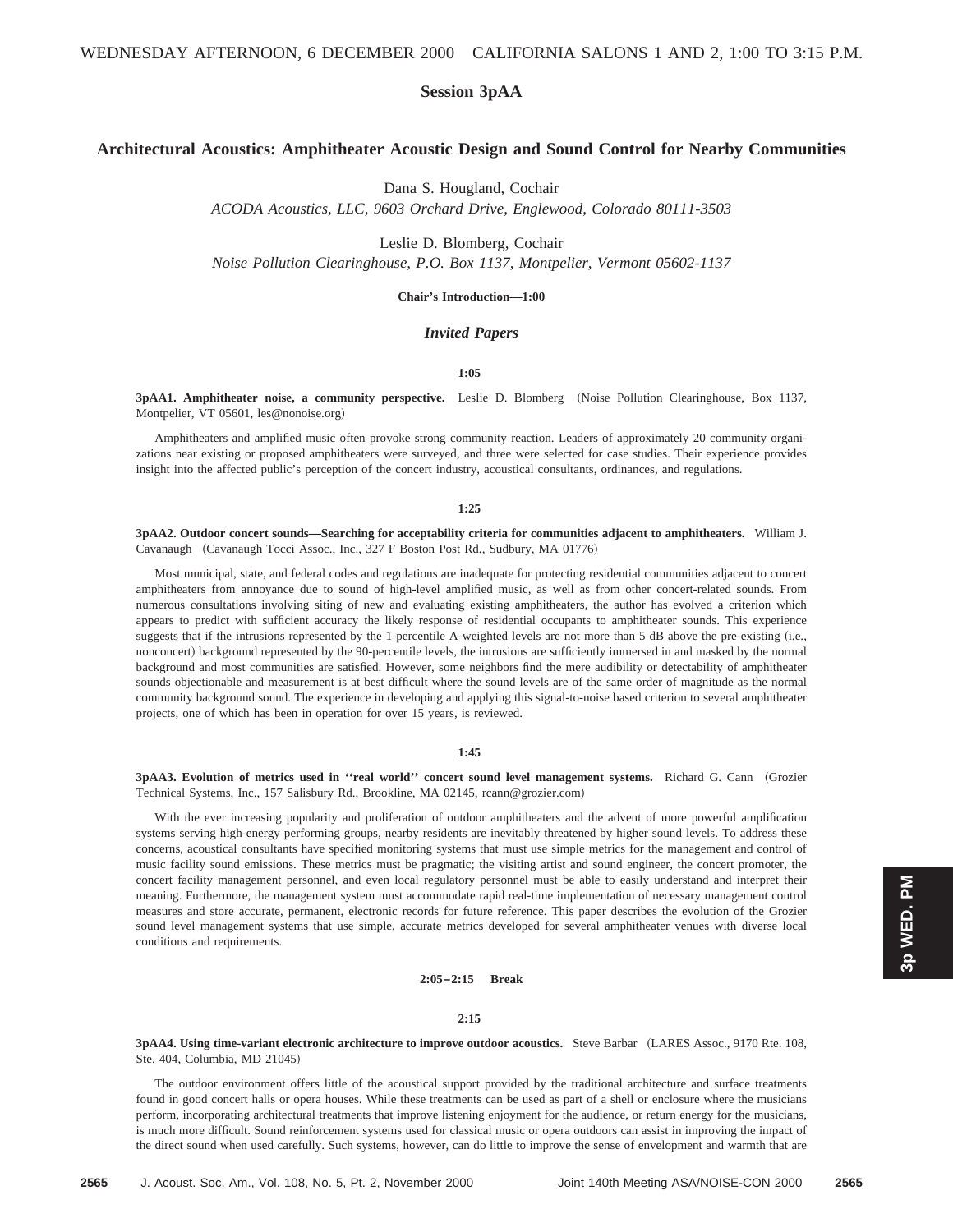WEDNESDAY AFTERNOON, 6 DECEMBER 2000 CALIFORNIA SALONS 1 AND 2, 1:00 TO 3:15 P.M.

## Session 3pAA

# Architectural Acoustics: Amphitheater Acoustic Design and Sound Control for Nearby Communities

Dana S. Hougland, Cochair
*ACODA Acoustics, LLC, 9603 Orchard Drive, Englewood, Colorado 80111-3503*

Leslie D. Blomberg, Cochair
*Noise Pollution Clearinghouse, P.O. Box 1137, Montpelier, Vermont 05602-1137*

**Chair's Introduction—1:00**

### *Invited Papers*

**1:05**

**3pAA1. Amphitheater noise, a community perspective.** Leslie D. Blomberg (Noise Pollution Clearinghouse, Box 1137, Montpelier, VT 05601, les@nonoise.org)

Amphitheaters and amplified music often provoke strong community reaction. Leaders of approximately 20 community organizations near existing or proposed amphitheaters were surveyed, and three were selected for case studies. Their experience provides insight into the affected public's perception of the concert industry, acoustical consultants, ordinances, and regulations.

**1:25**

**3pAA2. Outdoor concert sounds—Searching for acceptability criteria for communities adjacent to amphitheaters.** William J. Cavanaugh (Cavanaugh Tocci Assoc., Inc., 327 F Boston Post Rd., Sudbury, MA 01776)

Most municipal, state, and federal codes and regulations are inadequate for protecting residential communities adjacent to concert amphitheaters from annoyance due to sound of high-level amplified music, as well as from other concert-related sounds. From numerous consultations involving siting of new and evaluating existing amphitheaters, the author has evolved a criterion which appears to predict with sufficient accuracy the likely response of residential occupants to amphitheater sounds. This experience suggests that if the intrusions represented by the 1-percentile A-weighted levels are not more than 5 dB above the pre-existing (i.e., nonconcert) background represented by the 90-percentile levels, the intrusions are sufficiently immersed in and masked by the normal background and most communities are satisfied. However, some neighbors find the mere audibility or detectability of amphitheater sounds objectionable and measurement is at best difficult where the sound levels are of the same order of magnitude as the normal community background sound. The experience in developing and applying this signal-to-noise based criterion to several amphitheater projects, one of which has been in operation for over 15 years, is reviewed.

**1:45**

**3pAA3. Evolution of metrics used in ''real world'' concert sound level management systems.** Richard G. Cann (Grozier Technical Systems, Inc., 157 Salisbury Rd., Brookline, MA 02145, rcann@grozier.com)

With the ever increasing popularity and proliferation of outdoor amphitheaters and the advent of more powerful amplification systems serving high-energy performing groups, nearby residents are inevitably threatened by higher sound levels. To address these concerns, acoustical consultants have specified monitoring systems that must use simple metrics for the management and control of music facility sound emissions. These metrics must be pragmatic; the visiting artist and sound engineer, the concert promoter, the concert facility management personnel, and even local regulatory personnel must be able to easily understand and interpret their meaning. Furthermore, the management system must accommodate rapid real-time implementation of necessary management control measures and store accurate, permanent, electronic records for future reference. This paper describes the evolution of the Grozier sound level management systems that use simple, accurate metrics developed for several amphitheater venues with diverse local conditions and requirements.

**2:05–2:15 Break**

**2:15**

**3pAA4. Using time-variant electronic architecture to improve outdoor acoustics.** Steve Barbar (LARES Assoc., 9170 Rte. 108, Ste. 404, Columbia, MD 21045)

The outdoor environment offers little of the acoustical support provided by the traditional architecture and surface treatments found in good concert halls or opera houses. While these treatments can be used as part of a shell or enclosure where the musicians perform, incorporating architectural treatments that improve listening enjoyment for the audience, or return energy for the musicians, is much more difficult. Sound reinforcement systems used for classical music or opera outdoors can assist in improving the impact of the direct sound when used carefully. Such systems, however, can do little to improve the sense of envelopment and warmth that are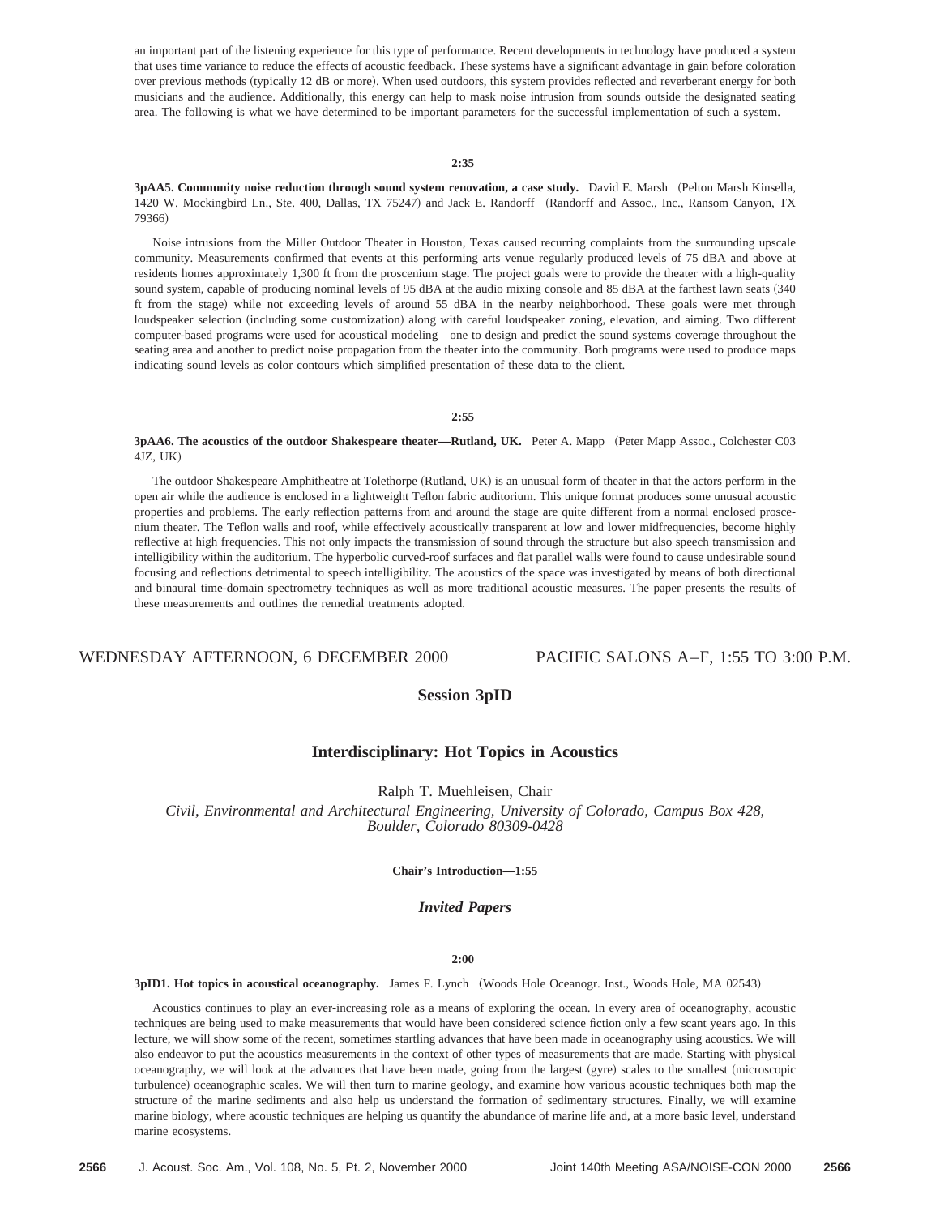an important part of the listening experience for this type of performance. Recent developments in technology have produced a system that uses time variance to reduce the effects of acoustic feedback. These systems have a significant advantage in gain before coloration over previous methods (typically 12 dB or more). When used outdoors, this system provides reflected and reverberant energy for both musicians and the audience. Additionally, this energy can help to mask noise intrusion from sounds outside the designated seating area. The following is what we have determined to be important parameters for the successful implementation of such a system.

**2:35**

**3pAA5. Community noise reduction through sound system renovation, a case study.** David E. Marsh (Pelton Marsh Kinsella, 1420 W. Mockingbird Ln., Ste. 400, Dallas, TX 75247) and Jack E. Randorff (Randorff and Assoc., Inc., Ransom Canyon, TX 79366)

Noise intrusions from the Miller Outdoor Theater in Houston, Texas caused recurring complaints from the surrounding upscale community. Measurements confirmed that events at this performing arts venue regularly produced levels of 75 dBA and above at residents homes approximately 1,300 ft from the proscenium stage. The project goals were to provide the theater with a high-quality sound system, capable of producing nominal levels of 95 dBA at the audio mixing console and 85 dBA at the farthest lawn seats (340 ft from the stage) while not exceeding levels of around 55 dBA in the nearby neighborhood. These goals were met through loudspeaker selection (including some customization) along with careful loudspeaker zoning, elevation, and aiming. Two different computer-based programs were used for acoustical modeling—one to design and predict the sound systems coverage throughout the seating area and another to predict noise propagation from the theater into the community. Both programs were used to produce maps indicating sound levels as color contours which simplified presentation of these data to the client.

**2:55**

**3pAA6. The acoustics of the outdoor Shakespeare theater—Rutland, UK.** Peter A. Mapp (Peter Mapp Assoc., Colchester C03 4JZ, UK)

The outdoor Shakespeare Amphitheatre at Tolethorpe (Rutland, UK) is an unusual form of theater in that the actors perform in the open air while the audience is enclosed in a lightweight Teflon fabric auditorium. This unique format produces some unusual acoustic properties and problems. The early reflection patterns from and around the stage are quite different from a normal enclosed proscenium theater. The Teflon walls and roof, while effectively acoustically transparent at low and lower midfrequencies, become highly reflective at high frequencies. This not only impacts the transmission of sound through the structure but also speech transmission and intelligibility within the auditorium. The hyperbolic curved-roof surfaces and flat parallel walls were found to cause undesirable sound focusing and reflections detrimental to speech intelligibility. The acoustics of the space was investigated by means of both directional and binaural time-domain spectrometry techniques as well as more traditional acoustic measures. The paper presents the results of these measurements and outlines the remedial treatments adopted.

WEDNESDAY AFTERNOON, 6 DECEMBER 2000 PACIFIC SALONS A–F, 1:55 TO 3:00 P.M.

## Session 3pID

## Interdisciplinary: Hot Topics in Acoustics

Ralph T. Muehleisen, Chair

*Civil, Environmental and Architectural Engineering, University of Colorado, Campus Box 428, Boulder, Colorado 80309-0428*

**Chair's Introduction—1:55**

### *Invited Papers*

**2:00**

**3pID1. Hot topics in acoustical oceanography.** James F. Lynch (Woods Hole Oceanogr. Inst., Woods Hole, MA 02543)

Acoustics continues to play an ever-increasing role as a means of exploring the ocean. In every area of oceanography, acoustic techniques are being used to make measurements that would have been considered science fiction only a few scant years ago. In this lecture, we will show some of the recent, sometimes startling advances that have been made in oceanography using acoustics. We will also endeavor to put the acoustics measurements in the context of other types of measurements that are made. Starting with physical oceanography, we will look at the advances that have been made, going from the largest (gyre) scales to the smallest (microscopic turbulence) oceanographic scales. We will then turn to marine geology, and examine how various acoustic techniques both map the structure of the marine sediments and also help us understand the formation of sedimentary structures. Finally, we will examine marine biology, where acoustic techniques are helping us quantify the abundance of marine life and, at a more basic level, understand marine ecosystems.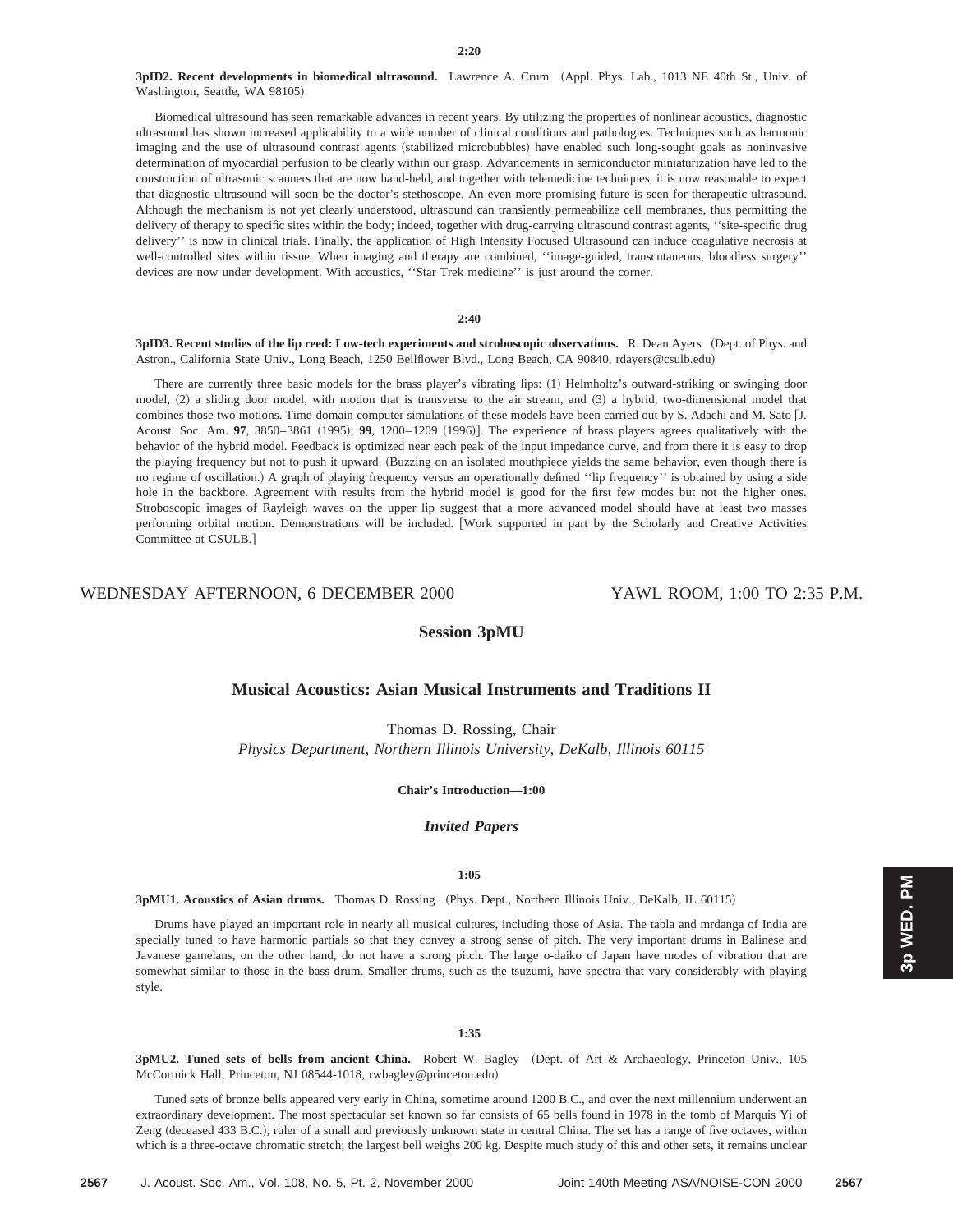**2:20**

**3pID2. Recent developments in biomedical ultrasound.** Lawrence A. Crum (Appl. Phys. Lab., 1013 NE 40th St., Univ. of Washington, Seattle, WA 98105)

Biomedical ultrasound has seen remarkable advances in recent years. By utilizing the properties of nonlinear acoustics, diagnostic ultrasound has shown increased applicability to a wide number of clinical conditions and pathologies. Techniques such as harmonic imaging and the use of ultrasound contrast agents (stabilized microbubbles) have enabled such long-sought goals as noninvasive determination of myocardial perfusion to be clearly within our grasp. Advancements in semiconductor miniaturization have led to the construction of ultrasonic scanners that are now hand-held, and together with telemedicine techniques, it is now reasonable to expect that diagnostic ultrasound will soon be the doctor's stethoscope. An even more promising future is seen for therapeutic ultrasound. Although the mechanism is not yet clearly understood, ultrasound can transiently permeabilize cell membranes, thus permitting the delivery of therapy to specific sites within the body; indeed, together with drug-carrying ultrasound contrast agents, ''site-specific drug delivery'' is now in clinical trials. Finally, the application of High Intensity Focused Ultrasound can induce coagulative necrosis at well-controlled sites within tissue. When imaging and therapy are combined, ''image-guided, transcutaneous, bloodless surgery'' devices are now under development. With acoustics, ''Star Trek medicine'' is just around the corner.

**2:40**

**3pID3. Recent studies of the lip reed: Low-tech experiments and stroboscopic observations.** R. Dean Ayers (Dept. of Phys. and Astron., California State Univ., Long Beach, 1250 Bellflower Blvd., Long Beach, CA 90840, rdayers@csulb.edu)

There are currently three basic models for the brass player's vibrating lips: (1) Helmholtz's outward-striking or swinging door model, (2) a sliding door model, with motion that is transverse to the air stream, and (3) a hybrid, two-dimensional model that combines those two motions. Time-domain computer simulations of these models have been carried out by S. Adachi and M. Sato [J. Acoust. Soc. Am. **97**, 3850–3861 (1995); **99**, 1200–1209 (1996)]. The experience of brass players agrees qualitatively with the behavior of the hybrid model. Feedback is optimized near each peak of the input impedance curve, and from there it is easy to drop the playing frequency but not to push it upward. (Buzzing on an isolated mouthpiece yields the same behavior, even though there is no regime of oscillation.) A graph of playing frequency versus an operationally defined ''lip frequency'' is obtained by using a side hole in the backbore. Agreement with results from the hybrid model is good for the first few modes but not the higher ones. Stroboscopic images of Rayleigh waves on the upper lip suggest that a more advanced model should have at least two masses performing orbital motion. Demonstrations will be included. [Work supported in part by the Scholarly and Creative Activities Committee at CSULB.]

WEDNESDAY AFTERNOON, 6 DECEMBER 2000 — YAWL ROOM, 1:00 TO 2:35 P.M.

## Session 3pMU

## Musical Acoustics: Asian Musical Instruments and Traditions II

Thomas D. Rossing, Chair

*Physics Department, Northern Illinois University, DeKalb, Illinois 60115*

**Chair's Introduction—1:00**

### *Invited Papers*

**1:05**

**3pMU1. Acoustics of Asian drums.** Thomas D. Rossing (Phys. Dept., Northern Illinois Univ., DeKalb, IL 60115)

Drums have played an important role in nearly all musical cultures, including those of Asia. The tabla and mrdanga of India are specially tuned to have harmonic partials so that they convey a strong sense of pitch. The very important drums in Balinese and Javanese gamelans, on the other hand, do not have a strong pitch. The large o-daiko of Japan have modes of vibration that are somewhat similar to those in the bass drum. Smaller drums, such as the tsuzumi, have spectra that vary considerably with playing style.

**1:35**

**3pMU2. Tuned sets of bells from ancient China.** Robert W. Bagley (Dept. of Art & Archaeology, Princeton Univ., 105 McCormick Hall, Princeton, NJ 08544-1018, rwbagley@princeton.edu)

Tuned sets of bronze bells appeared very early in China, sometime around 1200 B.C., and over the next millennium underwent an extraordinary development. The most spectacular set known so far consists of 65 bells found in 1978 in the tomb of Marquis Yi of Zeng (deceased 433 B.C.), ruler of a small and previously unknown state in central China. The set has a range of five octaves, within which is a three-octave chromatic stretch; the largest bell weighs 200 kg. Despite much study of this and other sets, it remains unclear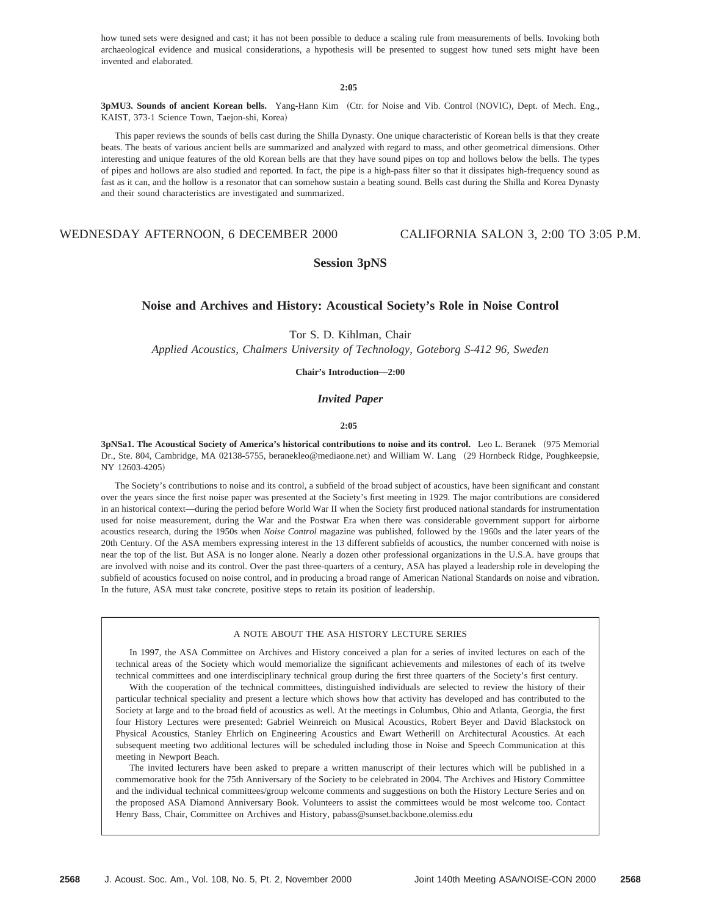how tuned sets were designed and cast; it has not been possible to deduce a scaling rule from measurements of bells. Invoking both archaeological evidence and musical considerations, a hypothesis will be presented to suggest how tuned sets might have been invented and elaborated.

**2:05**

**3pMU3. Sounds of ancient Korean bells.** Yang-Hann Kim (Ctr. for Noise and Vib. Control (NOVIC), Dept. of Mech. Eng., KAIST, 373-1 Science Town, Taejon-shi, Korea)

This paper reviews the sounds of bells cast during the Shilla Dynasty. One unique characteristic of Korean bells is that they create beats. The beats of various ancient bells are summarized and analyzed with regard to mass, and other geometrical dimensions. Other interesting and unique features of the old Korean bells are that they have sound pipes on top and hollows below the bells. The types of pipes and hollows are also studied and reported. In fact, the pipe is a high-pass filter so that it dissipates high-frequency sound as fast as it can, and the hollow is a resonator that can somehow sustain a beating sound. Bells cast during the Shilla and Korea Dynasty and their sound characteristics are investigated and summarized.

WEDNESDAY AFTERNOON, 6 DECEMBER 2000 — CALIFORNIA SALON 3, 2:00 TO 3:05 P.M.

## Session 3pNS

## Noise and Archives and History: Acoustical Society's Role in Noise Control

Tor S. D. Kihlman, Chair

*Applied Acoustics, Chalmers University of Technology, Goteborg S-412 96, Sweden*

**Chair's Introduction—2:00**

### *Invited Paper*

**2:05**

**3pNSa1. The Acoustical Society of America's historical contributions to noise and its control.** Leo L. Beranek (975 Memorial Dr., Ste. 804, Cambridge, MA 02138-5755, beranekleo@mediaone.net) and William W. Lang (29 Hornbeck Ridge, Poughkeepsie, NY 12603-4205)

The Society's contributions to noise and its control, a subfield of the broad subject of acoustics, have been significant and constant over the years since the first noise paper was presented at the Society's first meeting in 1929. The major contributions are considered in an historical context—during the period before World War II when the Society first produced national standards for instrumentation used for noise measurement, during the War and the Postwar Era when there was considerable government support for airborne acoustics research, during the 1950s when *Noise Control* magazine was published, followed by the 1960s and the later years of the 20th Century. Of the ASA members expressing interest in the 13 different subfields of acoustics, the number concerned with noise is near the top of the list. But ASA is no longer alone. Nearly a dozen other professional organizations in the U.S.A. have groups that are involved with noise and its control. Over the past three-quarters of a century, ASA has played a leadership role in developing the subfield of acoustics focused on noise control, and in producing a broad range of American National Standards on noise and vibration. In the future, ASA must take concrete, positive steps to retain its position of leadership.

A NOTE ABOUT THE ASA HISTORY LECTURE SERIES

In 1997, the ASA Committee on Archives and History conceived a plan for a series of invited lectures on each of the technical areas of the Society which would memorialize the significant achievements and milestones of each of its twelve technical committees and one interdisciplinary technical group during the first three quarters of the Society's first century.

With the cooperation of the technical committees, distinguished individuals are selected to review the history of their particular technical speciality and present a lecture which shows how that activity has developed and has contributed to the Society at large and to the broad field of acoustics as well. At the meetings in Columbus, Ohio and Atlanta, Georgia, the first four History Lectures were presented: Gabriel Weinreich on Musical Acoustics, Robert Beyer and David Blackstock on Physical Acoustics, Stanley Ehrlich on Engineering Acoustics and Ewart Wetherill on Architectural Acoustics. At each subsequent meeting two additional lectures will be scheduled including those in Noise and Speech Communication at this meeting in Newport Beach.

The invited lecturers have been asked to prepare a written manuscript of their lectures which will be published in a commemorative book for the 75th Anniversary of the Society to be celebrated in 2004. The Archives and History Committee and the individual technical committees/group welcome comments and suggestions on both the History Lecture Series and on the proposed ASA Diamond Anniversary Book. Volunteers to assist the committees would be most welcome too. Contact Henry Bass, Chair, Committee on Archives and History, pabass@sunset.backbone.olemiss.edu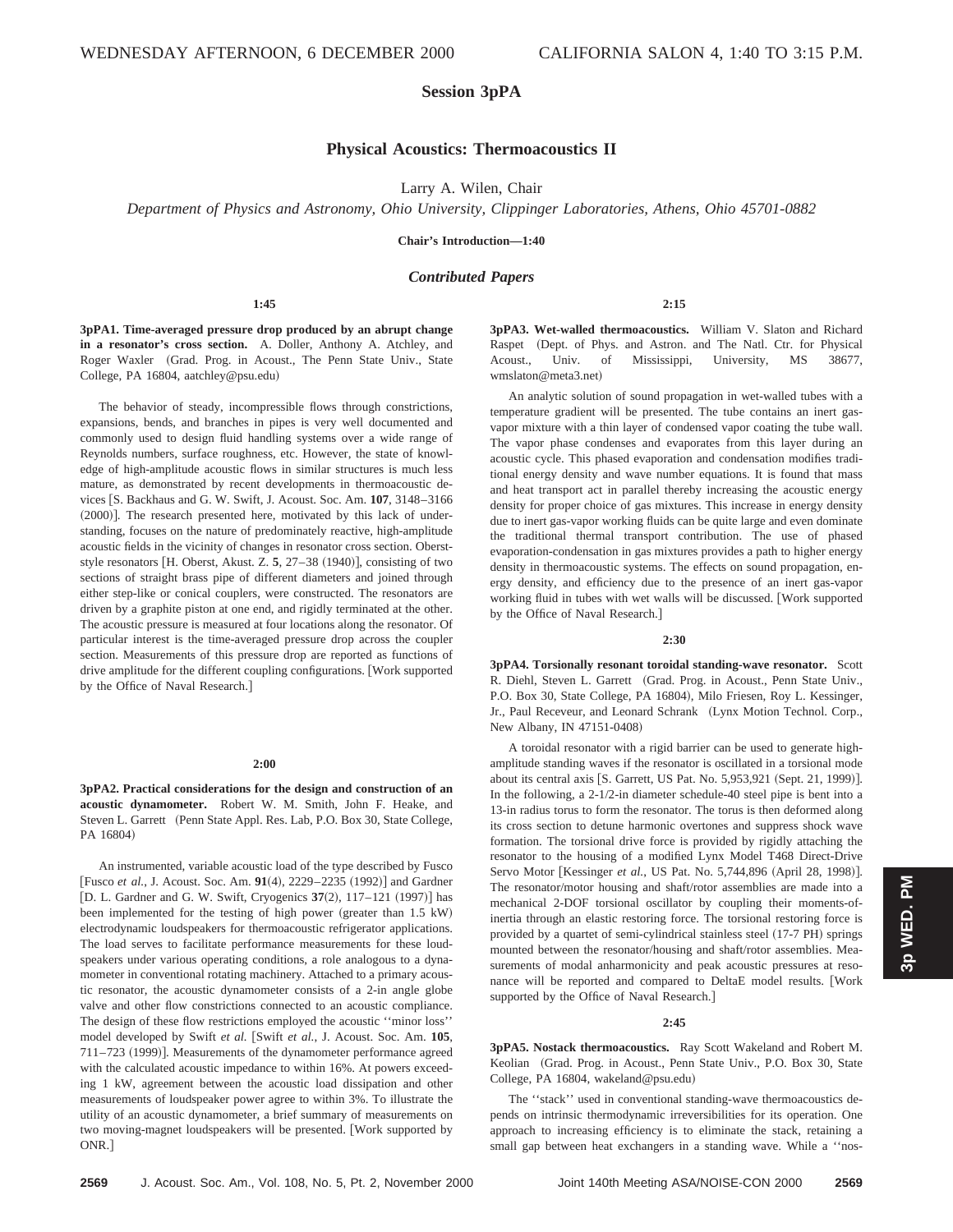# Session 3pPA

## Physical Acoustics: Thermoacoustics II

Larry A. Wilen, Chair

*Department of Physics and Astronomy, Ohio University, Clippinger Laboratories, Athens, Ohio 45701-0882*

**Chair's Introduction—1:40**

### *Contributed Papers*

**1:45**

**3pPA1. Time-averaged pressure drop produced by an abrupt change in a resonator's cross section.** A. Doller, Anthony A. Atchley, and Roger Waxler (Grad. Prog. in Acoust., The Penn State Univ., State College, PA 16804, aatchley@psu.edu)

The behavior of steady, incompressible flows through constrictions, expansions, bends, and branches in pipes is very well documented and commonly used to design fluid handling systems over a wide range of Reynolds numbers, surface roughness, etc. However, the state of knowledge of high-amplitude acoustic flows in similar structures is much less mature, as demonstrated by recent developments in thermoacoustic devices [S. Backhaus and G. W. Swift, J. Acoust. Soc. Am. **107**, 3148–3166 (2000)]. The research presented here, motivated by this lack of understanding, focuses on the nature of predominately reactive, high-amplitude acoustic fields in the vicinity of changes in resonator cross section. Oberst-style resonators [H. Oberst, Akust. Z. **5**, 27–38 (1940)], consisting of two sections of straight brass pipe of different diameters and joined through either step-like or conical couplers, were constructed. The resonators are driven by a graphite piston at one end, and rigidly terminated at the other. The acoustic pressure is measured at four locations along the resonator. Of particular interest is the time-averaged pressure drop across the coupler section. Measurements of this pressure drop are reported as functions of drive amplitude for the different coupling configurations. [Work supported by the Office of Naval Research.]

**2:00**

**3pPA2. Practical considerations for the design and construction of an acoustic dynamometer.** Robert W. M. Smith, John F. Heake, and Steven L. Garrett (Penn State Appl. Res. Lab, P.O. Box 30, State College, PA 16804)

An instrumented, variable acoustic load of the type described by Fusco [Fusco *et al.*, J. Acoust. Soc. Am. **91**(4), 2229–2235 (1992)] and Gardner [D. L. Gardner and G. W. Swift, Cryogenics **37**(2), 117–121 (1997)] has been implemented for the testing of high power (greater than 1.5 kW) electrodynamic loudspeakers for thermoacoustic refrigerator applications. The load serves to facilitate performance measurements for these loudspeakers under various operating conditions, a role analogous to a dynamometer in conventional rotating machinery. Attached to a primary acoustic resonator, the acoustic dynamometer consists of a 2-in angle globe valve and other flow constrictions connected to an acoustic compliance. The design of these flow restrictions employed the acoustic ''minor loss'' model developed by Swift *et al.* [Swift *et al.*, J. Acoust. Soc. Am. **105**, 711–723 (1999)]. Measurements of the dynamometer performance agreed with the calculated acoustic impedance to within 16%. At powers exceeding 1 kW, agreement between the acoustic load dissipation and other measurements of loudspeaker power agree to within 3%. To illustrate the utility of an acoustic dynamometer, a brief summary of measurements on two moving-magnet loudspeakers will be presented. [Work supported by ONR.]

**2:15**

**3pPA3. Wet-walled thermoacoustics.** William V. Slaton and Richard Raspet (Dept. of Phys. and Astron. and The Natl. Ctr. for Physical Acoust., Univ. of Mississippi, University, MS 38677, wmslaton@meta3.net)

An analytic solution of sound propagation in wet-walled tubes with a temperature gradient will be presented. The tube contains an inert gas-vapor mixture with a thin layer of condensed vapor coating the tube wall. The vapor phase condenses and evaporates from this layer during an acoustic cycle. This phased evaporation and condensation modifies traditional energy density and wave number equations. It is found that mass and heat transport act in parallel thereby increasing the acoustic energy density for proper choice of gas mixtures. This increase in energy density due to inert gas-vapor working fluids can be quite large and even dominate the traditional thermal transport contribution. The use of phased evaporation-condensation in gas mixtures provides a path to higher energy density in thermoacoustic systems. The effects on sound propagation, energy density, and efficiency due to the presence of an inert gas-vapor working fluid in tubes with wet walls will be discussed. [Work supported by the Office of Naval Research.]

**2:30**

**3pPA4. Torsionally resonant toroidal standing-wave resonator.** Scott R. Diehl, Steven L. Garrett (Grad. Prog. in Acoust., Penn State Univ., P.O. Box 30, State College, PA 16804), Milo Friesen, Roy L. Kessinger, Jr., Paul Receveur, and Leonard Schrank (Lynx Motion Technol. Corp., New Albany, IN 47151-0408)

A toroidal resonator with a rigid barrier can be used to generate high-amplitude standing waves if the resonator is oscillated in a torsional mode about its central axis [S. Garrett, US Pat. No. 5,953,921 (Sept. 21, 1999)]. In the following, a 2-1/2-in diameter schedule-40 steel pipe is bent into a 13-in radius torus to form the resonator. The torus is then deformed along its cross section to detune harmonic overtones and suppress shock wave formation. The torsional drive force is provided by rigidly attaching the resonator to the housing of a modified Lynx Model T468 Direct-Drive Servo Motor [Kessinger *et al.*, US Pat. No. 5,744,896 (April 28, 1998)]. The resonator/motor housing and shaft/rotor assemblies are made into a mechanical 2-DOF torsional oscillator by coupling their moments-of-inertia through an elastic restoring force. The torsional restoring force is provided by a quartet of semi-cylindrical stainless steel (17-7 PH) springs mounted between the resonator/housing and shaft/rotor assemblies. Measurements of modal anharmonicity and peak acoustic pressures at resonance will be reported and compared to DeltaE model results. [Work supported by the Office of Naval Research.]

**2:45**

**3pPA5. Nostack thermoacoustics.** Ray Scott Wakeland and Robert M. Keolian (Grad. Prog. in Acoust., Penn State Univ., P.O. Box 30, State College, PA 16804, wakeland@psu.edu)

The ''stack'' used in conventional standing-wave thermoacoustics depends on intrinsic thermodynamic irreversibilities for its operation. One approach to increasing efficiency is to eliminate the stack, retaining a small gap between heat exchangers in a standing wave. While a ''nos-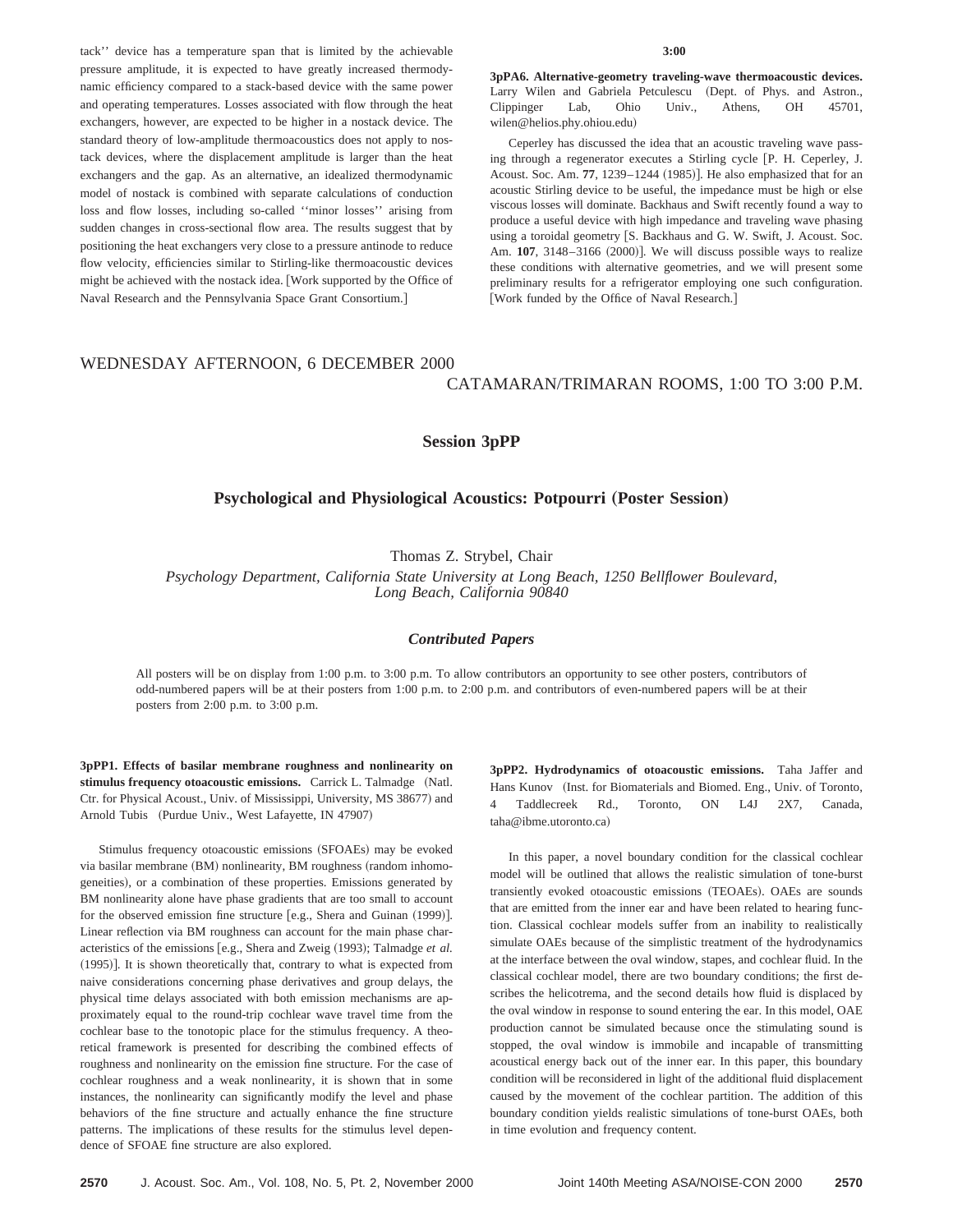tack'' device has a temperature span that is limited by the achievable pressure amplitude, it is expected to have greatly increased thermodynamic efficiency compared to a stack-based device with the same power and operating temperatures. Losses associated with flow through the heat exchangers, however, are expected to be higher in a nostack device. The standard theory of low-amplitude thermoacoustics does not apply to nostack devices, where the displacement amplitude is larger than the heat exchangers and the gap. As an alternative, an idealized thermodynamic model of nostack is combined with separate calculations of conduction loss and flow losses, including so-called ''minor losses'' arising from sudden changes in cross-sectional flow area. The results suggest that by positioning the heat exchangers very close to a pressure antinode to reduce flow velocity, efficiencies similar to Stirling-like thermoacoustic devices might be achieved with the nostack idea. [Work supported by the Office of Naval Research and the Pennsylvania Space Grant Consortium.]

**3:00**

**3pPA6. Alternative-geometry traveling-wave thermoacoustic devices.** Larry Wilen and Gabriela Petculescu (Dept. of Phys. and Astron., Clippinger Lab, Ohio Univ., Athens, OH 45701, wilen@helios.phy.ohiou.edu)

Ceperley has discussed the idea that an acoustic traveling wave passing through a regenerator executes a Stirling cycle [P. H. Ceperley, J. Acoust. Soc. Am. **77**, 1239–1244 (1985)]. He also emphasized that for an acoustic Stirling device to be useful, the impedance must be high or else viscous losses will dominate. Backhaus and Swift recently found a way to produce a useful device with high impedance and traveling wave phasing using a toroidal geometry [S. Backhaus and G. W. Swift, J. Acoust. Soc. Am. **107**, 3148–3166 (2000)]. We will discuss possible ways to realize these conditions with alternative geometries, and we will present some preliminary results for a refrigerator employing one such configuration. [Work funded by the Office of Naval Research.]

WEDNESDAY AFTERNOON, 6 DECEMBER 2000

CATAMARAN/TRIMARAN ROOMS, 1:00 TO 3:00 P.M.

## Session 3pPP

### Psychological and Physiological Acoustics: Potpourri (Poster Session)

Thomas Z. Strybel, Chair

*Psychology Department, California State University at Long Beach, 1250 Bellflower Boulevard, Long Beach, California 90840*

#### *Contributed Papers*

All posters will be on display from 1:00 p.m. to 3:00 p.m. To allow contributors an opportunity to see other posters, contributors of odd-numbered papers will be at their posters from 1:00 p.m. to 2:00 p.m. and contributors of even-numbered papers will be at their posters from 2:00 p.m. to 3:00 p.m.

**3pPP1. Effects of basilar membrane roughness and nonlinearity on stimulus frequency otoacoustic emissions.** Carrick L. Talmadge (Natl. Ctr. for Physical Acoust., Univ. of Mississippi, University, MS 38677) and Arnold Tubis (Purdue Univ., West Lafayette, IN 47907)

Stimulus frequency otoacoustic emissions (SFOAEs) may be evoked via basilar membrane (BM) nonlinearity, BM roughness (random inhomogeneities), or a combination of these properties. Emissions generated by BM nonlinearity alone have phase gradients that are too small to account for the observed emission fine structure [e.g., Shera and Guinan (1999)]. Linear reflection via BM roughness can account for the main phase characteristics of the emissions [e.g., Shera and Zweig (1993); Talmadge *et al.* (1995)]. It is shown theoretically that, contrary to what is expected from naive considerations concerning phase derivatives and group delays, the physical time delays associated with both emission mechanisms are approximately equal to the round-trip cochlear wave travel time from the cochlear base to the tonotopic place for the stimulus frequency. A theoretical framework is presented for describing the combined effects of roughness and nonlinearity on the emission fine structure. For the case of cochlear roughness and a weak nonlinearity, it is shown that in some instances, the nonlinearity can significantly modify the level and phase behaviors of the fine structure and actually enhance the fine structure patterns. The implications of these results for the stimulus level dependence of SFOAE fine structure are also explored.

**3pPP2. Hydrodynamics of otoacoustic emissions.** Taha Jaffer and Hans Kunov (Inst. for Biomaterials and Biomed. Eng., Univ. of Toronto, 4 Taddlecreek Rd., Toronto, ON L4J 2X7, Canada, taha@ibme.utoronto.ca)

In this paper, a novel boundary condition for the classical cochlear model will be outlined that allows the realistic simulation of tone-burst transiently evoked otoacoustic emissions (TEOAEs). OAEs are sounds that are emitted from the inner ear and have been related to hearing function. Classical cochlear models suffer from an inability to realistically simulate OAEs because of the simplistic treatment of the hydrodynamics at the interface between the oval window, stapes, and cochlear fluid. In the classical cochlear model, there are two boundary conditions; the first describes the helicotrema, and the second details how fluid is displaced by the oval window in response to sound entering the ear. In this model, OAE production cannot be simulated because once the stimulating sound is stopped, the oval window is immobile and incapable of transmitting acoustical energy back out of the inner ear. In this paper, this boundary condition will be reconsidered in light of the additional fluid displacement caused by the movement of the cochlear partition. The addition of this boundary condition yields realistic simulations of tone-burst OAEs, both in time evolution and frequency content.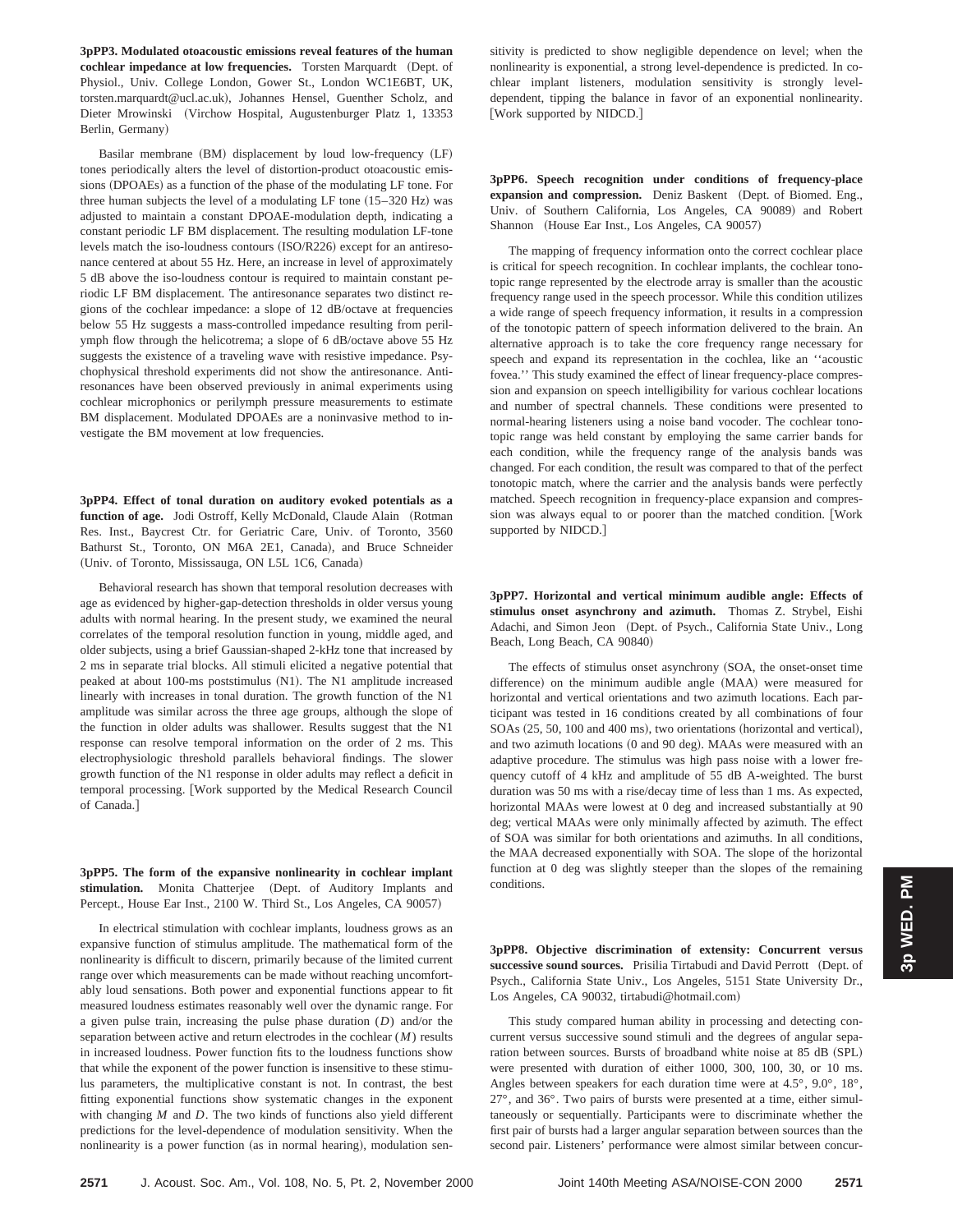**3pPP3. Modulated otoacoustic emissions reveal features of the human cochlear impedance at low frequencies.** Torsten Marquardt (Dept. of Physiol., Univ. College London, Gower St., London WC1E6BT, UK, torsten.marquardt@ucl.ac.uk), Johannes Hensel, Guenther Scholz, and Dieter Mrowinski (Virchow Hospital, Augustenburger Platz 1, 13353 Berlin, Germany)

Basilar membrane (BM) displacement by loud low-frequency (LF) tones periodically alters the level of distortion-product otoacoustic emissions (DPOAEs) as a function of the phase of the modulating LF tone. For three human subjects the level of a modulating LF tone (15–320 Hz) was adjusted to maintain a constant DPOAE-modulation depth, indicating a constant periodic LF BM displacement. The resulting modulation LF-tone levels match the iso-loudness contours (ISO/R226) except for an antiresonance centered at about 55 Hz. Here, an increase in level of approximately 5 dB above the iso-loudness contour is required to maintain constant periodic LF BM displacement. The antiresonance separates two distinct regions of the cochlear impedance: a slope of 12 dB/octave at frequencies below 55 Hz suggests a mass-controlled impedance resulting from perilymph flow through the helicotrema; a slope of 6 dB/octave above 55 Hz suggests the existence of a traveling wave with resistive impedance. Psychophysical threshold experiments did not show the antiresonance. Antiresonances have been observed previously in animal experiments using cochlear microphonics or perilymph pressure measurements to estimate BM displacement. Modulated DPOAEs are a noninvasive method to investigate the BM movement at low frequencies.

**3pPP4. Effect of tonal duration on auditory evoked potentials as a function of age.** Jodi Ostroff, Kelly McDonald, Claude Alain (Rotman Res. Inst., Baycrest Ctr. for Geriatric Care, Univ. of Toronto, 3560 Bathurst St., Toronto, ON M6A 2E1, Canada), and Bruce Schneider (Univ. of Toronto, Mississauga, ON L5L 1C6, Canada)

Behavioral research has shown that temporal resolution decreases with age as evidenced by higher-gap-detection thresholds in older versus young adults with normal hearing. In the present study, we examined the neural correlates of the temporal resolution function in young, middle aged, and older subjects, using a brief Gaussian-shaped 2-kHz tone that increased by 2 ms in separate trial blocks. All stimuli elicited a negative potential that peaked at about 100-ms poststimulus (N1). The N1 amplitude increased linearly with increases in tonal duration. The growth function of the N1 amplitude was similar across the three age groups, although the slope of the function in older adults was shallower. Results suggest that the N1 response can resolve temporal information on the order of 2 ms. This electrophysiologic threshold parallels behavioral findings. The slower growth function of the N1 response in older adults may reflect a deficit in temporal processing. [Work supported by the Medical Research Council of Canada.]

**3pPP5. The form of the expansive nonlinearity in cochlear implant stimulation.** Monita Chatterjee (Dept. of Auditory Implants and Percept., House Ear Inst., 2100 W. Third St., Los Angeles, CA 90057)

In electrical stimulation with cochlear implants, loudness grows as an expansive function of stimulus amplitude. The mathematical form of the nonlinearity is difficult to discern, primarily because of the limited current range over which measurements can be made without reaching uncomfortably loud sensations. Both power and exponential functions appear to fit measured loudness estimates reasonably well over the dynamic range. For a given pulse train, increasing the pulse phase duration ($D$) and/or the separation between active and return electrodes in the cochlear ($M$) results in increased loudness. Power function fits to the loudness functions show that while the exponent of the power function is insensitive to these stimulus parameters, the multiplicative constant is not. In contrast, the best fitting exponential functions show systematic changes in the exponent with changing $M$ and $D$. The two kinds of functions also yield different predictions for the level-dependence of modulation sensitivity. When the nonlinearity is a power function (as in normal hearing), modulation sensitivity is predicted to show negligible dependence on level; when the nonlinearity is exponential, a strong level-dependence is predicted. In cochlear implant listeners, modulation sensitivity is strongly level-dependent, tipping the balance in favor of an exponential nonlinearity. [Work supported by NIDCD.]

**3pPP6. Speech recognition under conditions of frequency-place expansion and compression.** Deniz Baskent (Dept. of Biomed. Eng., Univ. of Southern California, Los Angeles, CA 90089) and Robert Shannon (House Ear Inst., Los Angeles, CA 90057)

The mapping of frequency information onto the correct cochlear place is critical for speech recognition. In cochlear implants, the cochlear tonotopic range represented by the electrode array is smaller than the acoustic frequency range used in the speech processor. While this condition utilizes a wide range of speech frequency information, it results in a compression of the tonotopic pattern of speech information delivered to the brain. An alternative approach is to take the core frequency range necessary for speech and expand its representation in the cochlea, like an ''acoustic fovea.'' This study examined the effect of linear frequency-place compression and expansion on speech intelligibility for various cochlear locations and number of spectral channels. These conditions were presented to normal-hearing listeners using a noise band vocoder. The cochlear tonotopic range was held constant by employing the same carrier bands for each condition, while the frequency range of the analysis bands was changed. For each condition, the result was compared to that of the perfect tonotopic match, where the carrier and the analysis bands were perfectly matched. Speech recognition in frequency-place expansion and compression was always equal to or poorer than the matched condition. [Work supported by NIDCD.]

**3pPP7. Horizontal and vertical minimum audible angle: Effects of stimulus onset asynchrony and azimuth.** Thomas Z. Strybel, Eishi Adachi, and Simon Jeon (Dept. of Psych., California State Univ., Long Beach, Long Beach, CA 90840)

The effects of stimulus onset asynchrony (SOA, the onset-onset time difference) on the minimum audible angle (MAA) were measured for horizontal and vertical orientations and two azimuth locations. Each participant was tested in 16 conditions created by all combinations of four SOAs (25, 50, 100 and 400 ms), two orientations (horizontal and vertical), and two azimuth locations (0 and 90 deg). MAAs were measured with an adaptive procedure. The stimulus was high pass noise with a lower frequency cutoff of 4 kHz and amplitude of 55 dB A-weighted. The burst duration was 50 ms with a rise/decay time of less than 1 ms. As expected, horizontal MAAs were lowest at 0 deg and increased substantially at 90 deg; vertical MAAs were only minimally affected by azimuth. The effect of SOA was similar for both orientations and azimuths. In all conditions, the MAA decreased exponentially with SOA. The slope of the horizontal function at 0 deg was slightly steeper than the slopes of the remaining conditions.

**3pPP8. Objective discrimination of extensity: Concurrent versus successive sound sources.** Prisilia Tirtabudi and David Perrott (Dept. of Psych., California State Univ., Los Angeles, 5151 State University Dr., Los Angeles, CA 90032, tirtabudi@hotmail.com)

This study compared human ability in processing and detecting concurrent versus successive sound stimuli and the degrees of angular separation between sources. Bursts of broadband white noise at 85 dB (SPL) were presented with duration of either 1000, 300, 100, 30, or 10 ms. Angles between speakers for each duration time were at 4.5°, 9.0°, 18°, 27°, and 36°. Two pairs of bursts were presented at a time, either simultaneously or sequentially. Participants were to discriminate whether the first pair of bursts had a larger angular separation between sources than the second pair. Listeners' performance were almost similar between concur-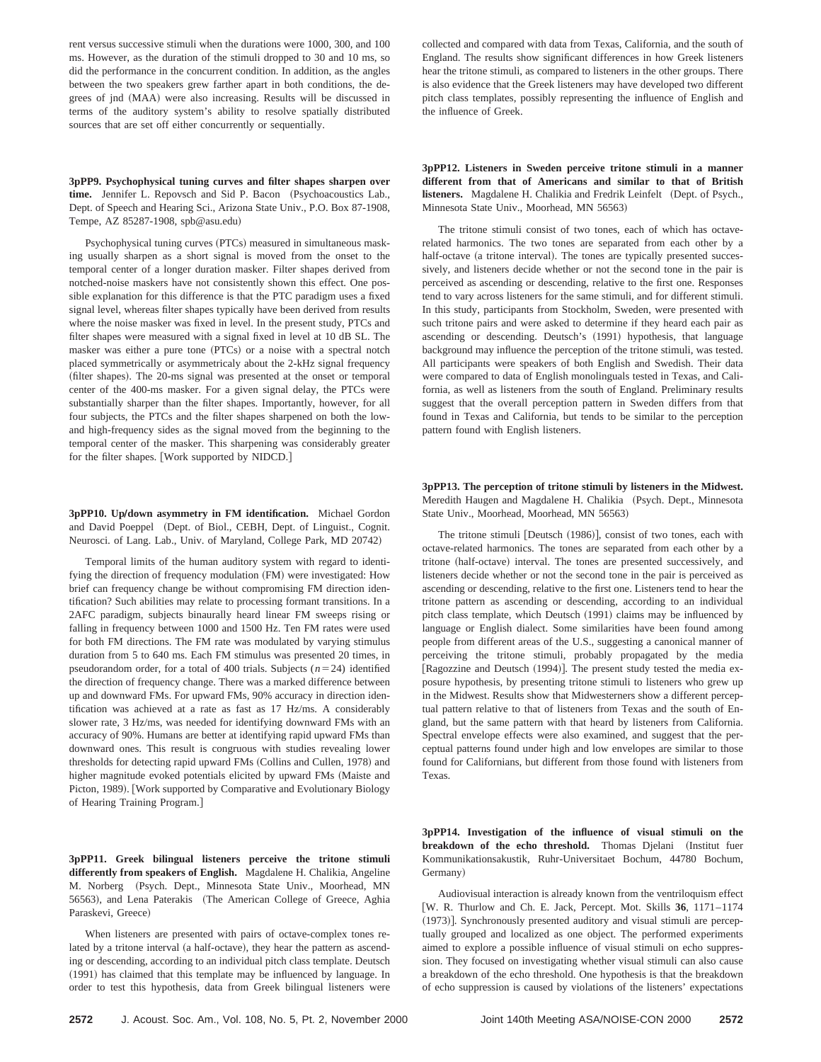rent versus successive stimuli when the durations were 1000, 300, and 100 ms. However, as the duration of the stimuli dropped to 30 and 10 ms, so did the performance in the concurrent condition. In addition, as the angles between the two speakers grew farther apart in both conditions, the degrees of jnd (MAA) were also increasing. Results will be discussed in terms of the auditory system's ability to resolve spatially distributed sources that are set off either concurrently or sequentially.

**3pPP9. Psychophysical tuning curves and filter shapes sharpen over time.** Jennifer L. Repovsch and Sid P. Bacon (Psychoacoustics Lab., Dept. of Speech and Hearing Sci., Arizona State Univ., P.O. Box 87-1908, Tempe, AZ 85287-1908, spb@asu.edu)

Psychophysical tuning curves (PTCs) measured in simultaneous masking usually sharpen as a short signal is moved from the onset to the temporal center of a longer duration masker. Filter shapes derived from notched-noise maskers have not consistently shown this effect. One possible explanation for this difference is that the PTC paradigm uses a fixed signal level, whereas filter shapes typically have been derived from results where the noise masker was fixed in level. In the present study, PTCs and filter shapes were measured with a signal fixed in level at 10 dB SL. The masker was either a pure tone (PTCs) or a noise with a spectral notch placed symmetrically or asymmetricaly about the 2-kHz signal frequency (filter shapes). The 20-ms signal was presented at the onset or temporal center of the 400-ms masker. For a given signal delay, the PTCs were substantially sharper than the filter shapes. Importantly, however, for all four subjects, the PTCs and the filter shapes sharpened on both the low- and high-frequency sides as the signal moved from the beginning to the temporal center of the masker. This sharpening was considerably greater for the filter shapes. [Work supported by NIDCD.]

**3pPP10. Up/down asymmetry in FM identification.** Michael Gordon and David Poeppel (Dept. of Biol., CEBH, Dept. of Linguist., Cognit. Neurosci. of Lang. Lab., Univ. of Maryland, College Park, MD 20742)

Temporal limits of the human auditory system with regard to identifying the direction of frequency modulation (FM) were investigated: How brief can frequency change be without compromising FM direction identification? Such abilities may relate to processing formant transitions. In a 2AFC paradigm, subjects binaurally heard linear FM sweeps rising or falling in frequency between 1000 and 1500 Hz. Ten FM rates were used for both FM directions. The FM rate was modulated by varying stimulus duration from 5 to 640 ms. Each FM stimulus was presented 20 times, in pseudorandom order, for a total of 400 trials. Subjects ($n=24$) identified the direction of frequency change. There was a marked difference between up and downward FMs. For upward FMs, 90% accuracy in direction identification was achieved at a rate as fast as 17 Hz/ms. A considerably slower rate, 3 Hz/ms, was needed for identifying downward FMs with an accuracy of 90%. Humans are better at identifying rapid upward FMs than downward ones. This result is congruous with studies revealing lower thresholds for detecting rapid upward FMs (Collins and Cullen, 1978) and higher magnitude evoked potentials elicited by upward FMs (Maiste and Picton, 1989). [Work supported by Comparative and Evolutionary Biology of Hearing Training Program.]

**3pPP11. Greek bilingual listeners perceive the tritone stimuli differently from speakers of English.** Magdalene H. Chalikia, Angeline M. Norberg (Psych. Dept., Minnesota State Univ., Moorhead, MN 56563), and Lena Paterakis (The American College of Greece, Aghia Paraskevi, Greece)

When listeners are presented with pairs of octave-complex tones related by a tritone interval (a half-octave), they hear the pattern as ascending or descending, according to an individual pitch class template. Deutsch (1991) has claimed that this template may be influenced by language. In order to test this hypothesis, data from Greek bilingual listeners were collected and compared with data from Texas, California, and the south of England. The results show significant differences in how Greek listeners hear the tritone stimuli, as compared to listeners in the other groups. There is also evidence that the Greek listeners may have developed two different pitch class templates, possibly representing the influence of English and the influence of Greek.

**3pPP12. Listeners in Sweden perceive tritone stimuli in a manner different from that of Americans and similar to that of British listeners.** Magdalene H. Chalikia and Fredrik Leinfelt (Dept. of Psych., Minnesota State Univ., Moorhead, MN 56563)

The tritone stimuli consist of two tones, each of which has octave-related harmonics. The two tones are separated from each other by a half-octave (a tritone interval). The tones are typically presented successively, and listeners decide whether or not the second tone in the pair is perceived as ascending or descending, relative to the first one. Responses tend to vary across listeners for the same stimuli, and for different stimuli. In this study, participants from Stockholm, Sweden, were presented with such tritone pairs and were asked to determine if they heard each pair as ascending or descending. Deutsch's (1991) hypothesis, that language background may influence the perception of the tritone stimuli, was tested. All participants were speakers of both English and Swedish. Their data were compared to data of English monolinguals tested in Texas, and California, as well as listeners from the south of England. Preliminary results suggest that the overall perception pattern in Sweden differs from that found in Texas and California, but tends to be similar to the perception pattern found with English listeners.

**3pPP13. The perception of tritone stimuli by listeners in the Midwest.** Meredith Haugen and Magdalene H. Chalikia (Psych. Dept., Minnesota State Univ., Moorhead, Moorhead, MN 56563)

The tritone stimuli [Deutsch (1986)], consist of two tones, each with octave-related harmonics. The tones are separated from each other by a tritone (half-octave) interval. The tones are presented successively, and listeners decide whether or not the second tone in the pair is perceived as ascending or descending, relative to the first one. Listeners tend to hear the tritone pattern as ascending or descending, according to an individual pitch class template, which Deutsch (1991) claims may be influenced by language or English dialect. Some similarities have been found among people from different areas of the U.S., suggesting a canonical manner of perceiving the tritone stimuli, probably propagated by the media [Ragozzine and Deutsch (1994)]. The present study tested the media exposure hypothesis, by presenting tritone stimuli to listeners who grew up in the Midwest. Results show that Midwesterners show a different perceptual pattern relative to that of listeners from Texas and the south of England, but the same pattern with that heard by listeners from California. Spectral envelope effects were also examined, and suggest that the perceptual patterns found under high and low envelopes are similar to those found for Californians, but different from those found with listeners from Texas.

**3pPP14. Investigation of the influence of visual stimuli on the breakdown of the echo threshold.** Thomas Djelani (Institut fuer Kommunikationsakustik, Ruhr-Universitaet Bochum, 44780 Bochum, Germany)

Audiovisual interaction is already known from the ventriloquism effect [W. R. Thurlow and Ch. E. Jack, Percept. Mot. Skills **36**, 1171–1174 (1973)]. Synchronously presented auditory and visual stimuli are perceptually grouped and localized as one object. The performed experiments aimed to explore a possible influence of visual stimuli on echo suppression. They focused on investigating whether visual stimuli can also cause a breakdown of the echo threshold. One hypothesis is that the breakdown of echo suppression is caused by violations of the listeners' expectations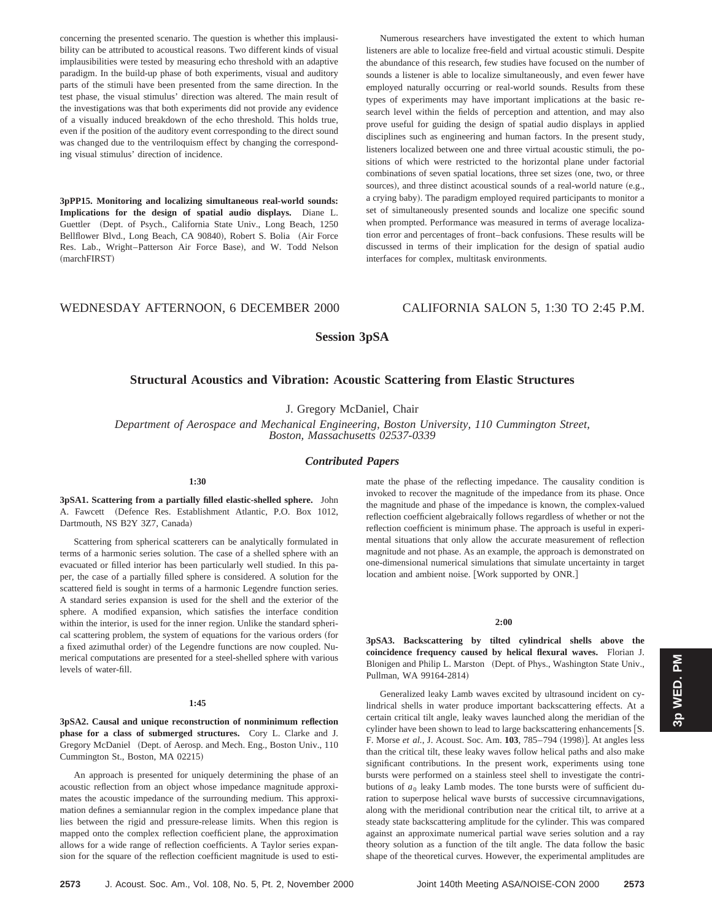concerning the presented scenario. The question is whether this implausibility can be attributed to acoustical reasons. Two different kinds of visual implausibilities were tested by measuring echo threshold with an adaptive paradigm. In the build-up phase of both experiments, visual and auditory parts of the stimuli have been presented from the same direction. In the test phase, the visual stimulus' direction was altered. The main result of the investigations was that both experiments did not provide any evidence of a visually induced breakdown of the echo threshold. This holds true, even if the position of the auditory event corresponding to the direct sound was changed due to the ventriloquism effect by changing the corresponding visual stimulus' direction of incidence.

**3pPP15. Monitoring and localizing simultaneous real-world sounds: Implications for the design of spatial audio displays.** Diane L. Guettler (Dept. of Psych., California State Univ., Long Beach, 1250 Bellflower Blvd., Long Beach, CA 90840), Robert S. Bolia (Air Force Res. Lab., Wright–Patterson Air Force Base), and W. Todd Nelson (marchFIRST)

Numerous researchers have investigated the extent to which human listeners are able to localize free-field and virtual acoustic stimuli. Despite the abundance of this research, few studies have focused on the number of sounds a listener is able to localize simultaneously, and even fewer have employed naturally occurring or real-world sounds. Results from these types of experiments may have important implications at the basic research level within the fields of perception and attention, and may also prove useful for guiding the design of spatial audio displays in applied disciplines such as engineering and human factors. In the present study, listeners localized between one and three virtual acoustic stimuli, the positions of which were restricted to the horizontal plane under factorial combinations of seven spatial locations, three set sizes (one, two, or three sources), and three distinct acoustical sounds of a real-world nature (e.g., a crying baby). The paradigm employed required participants to monitor a set of simultaneously presented sounds and localize one specific sound when prompted. Performance was measured in terms of average localization error and percentages of front–back confusions. These results will be discussed in terms of their implication for the design of spatial audio interfaces for complex, multitask environments.

WEDNESDAY AFTERNOON, 6 DECEMBER 2000 CALIFORNIA SALON 5, 1:30 TO 2:45 P.M.

## Session 3pSA

## Structural Acoustics and Vibration: Acoustic Scattering from Elastic Structures

J. Gregory McDaniel, Chair

*Department of Aerospace and Mechanical Engineering, Boston University, 110 Cummington Street, Boston, Massachusetts 02537-0339*

### *Contributed Papers*

**1:30**

**3pSA1. Scattering from a partially filled elastic-shelled sphere.** John A. Fawcett (Defence Res. Establishment Atlantic, P.O. Box 1012, Dartmouth, NS B2Y 3Z7, Canada)

Scattering from spherical scatterers can be analytically formulated in terms of a harmonic series solution. The case of a shelled sphere with an evacuated or filled interior has been particularly well studied. In this paper, the case of a partially filled sphere is considered. A solution for the scattered field is sought in terms of a harmonic Legendre function series. A standard series expansion is used for the shell and the exterior of the sphere. A modified expansion, which satisfies the interface condition within the interior, is used for the inner region. Unlike the standard spherical scattering problem, the system of equations for the various orders (for a fixed azimuthal order) of the Legendre functions are now coupled. Numerical computations are presented for a steel-shelled sphere with various levels of water-fill.

**1:45**

**3pSA2. Causal and unique reconstruction of nonminimum reflection phase for a class of submerged structures.** Cory L. Clarke and J. Gregory McDaniel (Dept. of Aerosp. and Mech. Eng., Boston Univ., 110 Cummington St., Boston, MA 02215)

An approach is presented for uniquely determining the phase of an acoustic reflection from an object whose impedance magnitude approximates the acoustic impedance of the surrounding medium. This approximation defines a semiannular region in the complex impedance plane that lies between the rigid and pressure-release limits. When this region is mapped onto the complex reflection coefficient plane, the approximation allows for a wide range of reflection coefficients. A Taylor series expansion for the square of the reflection coefficient magnitude is used to estimate the phase of the reflecting impedance. The causality condition is invoked to recover the magnitude of the impedance from its phase. Once the magnitude and phase of the impedance is known, the complex-valued reflection coefficient algebraically follows regardless of whether or not the reflection coefficient is minimum phase. The approach is useful in experimental situations that only allow the accurate measurement of reflection magnitude and not phase. As an example, the approach is demonstrated on one-dimensional numerical simulations that simulate uncertainty in target location and ambient noise. [Work supported by ONR.]

**2:00**

**3pSA3. Backscattering by tilted cylindrical shells above the coincidence frequency caused by helical flexural waves.** Florian J. Blonigen and Philip L. Marston (Dept. of Phys., Washington State Univ., Pullman, WA 99164-2814)

Generalized leaky Lamb waves excited by ultrasound incident on cylindrical shells in water produce important backscattering effects. At a certain critical tilt angle, leaky waves launched along the meridian of the cylinder have been shown to lead to large backscattering enhancements [S. F. Morse *et al.*, J. Acoust. Soc. Am. **103**, 785–794 (1998)]. At angles less than the critical tilt, these leaky waves follow helical paths and also make significant contributions. In the present work, experiments using tone bursts were performed on a stainless steel shell to investigate the contributions of $a_0$ leaky Lamb modes. The tone bursts were of sufficient duration to superpose helical wave bursts of successive circumnavigations, along with the meridional contribution near the critical tilt, to arrive at a steady state backscattering amplitude for the cylinder. This was compared against an approximate numerical partial wave series solution and a ray theory solution as a function of the tilt angle. The data follow the basic shape of the theoretical curves. However, the experimental amplitudes are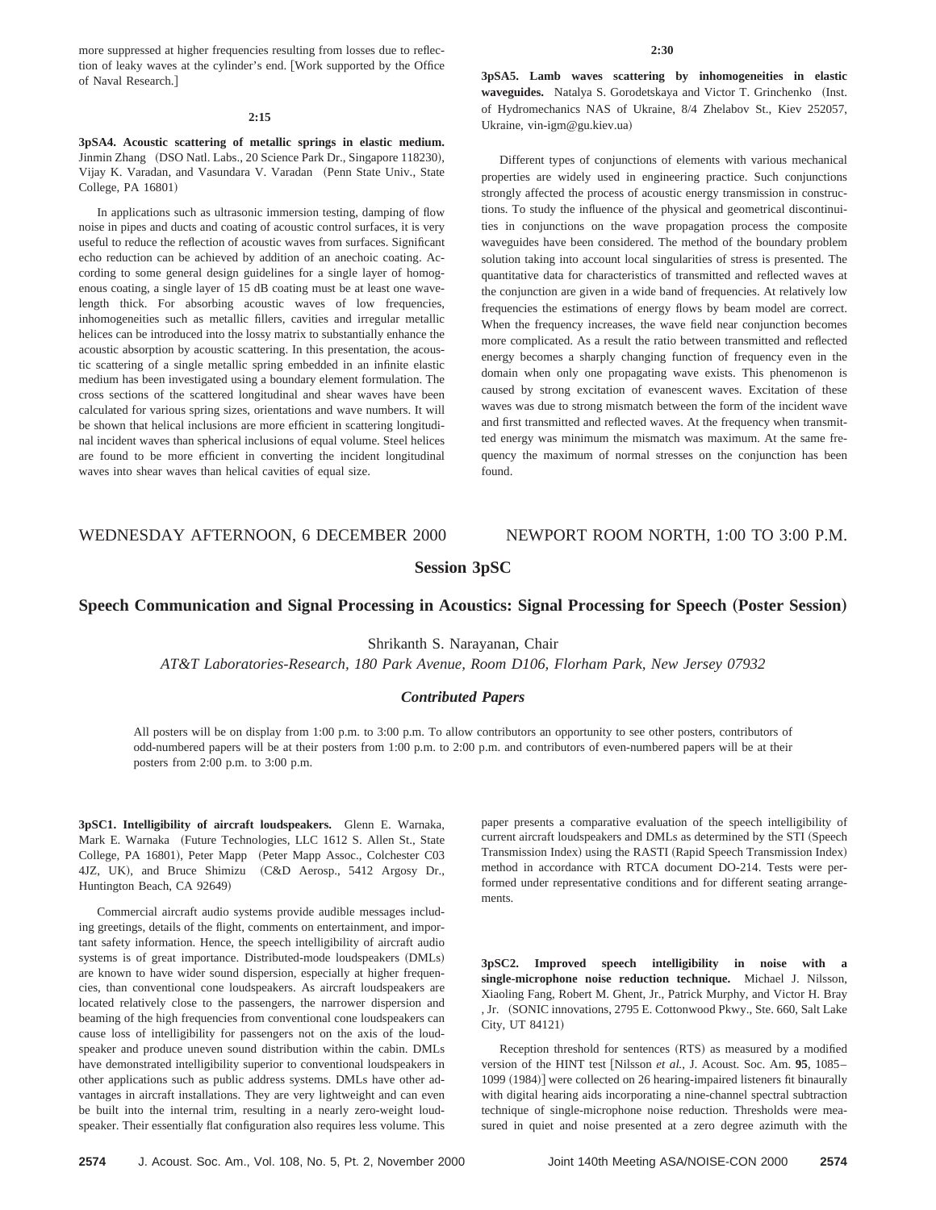more suppressed at higher frequencies resulting from losses due to reflection of leaky waves at the cylinder's end. [Work supported by the Office of Naval Research.]

**2:15**

**3pSA4. Acoustic scattering of metallic springs in elastic medium.** Jinmin Zhang (DSO Natl. Labs., 20 Science Park Dr., Singapore 118230), Vijay K. Varadan, and Vasundara V. Varadan (Penn State Univ., State College, PA 16801)

In applications such as ultrasonic immersion testing, damping of flow noise in pipes and ducts and coating of acoustic control surfaces, it is very useful to reduce the reflection of acoustic waves from surfaces. Significant echo reduction can be achieved by addition of an anechoic coating. According to some general design guidelines for a single layer of homogenous coating, a single layer of 15 dB coating must be at least one wavelength thick. For absorbing acoustic waves of low frequencies, inhomogeneities such as metallic fillers, cavities and irregular metallic helices can be introduced into the lossy matrix to substantially enhance the acoustic absorption by acoustic scattering. In this presentation, the acoustic scattering of a single metallic spring embedded in an infinite elastic medium has been investigated using a boundary element formulation. The cross sections of the scattered longitudinal and shear waves have been calculated for various spring sizes, orientations and wave numbers. It will be shown that helical inclusions are more efficient in scattering longitudinal incident waves than spherical inclusions of equal volume. Steel helices are found to be more efficient in converting the incident longitudinal waves into shear waves than helical cavities of equal size.

**2:30**

**3pSA5. Lamb waves scattering by inhomogeneities in elastic waveguides.** Natalya S. Gorodetskaya and Victor T. Grinchenko (Inst. of Hydromechanics NAS of Ukraine, 8/4 Zhelabov St., Kiev 252057, Ukraine, vin-igm@gu.kiev.ua)

Different types of conjunctions of elements with various mechanical properties are widely used in engineering practice. Such conjunctions strongly affected the process of acoustic energy transmission in constructions. To study the influence of the physical and geometrical discontinuities in conjunctions on the wave propagation process the composite waveguides have been considered. The method of the boundary problem solution taking into account local singularities of stress is presented. The quantitative data for characteristics of transmitted and reflected waves at the conjunction are given in a wide band of frequencies. At relatively low frequencies the estimations of energy flows by beam model are correct. When the frequency increases, the wave field near conjunction becomes more complicated. As a result the ratio between transmitted and reflected energy becomes a sharply changing function of frequency even in the domain when only one propagating wave exists. This phenomenon is caused by strong excitation of evanescent waves. Excitation of these waves was due to strong mismatch between the form of the incident wave and first transmitted and reflected waves. At the frequency when transmitted energy was minimum the mismatch was maximum. At the same frequency the maximum of normal stresses on the conjunction has been found.

WEDNESDAY AFTERNOON, 6 DECEMBER 2000 — NEWPORT ROOM NORTH, 1:00 TO 3:00 P.M.

## Session 3pSC

## Speech Communication and Signal Processing in Acoustics: Signal Processing for Speech (Poster Session)

Shrikanth S. Narayanan, Chair

*AT&T Laboratories-Research, 180 Park Avenue, Room D106, Florham Park, New Jersey 07932*

### *Contributed Papers*

All posters will be on display from 1:00 p.m. to 3:00 p.m. To allow contributors an opportunity to see other posters, contributors of odd-numbered papers will be at their posters from 1:00 p.m. to 2:00 p.m. and contributors of even-numbered papers will be at their posters from 2:00 p.m. to 3:00 p.m.

**3pSC1. Intelligibility of aircraft loudspeakers.** Glenn E. Warnaka, Mark E. Warnaka (Future Technologies, LLC 1612 S. Allen St., State College, PA 16801), Peter Mapp (Peter Mapp Assoc., Colchester C03 4JZ, UK), and Bruce Shimizu (C&D Aerosp., 5412 Argosy Dr., Huntington Beach, CA 92649)

Commercial aircraft audio systems provide audible messages including greetings, details of the flight, comments on entertainment, and important safety information. Hence, the speech intelligibility of aircraft audio systems is of great importance. Distributed-mode loudspeakers (DMLs) are known to have wider sound dispersion, especially at higher frequencies, than conventional cone loudspeakers. As aircraft loudspeakers are located relatively close to the passengers, the narrower dispersion and beaming of the high frequencies from conventional cone loudspeakers can cause loss of intelligibility for passengers not on the axis of the loudspeaker and produce uneven sound distribution within the cabin. DMLs have demonstrated intelligibility superior to conventional loudspeakers in other applications such as public address systems. DMLs have other advantages in aircraft installations. They are very lightweight and can even be built into the internal trim, resulting in a nearly zero-weight loudspeaker. Their essentially flat configuration also requires less volume. This paper presents a comparative evaluation of the speech intelligibility of current aircraft loudspeakers and DMLs as determined by the STI (Speech Transmission Index) using the RASTI (Rapid Speech Transmission Index) method in accordance with RTCA document DO-214. Tests were performed under representative conditions and for different seating arrangements.

**3pSC2. Improved speech intelligibility in noise with a single-microphone noise reduction technique.** Michael J. Nilsson, Xiaoling Fang, Robert M. Ghent, Jr., Patrick Murphy, and Victor H. Bray, Jr. (SONIC innovations, 2795 E. Cottonwood Pkwy., Ste. 660, Salt Lake City, UT 84121)

Reception threshold for sentences (RTS) as measured by a modified version of the HINT test [Nilsson *et al.*, J. Acoust. Soc. Am. **95**, 1085–1099 (1984)] were collected on 26 hearing-impaired listeners fit binaurally with digital hearing aids incorporating a nine-channel spectral subtraction technique of single-microphone noise reduction. Thresholds were measured in quiet and noise presented at a zero degree azimuth with the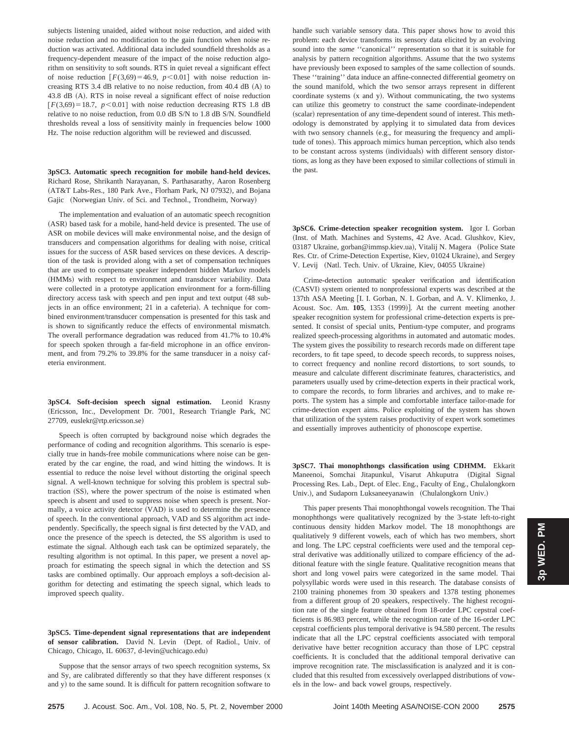subjects listening unaided, aided without noise reduction, and aided with noise reduction and no modification to the gain function when noise reduction was activated. Additional data included soundfield thresholds as a frequency-dependent measure of the impact of the noise reduction algorithm on sensitivity to soft sounds. RTS in quiet reveal a significant effect of noise reduction [$F(3,69)=46.9$, $p<0.01$] with noise reduction increasing RTS 3.4 dB relative to no noise reduction, from 40.4 dB (A) to 43.8 dB (A). RTS in noise reveal a significant effect of noise reduction [$F(3,69)=18.7$, $p<0.01$] with noise reduction decreasing RTS 1.8 dB relative to no noise reduction, from 0.0 dB S/N to 1.8 dB S/N. Soundfield thresholds reveal a loss of sensitivity mainly in frequencies below 1000 Hz. The noise reduction algorithm will be reviewed and discussed.

**3pSC3. Automatic speech recognition for mobile hand-held devices.** Richard Rose, Shrikanth Narayanan, S. Parthasarathy, Aaron Rosenberg (AT&T Labs-Res., 180 Park Ave., Florham Park, NJ 07932), and Bojana Gajic (Norwegian Univ. of Sci. and Technol., Trondheim, Norway)

The implementation and evaluation of an automatic speech recognition (ASR) based task for a mobile, hand-held device is presented. The use of ASR on mobile devices will make environmental noise, and the design of transducers and compensation algorithms for dealing with noise, critical issues for the success of ASR based services on these devices. A description of the task is provided along with a set of compensation techniques that are used to compensate speaker independent hidden Markov models (HMMs) with respect to environment and transducer variability. Data were collected in a prototype application environment for a form-filling directory access task with speech and pen input and text output (48 subjects in an office environment; 21 in a cafeteria). A technique for combined environment/transducer compensation is presented for this task and is shown to significantly reduce the effects of environmental mismatch. The overall performance degradation was reduced from 41.7% to 10.4% for speech spoken through a far-field microphone in an office environment, and from 79.2% to 39.8% for the same transducer in a noisy cafeteria environment.

**3pSC4. Soft-decision speech signal estimation.** Leonid Krasny (Ericsson, Inc., Development Dr. 7001, Research Triangle Park, NC 27709, euslekr@rtp.ericsson.se)

Speech is often corrupted by background noise which degrades the performance of coding and recognition algorithms. This scenario is especially true in hands-free mobile communications where noise can be generated by the car engine, the road, and wind hitting the windows. It is essential to reduce the noise level without distorting the original speech signal. A well-known technique for solving this problem is spectral subtraction (SS), where the power spectrum of the noise is estimated when speech is absent and used to suppress noise when speech is present. Normally, a voice activity detector (VAD) is used to determine the presence of speech. In the conventional approach, VAD and SS algorithm act independently. Specifically, the speech signal is first detected by the VAD, and once the presence of the speech is detected, the SS algorithm is used to estimate the signal. Although each task can be optimized separately, the resulting algorithm is not optimal. In this paper, we present a novel approach for estimating the speech signal in which the detection and SS tasks are combined optimally. Our approach employs a soft-decision algorithm for detecting and estimating the speech signal, which leads to improved speech quality.

**3pSC5. Time-dependent signal representations that are independent of sensor calibration.** David N. Levin (Dept. of Radiol., Univ. of Chicago, Chicago, IL 60637, d-levin@uchicago.edu)

Suppose that the sensor arrays of two speech recognition systems, Sx and Sy, are calibrated differently so that they have different responses (x and y) to the same sound. It is difficult for pattern recognition software to handle such variable sensory data. This paper shows how to avoid this problem: each device transforms its sensory data elicited by an evolving sound into the *same* ''canonical'' representation so that it is suitable for analysis by pattern recognition algorithms. Assume that the two systems have previously been exposed to samples of the same collection of sounds. These ''training'' data induce an affine-connected differential geometry on the sound manifold, which the two sensor arrays represent in different coordinate systems (x and y). Without communicating, the two systems can utilize this geometry to construct the same coordinate-independent (scalar) representation of any time-dependent sound of interest. This methodology is demonstrated by applying it to simulated data from devices with two sensory channels (e.g., for measuring the frequency and amplitude of tones). This approach mimics human perception, which also tends to be constant across systems (individuals) with different sensory distortions, as long as they have been exposed to similar collections of stimuli in the past.

**3pSC6. Crime-detection speaker recognition system.** Igor I. Gorban (Inst. of Math. Machines and Systems, 42 Ave. Acad. Glushkov, Kiev, 03187 Ukraine, gorban@immsp.kiev.ua), Vitalij N. Magera (Police State Res. Ctr. of Crime-Detection Expertise, Kiev, 01024 Ukraine), and Sergey V. Levij (Natl. Tech. Univ. of Ukraine, Kiev, 04055 Ukraine)

Crime-detection automatic speaker verification and identification (CASVI) system oriented to nonprofessional experts was described at the 137th ASA Meeting [I. I. Gorban, N. I. Gorban, and A. V. Klimenko, J. Acoust. Soc. Am. **105**, 1353 (1999)]. At the current meeting another speaker recognition system for professional crime-detection experts is presented. It consist of special units, Pentium-type computer, and programs realized speech-processing algorithms in automated and automatic modes. The system gives the possibility to research records made on different tape recorders, to fit tape speed, to decode speech records, to suppress noises, to correct frequency and nonline record distortions, to sort sounds, to measure and calculate different discriminate features, characteristics, and parameters usually used by crime-detection experts in their practical work, to compare the records, to form libraries and archives, and to make reports. The system has a simple and comfortable interface tailor-made for crime-detection expert aims. Police exploiting of the system has shown that utilization of the system raises productivity of expert work sometimes and essentially improves authenticity of phonoscope expertise.

**3pSC7. Thai monophthongs classification using CDHMM.** Ekkarit Maneenoi, Somchai Jitapunkul, Visarut Ahkuputra (Digital Signal Processing Res. Lab., Dept. of Elec. Eng., Faculty of Eng., Chulalongkorn Univ.), and Sudaporn Luksaneeyanawin (Chulalongkorn Univ.)

This paper presents Thai monophthongal vowels recognition. The Thai monophthongs were qualitatively recognized by the 3-state left-to-right continuous density hidden Markov model. The 18 monophthongs are qualitatively 9 different vowels, each of which has two members, short and long. The LPC cepstral coefficients were used and the temporal cepstral derivative was additionally utilized to compare efficiency of the additional feature with the single feature. Qualitative recognition means that short and long vowel pairs were categorized in the same model. Thai polysyllabic words were used in this research. The database consists of 2100 training phonemes from 30 speakers and 1378 testing phonemes from a different group of 20 speakers, respectively. The highest recognition rate of the single feature obtained from 18-order LPC cepstral coefficients is 86.983 percent, while the recognition rate of the 16-order LPC cepstral coefficients plus temporal derivative is 94.580 percent. The results indicate that all the LPC cepstral coefficients associated with temporal derivative have better recognition accuracy than those of LPC cepstral coefficients. It is concluded that the additional temporal derivative can improve recognition rate. The misclassification is analyzed and it is concluded that this resulted from excessively overlapped distributions of vowels in the low- and back vowel groups, respectively.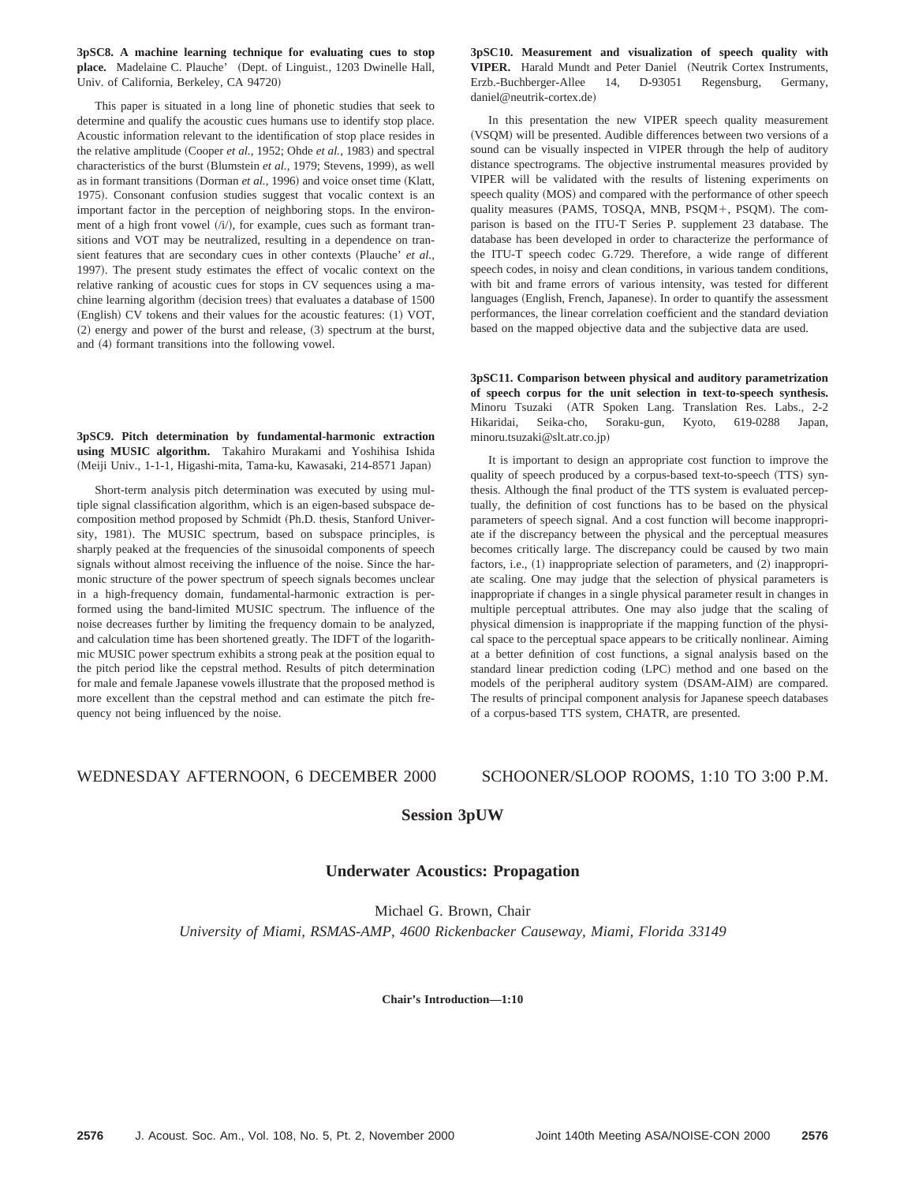**3pSC8. A machine learning technique for evaluating cues to stop place.** Madelaine C. Plauche' (Dept. of Linguist., 1203 Dwinelle Hall, Univ. of California, Berkeley, CA 94720)

This paper is situated in a long line of phonetic studies that seek to determine and qualify the acoustic cues humans use to identify stop place. Acoustic information relevant to the identification of stop place resides in the relative amplitude (Cooper *et al.*, 1952; Ohde *et al.*, 1983) and spectral characteristics of the burst (Blumstein *et al.*, 1979; Stevens, 1999), as well as in formant transitions (Dorman *et al.*, 1996) and voice onset time (Klatt, 1975). Consonant confusion studies suggest that vocalic context is an important factor in the perception of neighboring stops. In the environment of a high front vowel (/i/), for example, cues such as formant transitions and VOT may be neutralized, resulting in a dependence on transient features that are secondary cues in other contexts (Plauche' *et al.*, 1997). The present study estimates the effect of vocalic context on the relative ranking of acoustic cues for stops in CV sequences using a machine learning algorithm (decision trees) that evaluates a database of 1500 (English) CV tokens and their values for the acoustic features: (1) VOT, (2) energy and power of the burst and release, (3) spectrum at the burst, and (4) formant transitions into the following vowel.

**3pSC9. Pitch determination by fundamental-harmonic extraction using MUSIC algorithm.** Takahiro Murakami and Yoshihisa Ishida (Meiji Univ., 1-1-1, Higashi-mita, Tama-ku, Kawasaki, 214-8571 Japan)

Short-term analysis pitch determination was executed by using multiple signal classification algorithm, which is an eigen-based subspace decomposition method proposed by Schmidt (Ph.D. thesis, Stanford University, 1981). The MUSIC spectrum, based on subspace principles, is sharply peaked at the frequencies of the sinusoidal components of speech signals without almost receiving the influence of the noise. Since the harmonic structure of the power spectrum of speech signals becomes unclear in a high-frequency domain, fundamental-harmonic extraction is performed using the band-limited MUSIC spectrum. The influence of the noise decreases further by limiting the frequency domain to be analyzed, and calculation time has been shortened greatly. The IDFT of the logarithmic MUSIC power spectrum exhibits a strong peak at the position equal to the pitch period like the cepstral method. Results of pitch determination for male and female Japanese vowels illustrate that the proposed method is more excellent than the cepstral method and can estimate the pitch frequency not being influenced by the noise.

**3pSC10. Measurement and visualization of speech quality with VIPER.** Harald Mundt and Peter Daniel (Neutrik Cortex Instruments, Erzb.-Buchberger-Allee 14, D-93051 Regensburg, Germany, daniel@neutrik-cortex.de)

In this presentation the new VIPER speech quality measurement (VSQM) will be presented. Audible differences between two versions of a sound can be visually inspected in VIPER through the help of auditory distance spectrograms. The objective instrumental measures provided by VIPER will be validated with the results of listening experiments on speech quality (MOS) and compared with the performance of other speech quality measures (PAMS, TOSQA, MNB, PSQM+, PSQM). The comparison is based on the ITU-T Series P. supplement 23 database. The database has been developed in order to characterize the performance of the ITU-T speech codec G.729. Therefore, a wide range of different speech codes, in noisy and clean conditions, in various tandem conditions, with bit and frame errors of various intensity, was tested for different languages (English, French, Japanese). In order to quantify the assessment performances, the linear correlation coefficient and the standard deviation based on the mapped objective data and the subjective data are used.

**3pSC11. Comparison between physical and auditory parametrization of speech corpus for the unit selection in text-to-speech synthesis.** Minoru Tsuzaki (ATR Spoken Lang. Translation Res. Labs., 2-2 Hikaridai, Seika-cho, Soraku-gun, Kyoto, 619-0288 Japan, minoru.tsuzaki@slt.atr.co.jp)

It is important to design an appropriate cost function to improve the quality of speech produced by a corpus-based text-to-speech (TTS) synthesis. Although the final product of the TTS system is evaluated perceptually, the definition of cost functions has to be based on the physical parameters of speech signal. And a cost function will become inappropriate if the discrepancy between the physical and the perceptual measures becomes critically large. The discrepancy could be caused by two main factors, i.e., (1) inappropriate selection of parameters, and (2) inappropriate scaling. One may judge that the selection of physical parameters is inappropriate if changes in a single physical parameter result in changes in multiple perceptual attributes. One may also judge that the scaling of physical dimension is inappropriate if the mapping function of the physical space to the perceptual space appears to be critically nonlinear. Aiming at a better definition of cost functions, a signal analysis based on the standard linear prediction coding (LPC) method and one based on the models of the peripheral auditory system (DSAM-AIM) are compared. The results of principal component analysis for Japanese speech databases of a corpus-based TTS system, CHATR, are presented.

WEDNESDAY AFTERNOON, 6 DECEMBER 2000 SCHOONER/SLOOP ROOMS, 1:10 TO 3:00 P.M.

## Session 3pUW

## Underwater Acoustics: Propagation

Michael G. Brown, Chair

*University of Miami, RSMAS-AMP, 4600 Rickenbacker Causeway, Miami, Florida 33149*

**Chair's Introduction—1:10**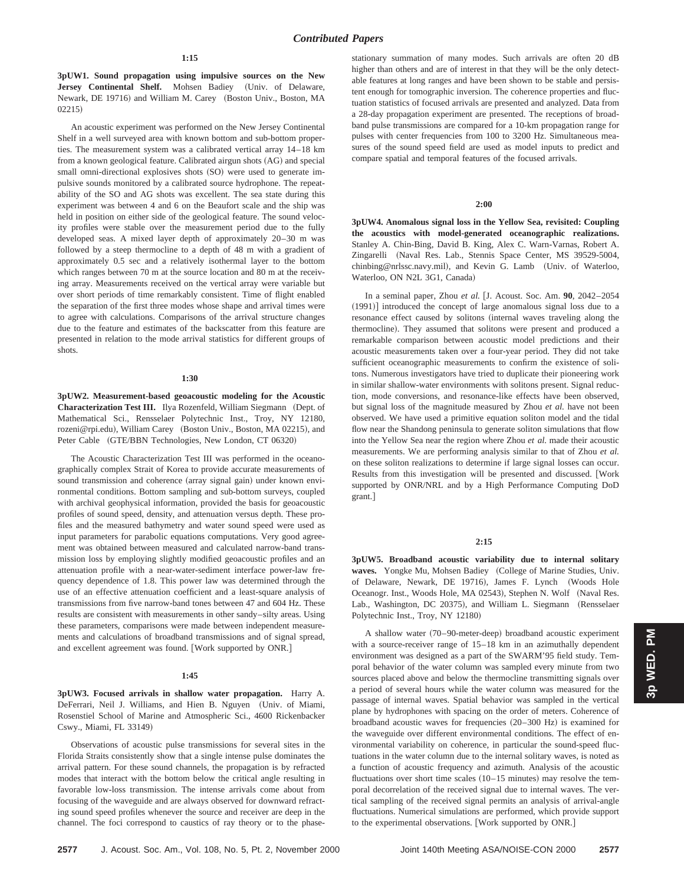## Contributed Papers

**1:15**

**3pUW1. Sound propagation using impulsive sources on the New Jersey Continental Shelf.** Mohsen Badiey (Univ. of Delaware, Newark, DE 19716) and William M. Carey (Boston Univ., Boston, MA 02215)

An acoustic experiment was performed on the New Jersey Continental Shelf in a well surveyed area with known bottom and sub-bottom properties. The measurement system was a calibrated vertical array 14–18 km from a known geological feature. Calibrated airgun shots (AG) and special small omni-directional explosives shots (SO) were used to generate impulsive sounds monitored by a calibrated source hydrophone. The repeatability of the SO and AG shots was excellent. The sea state during this experiment was between 4 and 6 on the Beaufort scale and the ship was held in position on either side of the geological feature. The sound velocity profiles were stable over the measurement period due to the fully developed seas. A mixed layer depth of approximately 20–30 m was followed by a steep thermocline to a depth of 48 m with a gradient of approximately 0.5 sec and a relatively isothermal layer to the bottom which ranges between 70 m at the source location and 80 m at the receiving array. Measurements received on the vertical array were variable but over short periods of time remarkably consistent. Time of flight enabled the separation of the first three modes whose shape and arrival times were to agree with calculations. Comparisons of the arrival structure changes due to the feature and estimates of the backscatter from this feature are presented in relation to the mode arrival statistics for different groups of shots.

**1:30**

**3pUW2. Measurement-based geoacoustic modeling for the Acoustic Characterization Test III.** Ilya Rozenfeld, William Siegmann (Dept. of Mathematical Sci., Rensselaer Polytechnic Inst., Troy, NY 12180, rozeni@rpi.edu), William Carey (Boston Univ., Boston, MA 02215), and Peter Cable (GTE/BBN Technologies, New London, CT 06320)

The Acoustic Characterization Test III was performed in the oceanographically complex Strait of Korea to provide accurate measurements of sound transmission and coherence (array signal gain) under known environmental conditions. Bottom sampling and sub-bottom surveys, coupled with archival geophysical information, provided the basis for geoacoustic profiles of sound speed, density, and attenuation versus depth. These profiles and the measured bathymetry and water sound speed were used as input parameters for parabolic equations computations. Very good agreement was obtained between measured and calculated narrow-band transmission loss by employing slightly modified geoacoustic profiles and an attenuation profile with a near-water-sediment interface power-law frequency dependence of 1.8. This power law was determined through the use of an effective attenuation coefficient and a least-square analysis of transmissions from five narrow-band tones between 47 and 604 Hz. These results are consistent with measurements in other sandy–silty areas. Using these parameters, comparisons were made between independent measurements and calculations of broadband transmissions and of signal spread, and excellent agreement was found. [Work supported by ONR.]

**1:45**

**3pUW3. Focused arrivals in shallow water propagation.** Harry A. DeFerrari, Neil J. Williams, and Hien B. Nguyen (Univ. of Miami, Rosenstiel School of Marine and Atmospheric Sci., 4600 Rickenbacker Cswy., Miami, FL 33149)

Observations of acoustic pulse transmissions for several sites in the Florida Straits consistently show that a single intense pulse dominates the arrival pattern. For these sound channels, the propagation is by refracted modes that interact with the bottom below the critical angle resulting in favorable low-loss transmission. The intense arrivals come about from focusing of the waveguide and are always observed for downward refracting sound speed profiles whenever the source and receiver are deep in the channel. The foci correspond to caustics of ray theory or to the phase-stationary summation of many modes. Such arrivals are often 20 dB higher than others and are of interest in that they will be the only detectable features at long ranges and have been shown to be stable and persistent enough for tomographic inversion. The coherence properties and fluctuation statistics of focused arrivals are presented and analyzed. Data from a 28-day propagation experiment are presented. The receptions of broadband pulse transmissions are compared for a 10-km propagation range for pulses with center frequencies from 100 to 3200 Hz. Simultaneous measures of the sound speed field are used as model inputs to predict and compare spatial and temporal features of the focused arrivals.

**2:00**

**3pUW4. Anomalous signal loss in the Yellow Sea, revisited: Coupling the acoustics with model-generated oceanographic realizations.** Stanley A. Chin-Bing, David B. King, Alex C. Warn-Varnas, Robert A. Zingarelli (Naval Res. Lab., Stennis Space Center, MS 39529-5004, chinbing@nrlssc.navy.mil), and Kevin G. Lamb (Univ. of Waterloo, Waterloo, ON N2L 3G1, Canada)

In a seminal paper, Zhou *et al.* [J. Acoust. Soc. Am. **90**, 2042–2054 (1991)] introduced the concept of large anomalous signal loss due to a resonance effect caused by solitons (internal waves traveling along the thermocline). They assumed that solitons were present and produced a remarkable comparison between acoustic model predictions and their acoustic measurements taken over a four-year period. They did not take sufficient oceanographic measurements to confirm the existence of solitons. Numerous investigators have tried to duplicate their pioneering work in similar shallow-water environments with solitons present. Signal reduction, mode conversions, and resonance-like effects have been observed, but signal loss of the magnitude measured by Zhou *et al.* have not been observed. We have used a primitive equation soliton model and the tidal flow near the Shandong peninsula to generate soliton simulations that flow into the Yellow Sea near the region where Zhou *et al.* made their acoustic measurements. We are performing analysis similar to that of Zhou *et al.* on these soliton realizations to determine if large signal losses can occur. Results from this investigation will be presented and discussed. [Work supported by ONR/NRL and by a High Performance Computing DoD grant.]

**2:15**

**3pUW5. Broadband acoustic variability due to internal solitary waves.** Yongke Mu, Mohsen Badiey (College of Marine Studies, Univ. of Delaware, Newark, DE 19716), James F. Lynch (Woods Hole Oceanogr. Inst., Woods Hole, MA 02543), Stephen N. Wolf (Naval Res. Lab., Washington, DC 20375), and William L. Siegmann (Rensselaer Polytechnic Inst., Troy, NY 12180)

A shallow water (70–90-meter-deep) broadband acoustic experiment with a source-receiver range of 15–18 km in an azimuthally dependent environment was designed as a part of the SWARM'95 field study. Temporal behavior of the water column was sampled every minute from two sources placed above and below the thermocline transmitting signals over a period of several hours while the water column was measured for the passage of internal waves. Spatial behavior was sampled in the vertical plane by hydrophones with spacing on the order of meters. Coherence of broadband acoustic waves for frequencies (20–300 Hz) is examined for the waveguide over different environmental conditions. The effect of environmental variability on coherence, in particular the sound-speed fluctuations in the water column due to the internal solitary waves, is noted as a function of acoustic frequency and azimuth. Analysis of the acoustic fluctuations over short time scales (10–15 minutes) may resolve the temporal decorrelation of the received signal due to internal waves. The vertical sampling of the received signal permits an analysis of arrival-angle fluctuations. Numerical simulations are performed, which provide support to the experimental observations. [Work supported by ONR.]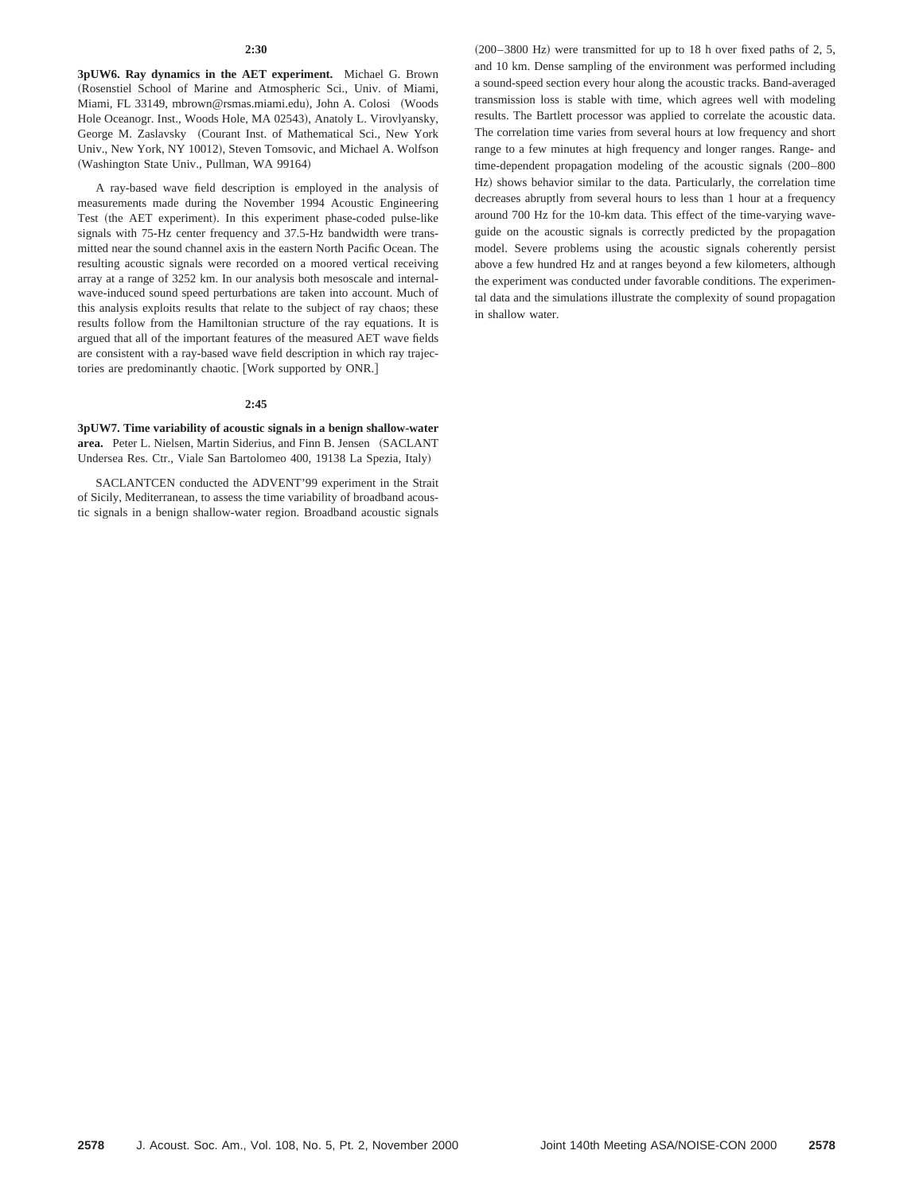**2:30**

**3pUW6. Ray dynamics in the AET experiment.** Michael G. Brown (Rosenstiel School of Marine and Atmospheric Sci., Univ. of Miami, Miami, FL 33149, mbrown@rsmas.miami.edu), John A. Colosi (Woods Hole Oceanogr. Inst., Woods Hole, MA 02543), Anatoly L. Virovlyansky, George M. Zaslavsky (Courant Inst. of Mathematical Sci., New York Univ., New York, NY 10012), Steven Tomsovic, and Michael A. Wolfson (Washington State Univ., Pullman, WA 99164)

A ray-based wave field description is employed in the analysis of measurements made during the November 1994 Acoustic Engineering Test (the AET experiment). In this experiment phase-coded pulse-like signals with 75-Hz center frequency and 37.5-Hz bandwidth were transmitted near the sound channel axis in the eastern North Pacific Ocean. The resulting acoustic signals were recorded on a moored vertical receiving array at a range of 3252 km. In our analysis both mesoscale and internal-wave-induced sound speed perturbations are taken into account. Much of this analysis exploits results that relate to the subject of ray chaos; these results follow from the Hamiltonian structure of the ray equations. It is argued that all of the important features of the measured AET wave fields are consistent with a ray-based wave field description in which ray trajectories are predominantly chaotic. [Work supported by ONR.]

**2:45**

**3pUW7. Time variability of acoustic signals in a benign shallow-water area.** Peter L. Nielsen, Martin Siderius, and Finn B. Jensen (SACLANT Undersea Res. Ctr., Viale San Bartolomeo 400, 19138 La Spezia, Italy)

SACLANTCEN conducted the ADVENT'99 experiment in the Strait of Sicily, Mediterranean, to assess the time variability of broadband acoustic signals in a benign shallow-water region. Broadband acoustic signals (200–3800 Hz) were transmitted for up to 18 h over fixed paths of 2, 5, and 10 km. Dense sampling of the environment was performed including a sound-speed section every hour along the acoustic tracks. Band-averaged transmission loss is stable with time, which agrees well with modeling results. The Bartlett processor was applied to correlate the acoustic data. The correlation time varies from several hours at low frequency and short range to a few minutes at high frequency and longer ranges. Range- and time-dependent propagation modeling of the acoustic signals (200–800 Hz) shows behavior similar to the data. Particularly, the correlation time decreases abruptly from several hours to less than 1 hour at a frequency around 700 Hz for the 10-km data. This effect of the time-varying waveguide on the acoustic signals is correctly predicted by the propagation model. Severe problems using the acoustic signals coherently persist above a few hundred Hz and at ranges beyond a few kilometers, although the experiment was conducted under favorable conditions. The experimental data and the simulations illustrate the complexity of sound propagation in shallow water.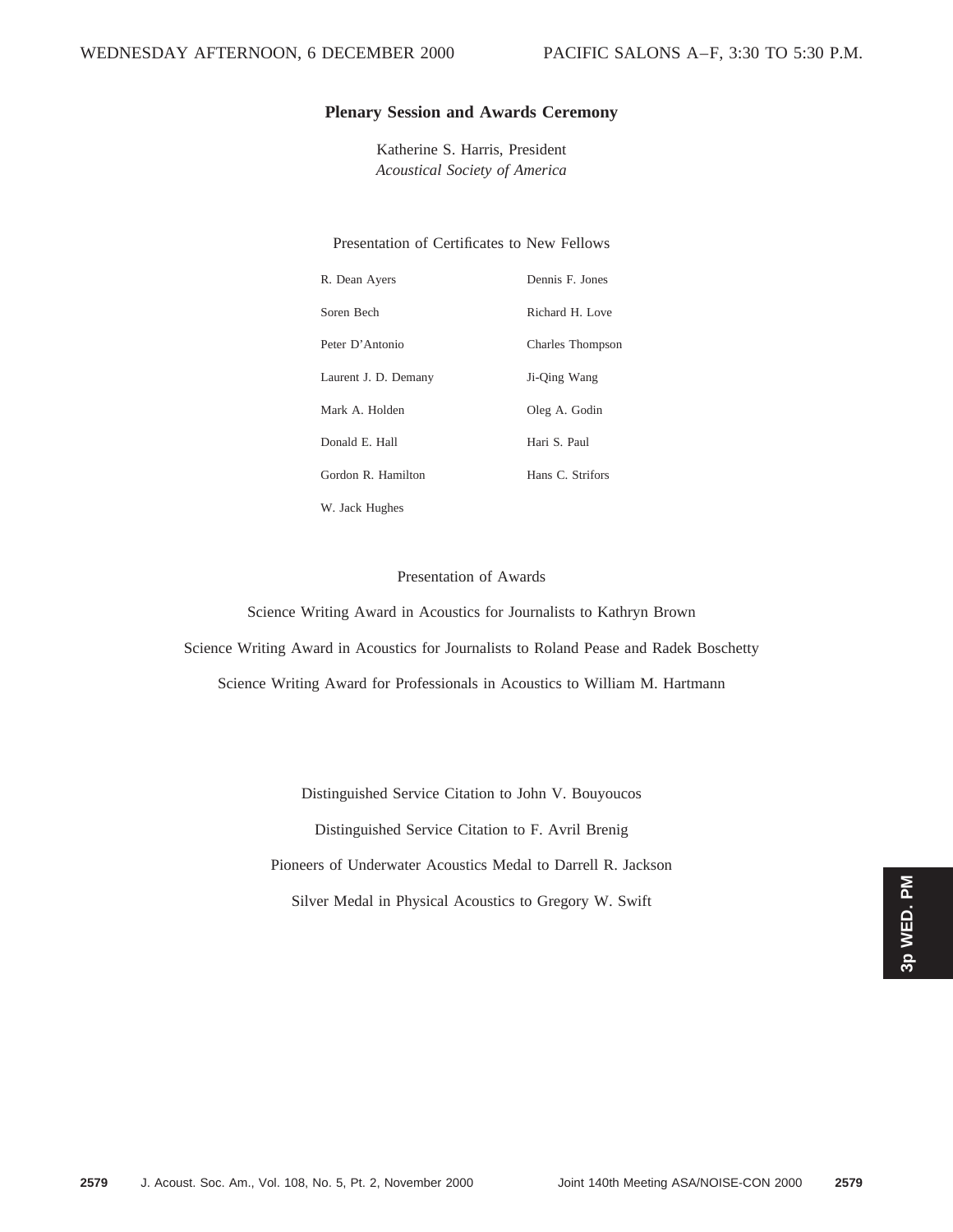WEDNESDAY AFTERNOON, 6 DECEMBER 2000 PACIFIC SALONS A–F, 3:30 TO 5:30 P.M.

## Plenary Session and Awards Ceremony

Katherine S. Harris, President
*Acoustical Society of America*

### Presentation of Certificates to New Fellows

R. Dean Ayers

Soren Bech

Peter D'Antonio

Laurent J. D. Demany

Mark A. Holden

Donald E. Hall

Gordon R. Hamilton

W. Jack Hughes

Dennis F. Jones

Richard H. Love

Charles Thompson

Ji-Qing Wang

Oleg A. Godin

Hari S. Paul

Hans C. Strifors

### Presentation of Awards

Science Writing Award in Acoustics for Journalists to Kathryn Brown

Science Writing Award in Acoustics for Journalists to Roland Pease and Radek Boschetty

Science Writing Award for Professionals in Acoustics to William M. Hartmann

Distinguished Service Citation to John V. Bouyoucos

Distinguished Service Citation to F. Avril Brenig

Pioneers of Underwater Acoustics Medal to Darrell R. Jackson

Silver Medal in Physical Acoustics to Gregory W. Swift